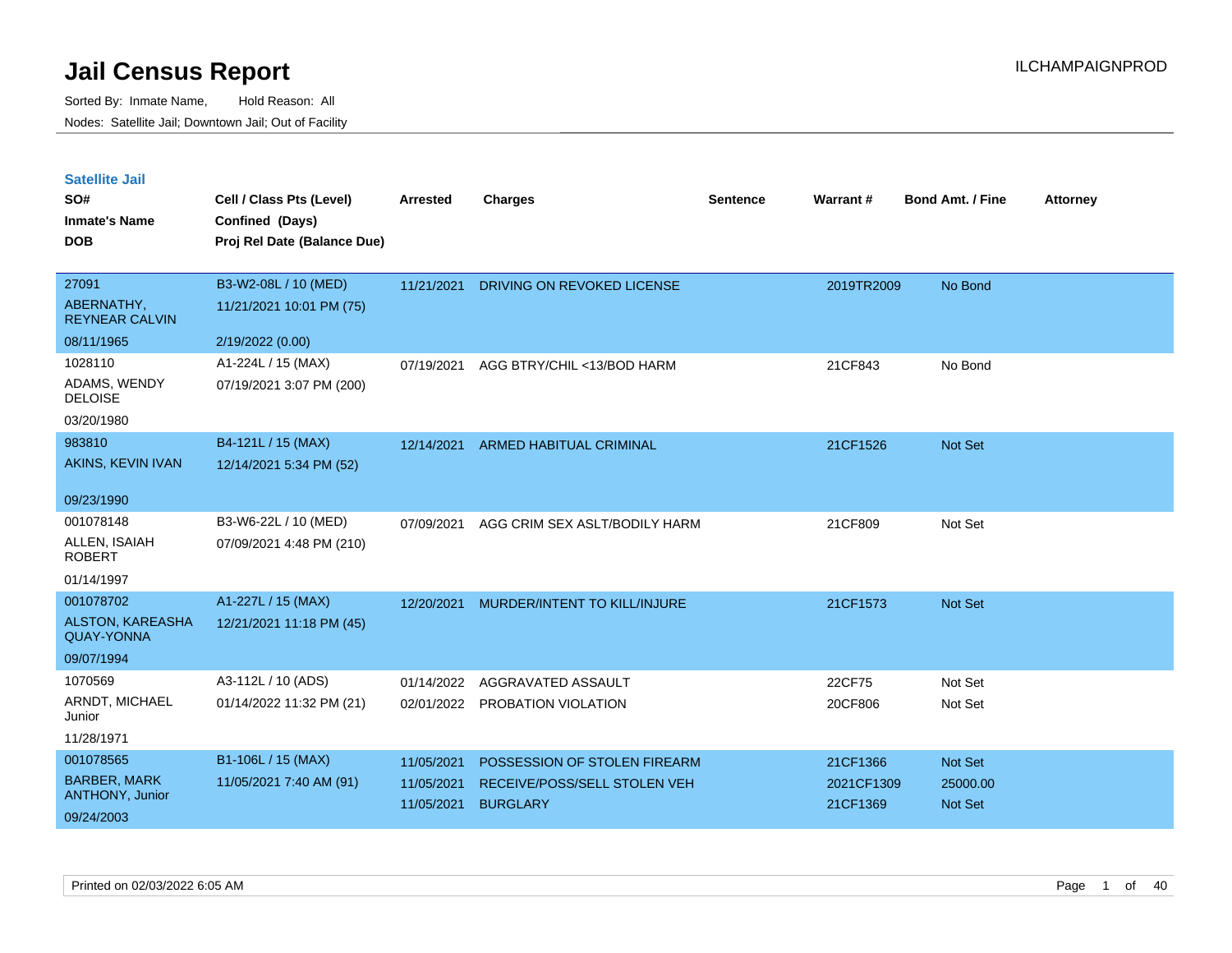# Jail Census Report

ILCHAMPAIGNPROD

Sorted By: Inmate Name, Hold Reason: All

Nodes: Satellite Jail; Downtown Jail; Out of Facility

## Satellite Jail

| SO# / Inmate's Name / DOB | Cell / Class Pts (Level) / Confined (Days) / Proj Rel Date (Balance Due) | Arrested | Charges | Sentence | Warrant # | Bond Amt. / Fine | Attorney |
|---|---|---|---|---|---|---|---|
| 27091<br>ABERNATHY, REYNEAR CALVIN<br>08/11/1965 | B3-W2-08L / 10 (MED)<br>11/21/2021 10:01 PM (75)<br>2/19/2022 (0.00) | 11/21/2021 | DRIVING ON REVOKED LICENSE | | 2019TR2009 | No Bond | |
| 1028110<br>ADAMS, WENDY DELOISE<br>03/20/1980 | A1-224L / 15 (MAX)<br>07/19/2021 3:07 PM (200) | 07/19/2021 | AGG BTRY/CHIL <13/BOD HARM | | 21CF843 | No Bond | |
| 983810<br>AKINS, KEVIN IVAN<br>09/23/1990 | B4-121L / 15 (MAX)<br>12/14/2021 5:34 PM (52) | 12/14/2021 | ARMED HABITUAL CRIMINAL | | 21CF1526 | Not Set | |
| 001078148<br>ALLEN, ISAIAH ROBERT<br>01/14/1997 | B3-W6-22L / 10 (MED)<br>07/09/2021 4:48 PM (210) | 07/09/2021 | AGG CRIM SEX ASLT/BODILY HARM | | 21CF809 | Not Set | |
| 001078702<br>ALSTON, KAREASHA QUAY-YONNA<br>09/07/1994 | A1-227L / 15 (MAX)<br>12/21/2021 11:18 PM (45) | 12/20/2021 | MURDER/INTENT TO KILL/INJURE | | 21CF1573 | Not Set | |
| 1070569<br>ARNDT, MICHAEL Junior<br>11/28/1971 | A3-112L / 10 (ADS)<br>01/14/2022 11:32 PM (21) | 01/14/2022<br>02/01/2022 | AGGRAVATED ASSAULT<br>PROBATION VIOLATION | | 22CF75<br>20CF806 | Not Set<br>Not Set | |
| 001078565<br>BARBER, MARK ANTHONY, Junior<br>09/24/2003 | B1-106L / 15 (MAX)<br>11/05/2021 7:40 AM (91) | 11/05/2021<br>11/05/2021<br>11/05/2021 | POSSESSION OF STOLEN FIREARM<br>RECEIVE/POSS/SELL STOLEN VEH<br>BURGLARY | | 21CF1366<br>2021CF1309<br>21CF1369 | Not Set<br>25000.00<br>Not Set | |

Printed on 02/03/2022 6:05 AM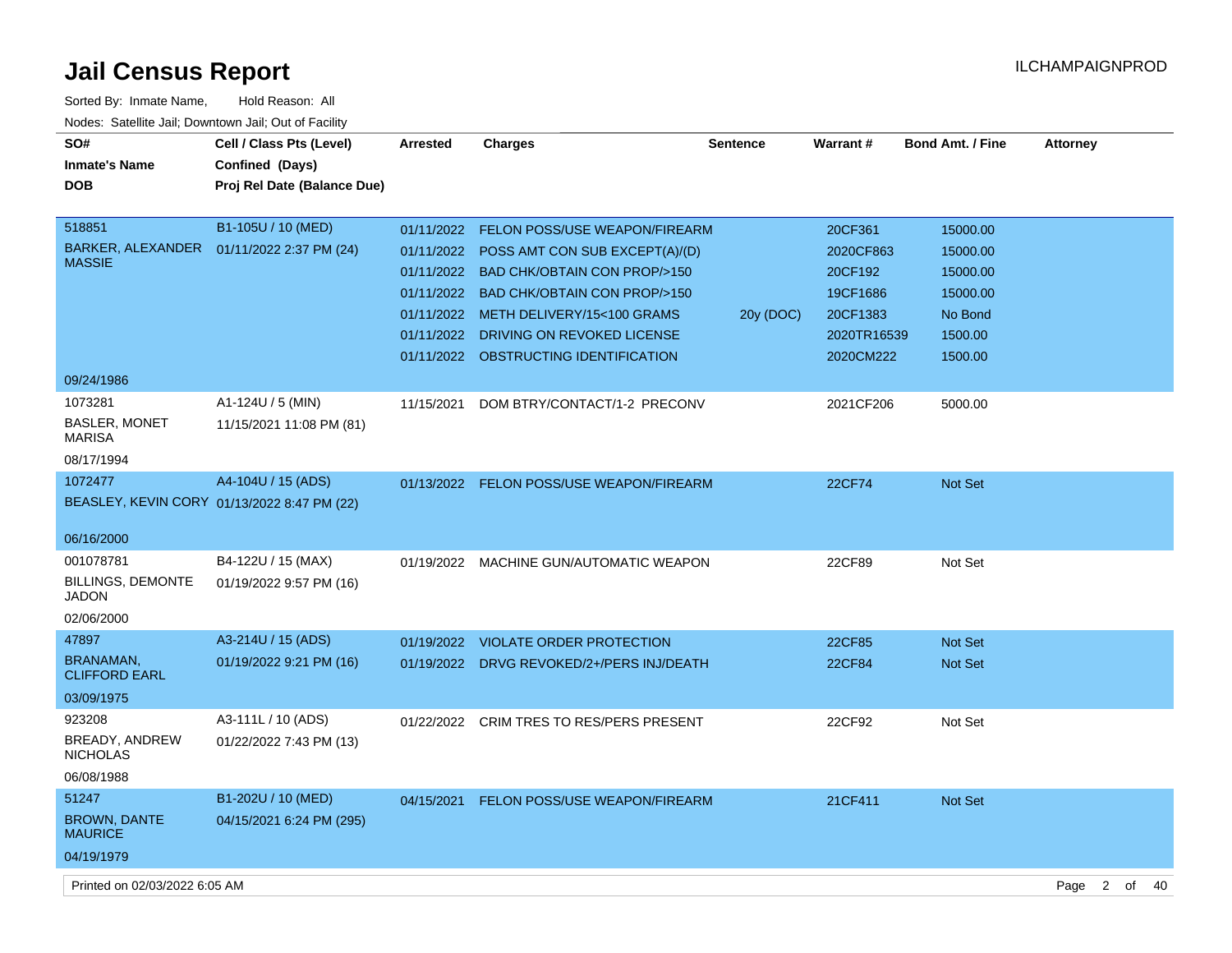# Jail Census Report

ILCHAMPAIGNPROD

Sorted By: Inmate Name, Hold Reason: All

Nodes: Satellite Jail; Downtown Jail; Out of Facility

| SO# / Inmate's Name / DOB | Cell / Class Pts (Level) / Confined (Days) / Proj Rel Date (Balance Due) | Arrested | Charges | Sentence | Warrant # | Bond Amt. / Fine | Attorney |
|---|---|---|---|---|---|---|---|
| 518851 BARKER, ALEXANDER MASSIE 09/24/1986 | B1-105U / 10 (MED) 01/11/2022 2:37 PM (24) | 01/11/2022 | FELON POSS/USE WEAPON/FIREARM | | 20CF361 | 15000.00 | |
| | | 01/11/2022 | POSS AMT CON SUB EXCEPT(A)/(D) | | 2020CF863 | 15000.00 | |
| | | 01/11/2022 | BAD CHK/OBTAIN CON PROP/>150 | | 20CF192 | 15000.00 | |
| | | 01/11/2022 | BAD CHK/OBTAIN CON PROP/>150 | | 19CF1686 | 15000.00 | |
| | | 01/11/2022 | METH DELIVERY/15<100 GRAMS | 20y (DOC) | 20CF1383 | No Bond | |
| | | 01/11/2022 | DRIVING ON REVOKED LICENSE | | 2020TR16539 | 1500.00 | |
| | | 01/11/2022 | OBSTRUCTING IDENTIFICATION | | 2020CM222 | 1500.00 | |
| 1073281 BASLER, MONET MARISA 08/17/1994 | A1-124U / 5 (MIN) 11/15/2021 11:08 PM (81) | 11/15/2021 | DOM BTRY/CONTACT/1-2 PRECONV | | 2021CF206 | 5000.00 | |
| 1072477 BEASLEY, KEVIN CORY 06/16/2000 | A4-104U / 15 (ADS) 01/13/2022 8:47 PM (22) | 01/13/2022 | FELON POSS/USE WEAPON/FIREARM | | 22CF74 | Not Set | |
| 001078781 BILLINGS, DEMONTE JADON 02/06/2000 | B4-122U / 15 (MAX) 01/19/2022 9:57 PM (16) | 01/19/2022 | MACHINE GUN/AUTOMATIC WEAPON | | 22CF89 | Not Set | |
| 47897 BRANAMAN, CLIFFORD EARL 03/09/1975 | A3-214U / 15 (ADS) 01/19/2022 9:21 PM (16) | 01/19/2022 | VIOLATE ORDER PROTECTION | | 22CF85 | Not Set | |
| | | 01/19/2022 | DRVG REVOKED/2+/PERS INJ/DEATH | | 22CF84 | Not Set | |
| 923208 BREADY, ANDREW NICHOLAS 06/08/1988 | A3-111L / 10 (ADS) 01/22/2022 7:43 PM (13) | 01/22/2022 | CRIM TRES TO RES/PERS PRESENT | | 22CF92 | Not Set | |
| 51247 BROWN, DANTE MAURICE 04/19/1979 | B1-202U / 10 (MED) 04/15/2021 6:24 PM (295) | 04/15/2021 | FELON POSS/USE WEAPON/FIREARM | | 21CF411 | Not Set | |

Printed on 02/03/2022 6:05 AM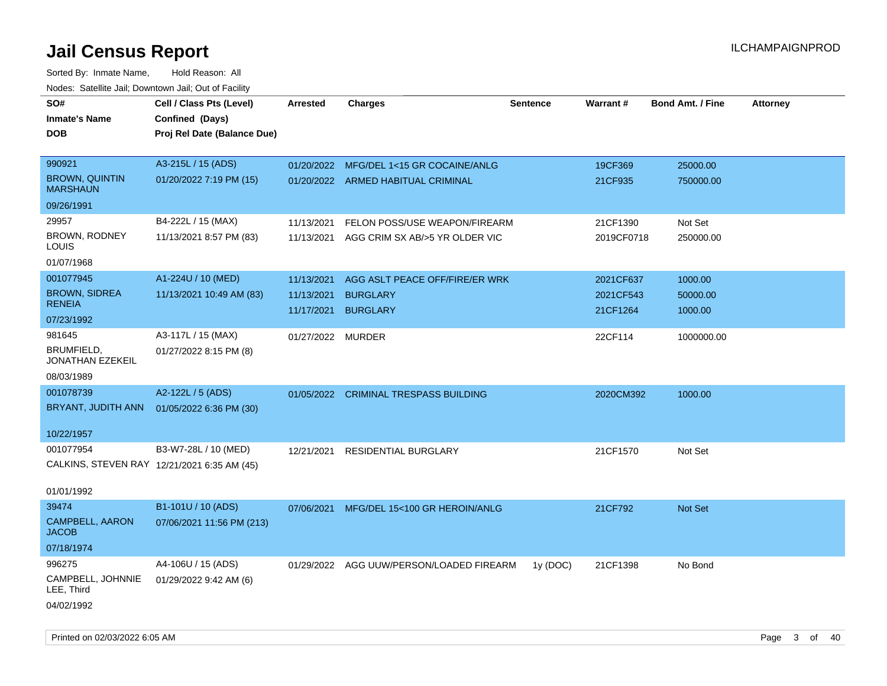# Jail Census Report

Sorted By: Inmate Name, Hold Reason: All

Nodes: Satellite Jail; Downtown Jail; Out of Facility

| SO# / Inmate's Name / DOB | Cell / Class Pts (Level) / Confined (Days) / Proj Rel Date (Balance Due) | Arrested | Charges | Sentence | Warrant # | Bond Amt. / Fine | Attorney |
|---|---|---|---|---|---|---|---|
| 990921<br>BROWN, QUINTIN MARSHAUN<br>09/26/1991 | A3-215L / 15 (ADS)<br>01/20/2022 7:19 PM (15) | 01/20/2022<br>01/20/2022 | MFG/DEL 1<15 GR COCAINE/ANLG<br>ARMED HABITUAL CRIMINAL | | 19CF369<br>21CF935 | 25000.00<br>750000.00 | |
| 29957<br>BROWN, RODNEY LOUIS<br>01/07/1968 | B4-222L / 15 (MAX)<br>11/13/2021 8:57 PM (83) | 11/13/2021<br>11/13/2021 | FELON POSS/USE WEAPON/FIREARM<br>AGG CRIM SX AB/>5 YR OLDER VIC | | 21CF1390<br>2019CF0718 | Not Set<br>250000.00 | |
| 001077945<br>BROWN, SIDREA RENEIA<br>07/23/1992 | A1-224U / 10 (MED)<br>11/13/2021 10:49 AM (83) | 11/13/2021<br>11/13/2021<br>11/17/2021 | AGG ASLT PEACE OFF/FIRE/ER WRK<br>BURGLARY<br>BURGLARY | | 2021CF637<br>2021CF543<br>21CF1264 | 1000.00<br>50000.00<br>1000.00 | |
| 981645<br>BRUMFIELD, JONATHAN EZEKEIL<br>08/03/1989 | A3-117L / 15 (MAX)<br>01/27/2022 8:15 PM (8) | 01/27/2022 | MURDER | | 22CF114 | 1000000.00 | |
| 001078739<br>BRYANT, JUDITH ANN<br>10/22/1957 | A2-122L / 5 (ADS)<br>01/05/2022 6:36 PM (30) | 01/05/2022 | CRIMINAL TRESPASS BUILDING | | 2020CM392 | 1000.00 | |
| 001077954<br>CALKINS, STEVEN RAY<br>01/01/1992 | B3-W7-28L / 10 (MED)<br>12/21/2021 6:35 AM (45) | 12/21/2021 | RESIDENTIAL BURGLARY | | 21CF1570 | Not Set | |
| 39474<br>CAMPBELL, AARON JACOB<br>07/18/1974 | B1-101U / 10 (ADS)<br>07/06/2021 11:56 PM (213) | 07/06/2021 | MFG/DEL 15<100 GR HEROIN/ANLG | | 21CF792 | Not Set | |
| 996275<br>CAMPBELL, JOHNNIE LEE, Third<br>04/02/1992 | A4-106U / 15 (ADS)<br>01/29/2022 9:42 AM (6) | 01/29/2022 | AGG UUW/PERSON/LOADED FIREARM | 1y (DOC) | 21CF1398 | No Bond | |

Printed on 02/03/2022 6:05 AM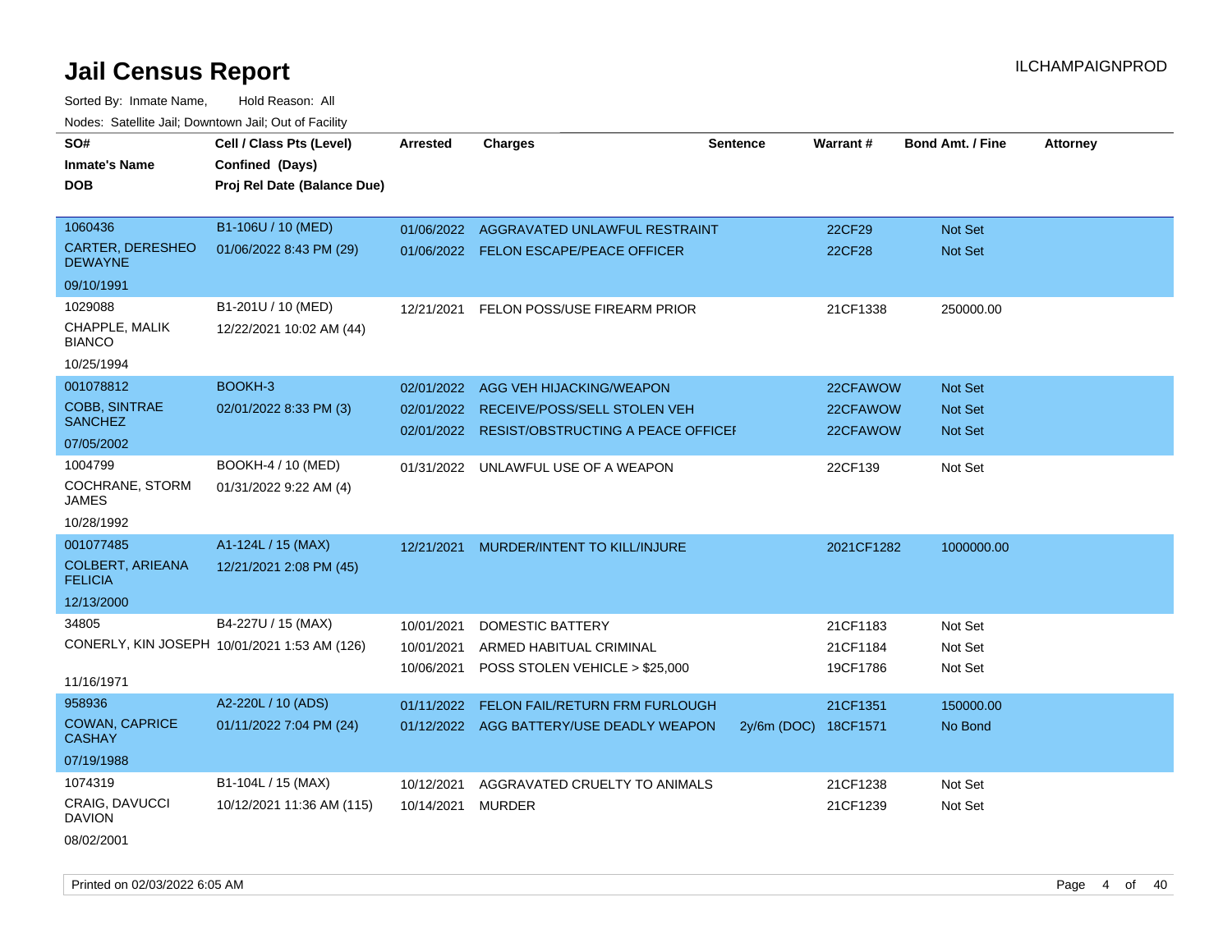# Jail Census Report

Sorted By: Inmate Name, Hold Reason: All

Nodes: Satellite Jail; Downtown Jail; Out of Facility

| SO# / Inmate's Name / DOB | Cell / Class Pts (Level) / Confined (Days) / Proj Rel Date (Balance Due) | Arrested | Charges | Sentence | Warrant # | Bond Amt. / Fine | Attorney |
|---|---|---|---|---|---|---|---|
| 1060436 | B1-106U / 10 (MED) | 01/06/2022 | AGGRAVATED UNLAWFUL RESTRAINT | | 22CF29 | Not Set | |
| CARTER, DERESHEO DEWAYNE | 01/06/2022 8:43 PM (29) | 01/06/2022 | FELON ESCAPE/PEACE OFFICER | | 22CF28 | Not Set | |
| 09/10/1991 | | | | | | | |
| 1029088 | B1-201U / 10 (MED) | 12/21/2021 | FELON POSS/USE FIREARM PRIOR | | 21CF1338 | 250000.00 | |
| CHAPPLE, MALIK BIANCO | 12/22/2021 10:02 AM (44) | | | | | | |
| 10/25/1994 | | | | | | | |
| 001078812 | BOOKH-3 | 02/01/2022 | AGG VEH HIJACKING/WEAPON | | 22CFAWOW | Not Set | |
| COBB, SINTRAE SANCHEZ | 02/01/2022 8:33 PM (3) | 02/01/2022 | RECEIVE/POSS/SELL STOLEN VEH | | 22CFAWOW | Not Set | |
| 07/05/2002 | | 02/01/2022 | RESIST/OBSTRUCTING A PEACE OFFICEI | | 22CFAWOW | Not Set | |
| 1004799 | BOOKH-4 / 10 (MED) | 01/31/2022 | UNLAWFUL USE OF A WEAPON | | 22CF139 | Not Set | |
| COCHRANE, STORM JAMES | 01/31/2022 9:22 AM (4) | | | | | | |
| 10/28/1992 | | | | | | | |
| 001077485 | A1-124L / 15 (MAX) | 12/21/2021 | MURDER/INTENT TO KILL/INJURE | | 2021CF1282 | 1000000.00 | |
| COLBERT, ARIEANA FELICIA | 12/21/2021 2:08 PM (45) | | | | | | |
| 12/13/2000 | | | | | | | |
| 34805 | B4-227U / 15 (MAX) | 10/01/2021 | DOMESTIC BATTERY | | 21CF1183 | Not Set | |
| CONERLY, KIN JOSEPH | 10/01/2021 1:53 AM (126) | 10/01/2021 | ARMED HABITUAL CRIMINAL | | 21CF1184 | Not Set | |
| 11/16/1971 | | 10/06/2021 | POSS STOLEN VEHICLE > $25,000 | | 19CF1786 | Not Set | |
| 958936 | A2-220L / 10 (ADS) | 01/11/2022 | FELON FAIL/RETURN FRM FURLOUGH | | 21CF1351 | 150000.00 | |
| COWAN, CAPRICE CASHAY | 01/11/2022 7:04 PM (24) | 01/12/2022 | AGG BATTERY/USE DEADLY WEAPON | 2y/6m (DOC) | 18CF1571 | No Bond | |
| 07/19/1988 | | | | | | | |
| 1074319 | B1-104L / 15 (MAX) | 10/12/2021 | AGGRAVATED CRUELTY TO ANIMALS | | 21CF1238 | Not Set | |
| CRAIG, DAVUCCI DAVION | 10/12/2021 11:36 AM (115) | 10/14/2021 | MURDER | | 21CF1239 | Not Set | |
| 08/02/2001 | | | | | | | |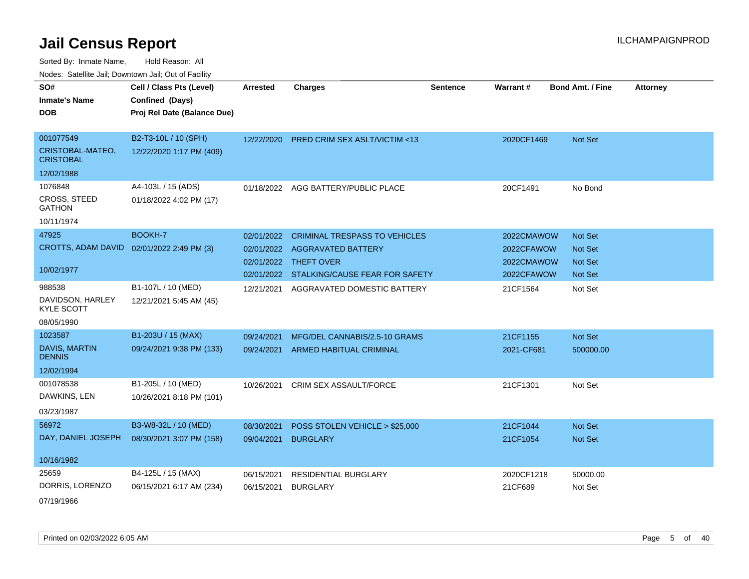# Jail Census Report

ILCHAMPAIGNPROD

Sorted By: Inmate Name, Hold Reason: All

Nodes: Satellite Jail; Downtown Jail; Out of Facility

| SO# / Inmate's Name / DOB | Cell / Class Pts (Level) / Confined (Days) / Proj Rel Date (Balance Due) | Arrested | Charges | Sentence | Warrant # | Bond Amt. / Fine | Attorney |
|---|---|---|---|---|---|---|---|
| 001077549<br>CRISTOBAL-MATEO, CRISTOBAL<br>12/02/1988 | B2-T3-10L / 10 (SPH)<br>12/22/2020 1:17 PM (409) | 12/22/2020 | PRED CRIM SEX ASLT/VICTIM <13 | | 2020CF1469 | Not Set | |
| 1076848<br>CROSS, STEED GATHON<br>10/11/1974 | A4-103L / 15 (ADS)<br>01/18/2022 4:02 PM (17) | 01/18/2022 | AGG BATTERY/PUBLIC PLACE | | 20CF1491 | No Bond | |
| 47925<br>CROTTS, ADAM DAVID<br>10/02/1977 | BOOKH-7<br>02/01/2022 2:49 PM (3) | 02/01/2022 | CRIMINAL TRESPASS TO VEHICLES | | 2022CMAWOW | Not Set | |
| | | 02/01/2022 | AGGRAVATED BATTERY | | 2022CFAWOW | Not Set | |
| | | 02/01/2022 | THEFT OVER | | 2022CMAWOW | Not Set | |
| | | 02/01/2022 | STALKING/CAUSE FEAR FOR SAFETY | | 2022CFAWOW | Not Set | |
| 988538<br>DAVIDSON, HARLEY KYLE SCOTT<br>08/05/1990 | B1-107L / 10 (MED)<br>12/21/2021 5:45 AM (45) | 12/21/2021 | AGGRAVATED DOMESTIC BATTERY | | 21CF1564 | Not Set | |
| 1023587<br>DAVIS, MARTIN DENNIS<br>12/02/1994 | B1-203U / 15 (MAX)<br>09/24/2021 9:38 PM (133) | 09/24/2021 | MFG/DEL CANNABIS/2.5-10 GRAMS | | 21CF1155 | Not Set | |
| | | 09/24/2021 | ARMED HABITUAL CRIMINAL | | 2021-CF681 | 500000.00 | |
| 001078538<br>DAWKINS, LEN<br>03/23/1987 | B1-205L / 10 (MED)<br>10/26/2021 8:18 PM (101) | 10/26/2021 | CRIM SEX ASSAULT/FORCE | | 21CF1301 | Not Set | |
| 56972<br>DAY, DANIEL JOSEPH<br>10/16/1982 | B3-W8-32L / 10 (MED)<br>08/30/2021 3:07 PM (158) | 08/30/2021 | POSS STOLEN VEHICLE > $25,000 | | 21CF1044 | Not Set | |
| | | 09/04/2021 | BURGLARY | | 21CF1054 | Not Set | |
| 25659<br>DORRIS, LORENZO<br>07/19/1966 | B4-125L / 15 (MAX)<br>06/15/2021 6:17 AM (234) | 06/15/2021 | RESIDENTIAL BURGLARY | | 2020CF1218 | 50000.00 | |
| | | 06/15/2021 | BURGLARY | | 21CF689 | Not Set | |

Printed on 02/03/2022 6:05 AM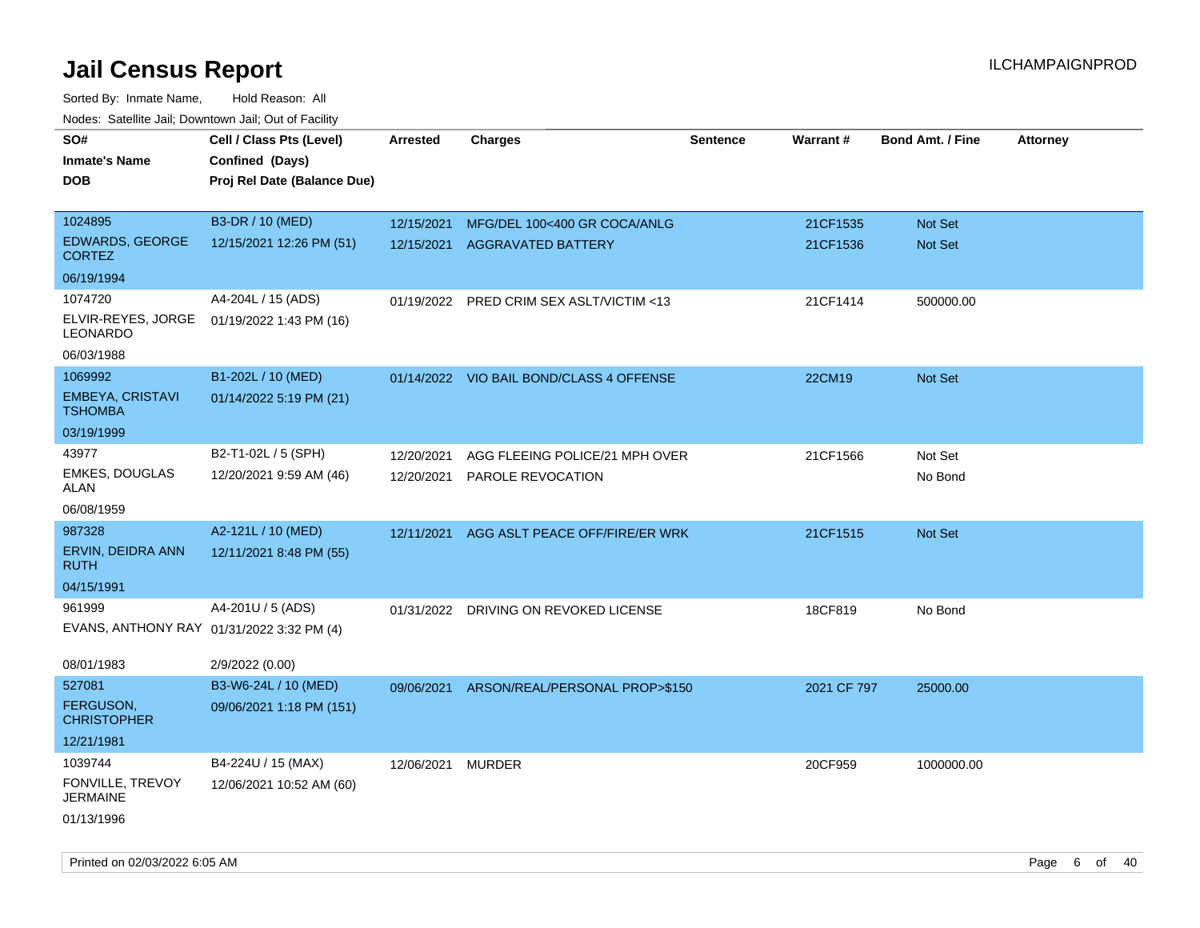# Jail Census Report

ILCHAMPAIGNPROD

Sorted By: Inmate Name, Hold Reason: All

Nodes: Satellite Jail; Downtown Jail; Out of Facility

| SO# / Inmate's Name / DOB | Cell / Class Pts (Level) / Confined (Days) / Proj Rel Date (Balance Due) | Arrested | Charges | Sentence | Warrant # | Bond Amt. / Fine | Attorney |
|---|---|---|---|---|---|---|---|
| 1024895<br>EDWARDS, GEORGE CORTEZ<br>06/19/1994 | B3-DR / 10 (MED)<br>12/15/2021 12:26 PM (51) | 12/15/2021<br>12/15/2021 | MFG/DEL 100<400 GR COCA/ANLG<br>AGGRAVATED BATTERY | | 21CF1535<br>21CF1536 | Not Set<br>Not Set | |
| 1074720<br>ELVIR-REYES, JORGE LEONARDO<br>06/03/1988 | A4-204L / 15 (ADS)<br>01/19/2022 1:43 PM (16) | 01/19/2022 | PRED CRIM SEX ASLT/VICTIM <13 | | 21CF1414 | 500000.00 | |
| 1069992<br>EMBEYA, CRISTAVI TSHOMBA<br>03/19/1999 | B1-202L / 10 (MED)<br>01/14/2022 5:19 PM (21) | 01/14/2022 | VIO BAIL BOND/CLASS 4 OFFENSE | | 22CM19 | Not Set | |
| 43977<br>EMKES, DOUGLAS ALAN<br>06/08/1959 | B2-T1-02L / 5 (SPH)<br>12/20/2021 9:59 AM (46) | 12/20/2021<br>12/20/2021 | AGG FLEEING POLICE/21 MPH OVER<br>PAROLE REVOCATION | | 21CF1566 | Not Set<br>No Bond | |
| 987328<br>ERVIN, DEIDRA ANN RUTH<br>04/15/1991 | A2-121L / 10 (MED)<br>12/11/2021 8:48 PM (55) | 12/11/2021 | AGG ASLT PEACE OFF/FIRE/ER WRK | | 21CF1515 | Not Set | |
| 961999<br>EVANS, ANTHONY RAY<br>08/01/1983 | A4-201U / 5 (ADS)<br>01/31/2022 3:32 PM (4)<br>2/9/2022 (0.00) | 01/31/2022 | DRIVING ON REVOKED LICENSE | | 18CF819 | No Bond | |
| 527081<br>FERGUSON, CHRISTOPHER<br>12/21/1981 | B3-W6-24L / 10 (MED)<br>09/06/2021 1:18 PM (151) | 09/06/2021 | ARSON/REAL/PERSONAL PROP>$150 | | 2021 CF 797 | 25000.00 | |
| 1039744<br>FONVILLE, TREVOY JERMAINE<br>01/13/1996 | B4-224U / 15 (MAX)<br>12/06/2021 10:52 AM (60) | 12/06/2021 | MURDER | | 20CF959 | 1000000.00 | |

Printed on 02/03/2022 6:05 AM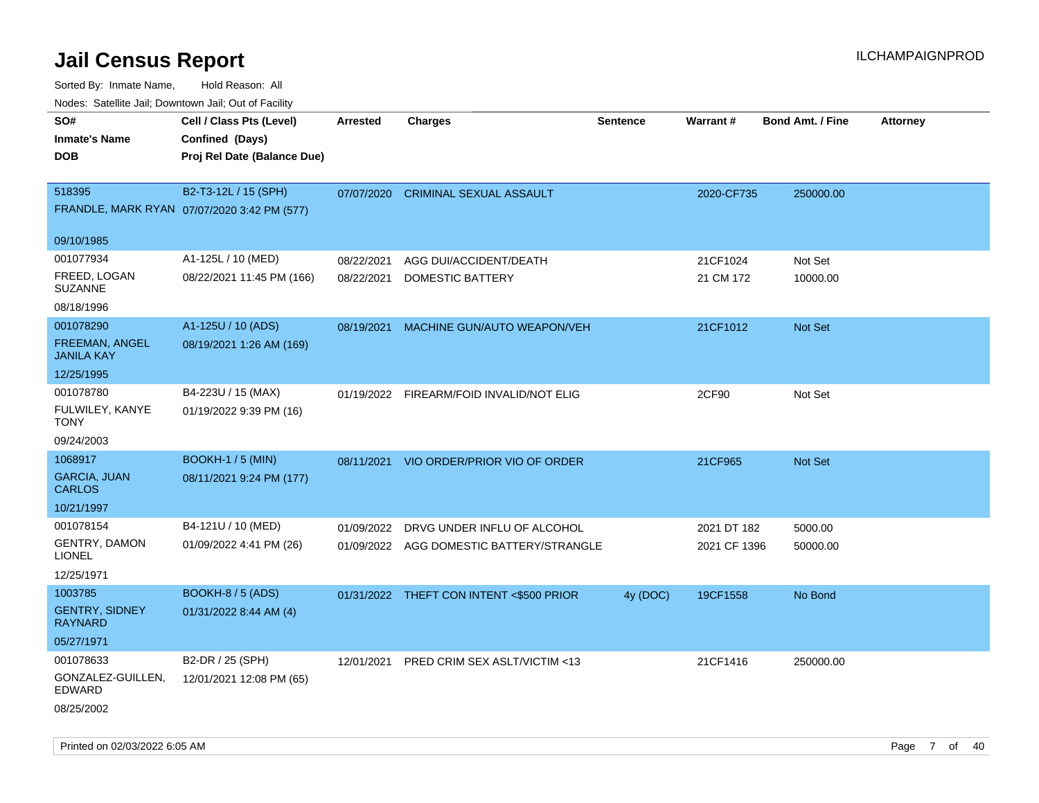# Jail Census Report

ILCHAMPAIGNPROD

Sorted By: Inmate Name, Hold Reason: All

Nodes: Satellite Jail; Downtown Jail; Out of Facility

| SO# / Inmate's Name / DOB | Cell / Class Pts (Level) / Confined (Days) / Proj Rel Date (Balance Due) | Arrested | Charges | Sentence | Warrant # | Bond Amt. / Fine | Attorney |
|---|---|---|---|---|---|---|---|
| 518395<br>FRANDLE, MARK RYAN<br>09/10/1985 | B2-T3-12L / 15 (SPH)<br>07/07/2020 3:42 PM (577) | 07/07/2020 | CRIMINAL SEXUAL ASSAULT | | 2020-CF735 | 250000.00 | |
| 001077934<br>FREED, LOGAN SUZANNE<br>08/18/1996 | A1-125L / 10 (MED)<br>08/22/2021 11:45 PM (166) | 08/22/2021<br>08/22/2021 | AGG DUI/ACCIDENT/DEATH<br>DOMESTIC BATTERY | | 21CF1024<br>21 CM 172 | Not Set<br>10000.00 | |
| 001078290<br>FREEMAN, ANGEL JANILA KAY<br>12/25/1995 | A1-125U / 10 (ADS)<br>08/19/2021 1:26 AM (169) | 08/19/2021 | MACHINE GUN/AUTO WEAPON/VEH | | 21CF1012 | Not Set | |
| 001078780<br>FULWILEY, KANYE TONY<br>09/24/2003 | B4-223U / 15 (MAX)<br>01/19/2022 9:39 PM (16) | 01/19/2022 | FIREARM/FOID INVALID/NOT ELIG | | 2CF90 | Not Set | |
| 1068917<br>GARCIA, JUAN CARLOS<br>10/21/1997 | BOOKH-1 / 5 (MIN)<br>08/11/2021 9:24 PM (177) | 08/11/2021 | VIO ORDER/PRIOR VIO OF ORDER | | 21CF965 | Not Set | |
| 001078154<br>GENTRY, DAMON LIONEL<br>12/25/1971 | B4-121U / 10 (MED)<br>01/09/2022 4:41 PM (26) | 01/09/2022<br>01/09/2022 | DRVG UNDER INFLU OF ALCOHOL<br>AGG DOMESTIC BATTERY/STRANGLE | | 2021 DT 182<br>2021 CF 1396 | 5000.00<br>50000.00 | |
| 1003785<br>GENTRY, SIDNEY RAYNARD<br>05/27/1971 | BOOKH-8 / 5 (ADS)<br>01/31/2022 8:44 AM (4) | 01/31/2022 | THEFT CON INTENT <$500 PRIOR | 4y (DOC) | 19CF1558 | No Bond | |
| 001078633<br>GONZALEZ-GUILLEN, EDWARD<br>08/25/2002 | B2-DR / 25 (SPH)<br>12/01/2021 12:08 PM (65) | 12/01/2021 | PRED CRIM SEX ASLT/VICTIM <13 | | 21CF1416 | 250000.00 | |

Printed on 02/03/2022 6:05 AM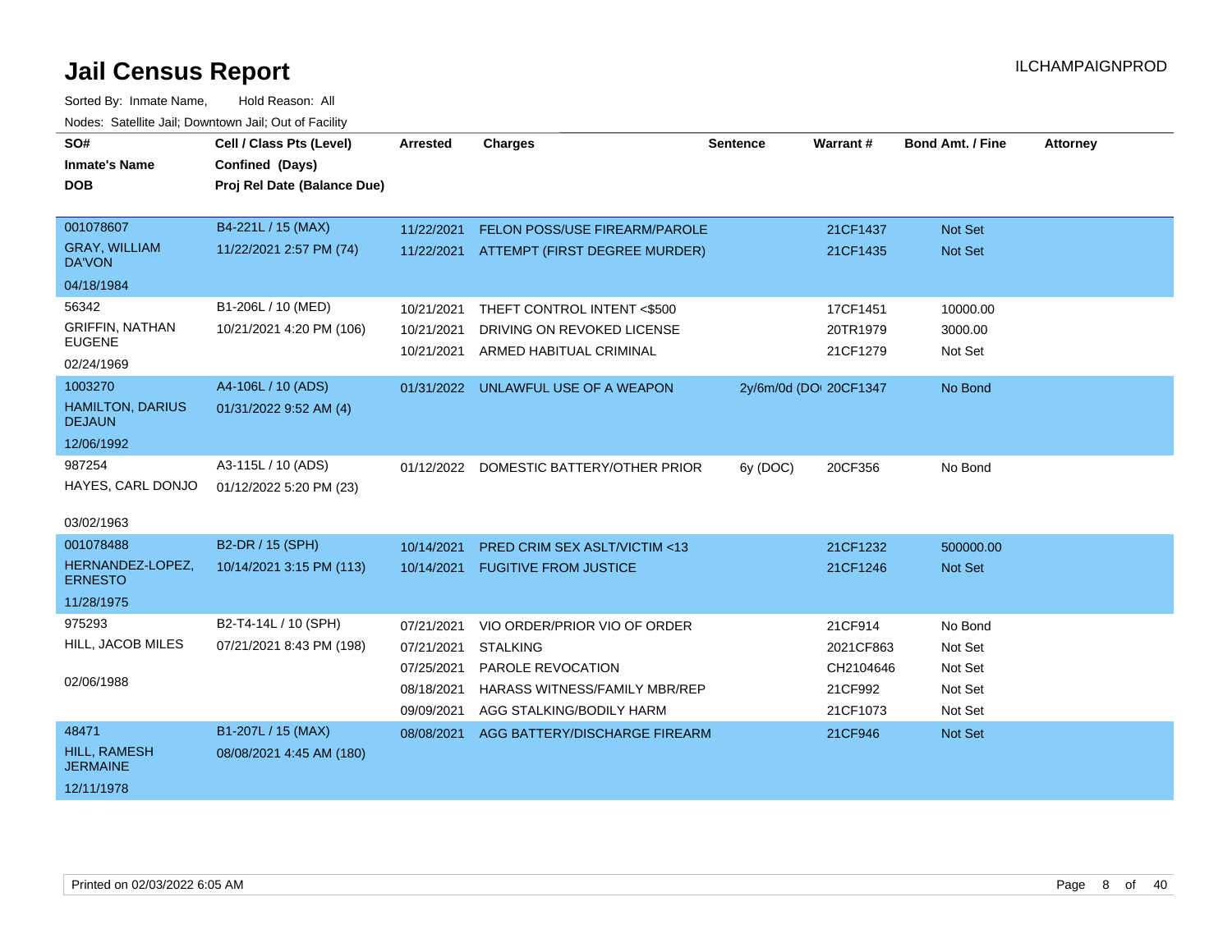# Jail Census Report

ILCHAMPAIGNPROD

Sorted By: Inmate Name, Hold Reason: All

Nodes: Satellite Jail; Downtown Jail; Out of Facility

| SO# / Inmate's Name / DOB | Cell / Class Pts (Level) / Confined (Days) / Proj Rel Date (Balance Due) | Arrested | Charges | Sentence | Warrant # | Bond Amt. / Fine | Attorney |
|---|---|---|---|---|---|---|---|
| 001078607 | B4-221L / 15 (MAX) | 11/22/2021 | FELON POSS/USE FIREARM/PAROLE | | 21CF1437 | Not Set | |
| GRAY, WILLIAM DA'VON | 11/22/2021 2:57 PM (74) | 11/22/2021 | ATTEMPT (FIRST DEGREE MURDER) | | 21CF1435 | Not Set | |
| 04/18/1984 | | | | | | | |
| 56342 | B1-206L / 10 (MED) | 10/21/2021 | THEFT CONTROL INTENT <$500 | | 17CF1451 | 10000.00 | |
| GRIFFIN, NATHAN EUGENE | 10/21/2021 4:20 PM (106) | 10/21/2021 | DRIVING ON REVOKED LICENSE | | 20TR1979 | 3000.00 | |
| 02/24/1969 | | 10/21/2021 | ARMED HABITUAL CRIMINAL | | 21CF1279 | Not Set | |
| 1003270 | A4-106L / 10 (ADS) | 01/31/2022 | UNLAWFUL USE OF A WEAPON | 2y/6m/0d (DOC) | 20CF1347 | No Bond | |
| HAMILTON, DARIUS DEJAUN | 01/31/2022 9:52 AM (4) | | | | | | |
| 12/06/1992 | | | | | | | |
| 987254 | A3-115L / 10 (ADS) | 01/12/2022 | DOMESTIC BATTERY/OTHER PRIOR | 6y (DOC) | 20CF356 | No Bond | |
| HAYES, CARL DONJO | 01/12/2022 5:20 PM (23) | | | | | | |
| 03/02/1963 | | | | | | | |
| 001078488 | B2-DR / 15 (SPH) | 10/14/2021 | PRED CRIM SEX ASLT/VICTIM <13 | | 21CF1232 | 500000.00 | |
| HERNANDEZ-LOPEZ, ERNESTO | 10/14/2021 3:15 PM (113) | 10/14/2021 | FUGITIVE FROM JUSTICE | | 21CF1246 | Not Set | |
| 11/28/1975 | | | | | | | |
| 975293 | B2-T4-14L / 10 (SPH) | 07/21/2021 | VIO ORDER/PRIOR VIO OF ORDER | | 21CF914 | No Bond | |
| HILL, JACOB MILES | 07/21/2021 8:43 PM (198) | 07/21/2021 | STALKING | | 2021CF863 | Not Set | |
| 02/06/1988 | | 07/25/2021 | PAROLE REVOCATION | | CH2104646 | Not Set | |
| | | 08/18/2021 | HARASS WITNESS/FAMILY MBR/REP | | 21CF992 | Not Set | |
| | | 09/09/2021 | AGG STALKING/BODILY HARM | | 21CF1073 | Not Set | |
| 48471 | B1-207L / 15 (MAX) | 08/08/2021 | AGG BATTERY/DISCHARGE FIREARM | | 21CF946 | Not Set | |
| HILL, RAMESH JERMAINE | 08/08/2021 4:45 AM (180) | | | | | | |
| 12/11/1978 | | | | | | | |

Printed on 02/03/2022 6:05 AM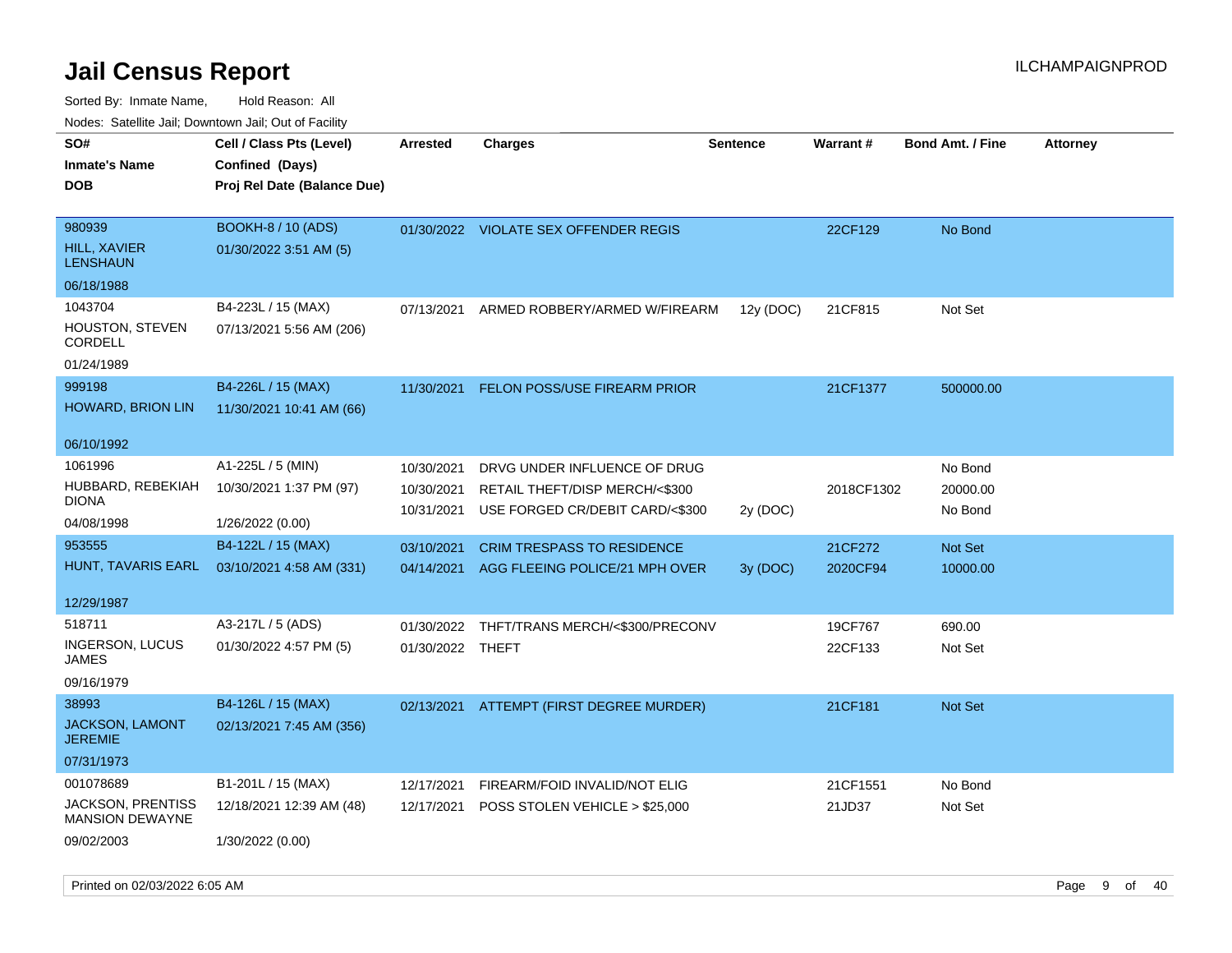# Jail Census Report

ILCHAMPAIGNPROD

Sorted By: Inmate Name, Hold Reason: All

Nodes: Satellite Jail; Downtown Jail; Out of Facility

| SO# / Inmate's Name / DOB | Cell / Class Pts (Level) / Confined (Days) / Proj Rel Date (Balance Due) | Arrested | Charges | Sentence | Warrant # | Bond Amt. / Fine | Attorney |
|---|---|---|---|---|---|---|---|
| 980939<br>HILL, XAVIER LENSHAUN<br>06/18/1988 | BOOKH-8 / 10 (ADS)<br>01/30/2022 3:51 AM (5) | 01/30/2022 | VIOLATE SEX OFFENDER REGIS | | 22CF129 | No Bond | |
| 1043704<br>HOUSTON, STEVEN CORDELL<br>01/24/1989 | B4-223L / 15 (MAX)<br>07/13/2021 5:56 AM (206) | 07/13/2021 | ARMED ROBBERY/ARMED W/FIREARM | 12y (DOC) | 21CF815 | Not Set | |
| 999198<br>HOWARD, BRION LIN<br>06/10/1992 | B4-226L / 15 (MAX)<br>11/30/2021 10:41 AM (66) | 11/30/2021 | FELON POSS/USE FIREARM PRIOR | | 21CF1377 | 500000.00 | |
| 1061996<br>HUBBARD, REBEKIAH DIONA<br>04/08/1998 | A1-225L / 5 (MIN)<br>10/30/2021 1:37 PM (97)<br>1/26/2022 (0.00) | 10/30/2021 | DRVG UNDER INFLUENCE OF DRUG | | | No Bond | |
| | | 10/30/2021 | RETAIL THEFT/DISP MERCH/<$300 | | 2018CF1302 | 20000.00 | |
| | | 10/31/2021 | USE FORGED CR/DEBIT CARD/<$300 | 2y (DOC) | | No Bond | |
| 953555<br>HUNT, TAVARIS EARL<br>12/29/1987 | B4-122L / 15 (MAX)<br>03/10/2021 4:58 AM (331) | 03/10/2021 | CRIM TRESPASS TO RESIDENCE | | 21CF272 | Not Set | |
| | | 04/14/2021 | AGG FLEEING POLICE/21 MPH OVER | 3y (DOC) | 2020CF94 | 10000.00 | |
| 518711<br>INGERSON, LUCUS JAMES<br>09/16/1979 | A3-217L / 5 (ADS)<br>01/30/2022 4:57 PM (5) | 01/30/2022 | THFT/TRANS MERCH/<$300/PRECONV | | 19CF767 | 690.00 | |
| | | 01/30/2022 | THEFT | | 22CF133 | Not Set | |
| 38993<br>JACKSON, LAMONT JEREMIE<br>07/31/1973 | B4-126L / 15 (MAX)<br>02/13/2021 7:45 AM (356) | 02/13/2021 | ATTEMPT (FIRST DEGREE MURDER) | | 21CF181 | Not Set | |
| 001078689<br>JACKSON, PRENTISS MANSION DEWAYNE<br>09/02/2003 | B1-201L / 15 (MAX)<br>12/18/2021 12:39 AM (48)<br>1/30/2022 (0.00) | 12/17/2021 | FIREARM/FOID INVALID/NOT ELIG | | 21CF1551 | No Bond | |
| | | 12/17/2021 | POSS STOLEN VEHICLE > $25,000 | | 21JD37 | Not Set | |

Printed on 02/03/2022 6:05 AM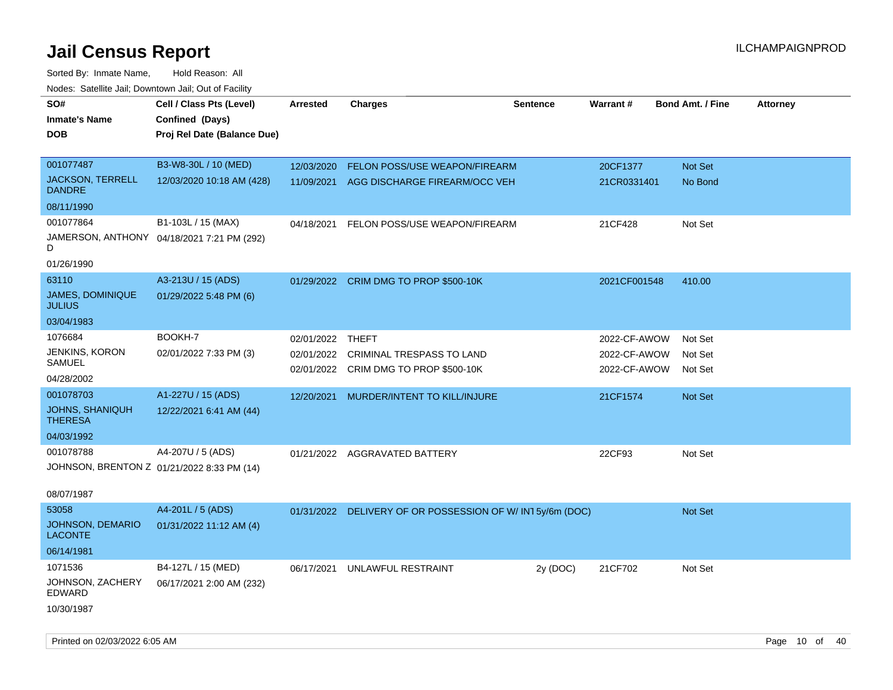# Jail Census Report

Sorted By: Inmate Name, Hold Reason: All

Nodes: Satellite Jail; Downtown Jail; Out of Facility

| SO# / Inmate's Name / DOB | Cell / Class Pts (Level) / Confined (Days) / Proj Rel Date (Balance Due) | Arrested | Charges | Sentence | Warrant # | Bond Amt. / Fine | Attorney |
|---|---|---|---|---|---|---|---|
| 001077487<br>JACKSON, TERRELL DANDRE<br>08/11/1990 | B3-W8-30L / 10 (MED)<br>12/03/2020 10:18 AM (428) | 12/03/2020<br>11/09/2021 | FELON POSS/USE WEAPON/FIREARM<br>AGG DISCHARGE FIREARM/OCC VEH | | 20CF1377<br>21CR0331401 | Not Set<br>No Bond | |
| 001077864<br>JAMERSON, ANTHONY D<br>01/26/1990 | B1-103L / 15 (MAX)<br>04/18/2021 7:21 PM (292) | 04/18/2021 | FELON POSS/USE WEAPON/FIREARM | | 21CF428 | Not Set | |
| 63110<br>JAMES, DOMINIQUE JULIUS<br>03/04/1983 | A3-213U / 15 (ADS)<br>01/29/2022 5:48 PM (6) | 01/29/2022 | CRIM DMG TO PROP $500-10K | | 2021CF001548 | 410.00 | |
| 1076684<br>JENKINS, KORON SAMUEL<br>04/28/2002 | BOOKH-7<br>02/01/2022 7:33 PM (3) | 02/01/2022<br>02/01/2022<br>02/01/2022 | THEFT<br>CRIMINAL TRESPASS TO LAND<br>CRIM DMG TO PROP $500-10K | | 2022-CF-AWOW<br>2022-CF-AWOW<br>2022-CF-AWOW | Not Set<br>Not Set<br>Not Set | |
| 001078703<br>JOHNS, SHANIQUH THERESA<br>04/03/1992 | A1-227U / 15 (ADS)<br>12/22/2021 6:41 AM (44) | 12/20/2021 | MURDER/INTENT TO KILL/INJURE | | 21CF1574 | Not Set | |
| 001078788<br>JOHNSON, BRENTON Z<br>08/07/1987 | A4-207U / 5 (ADS)<br>01/21/2022 8:33 PM (14) | 01/21/2022 | AGGRAVATED BATTERY | | 22CF93 | Not Set | |
| 53058<br>JOHNSON, DEMARIO LACONTE<br>06/14/1981 | A4-201L / 5 (ADS)<br>01/31/2022 11:12 AM (4) | 01/31/2022 | DELIVERY OF OR POSSESSION OF W/ INT | 5y/6m (DOC) | | Not Set | |
| 1071536<br>JOHNSON, ZACHERY EDWARD<br>10/30/1987 | B4-127L / 15 (MED)<br>06/17/2021 2:00 AM (232) | 06/17/2021 | UNLAWFUL RESTRAINT | 2y (DOC) | 21CF702 | Not Set | |

Printed on 02/03/2022 6:05 AM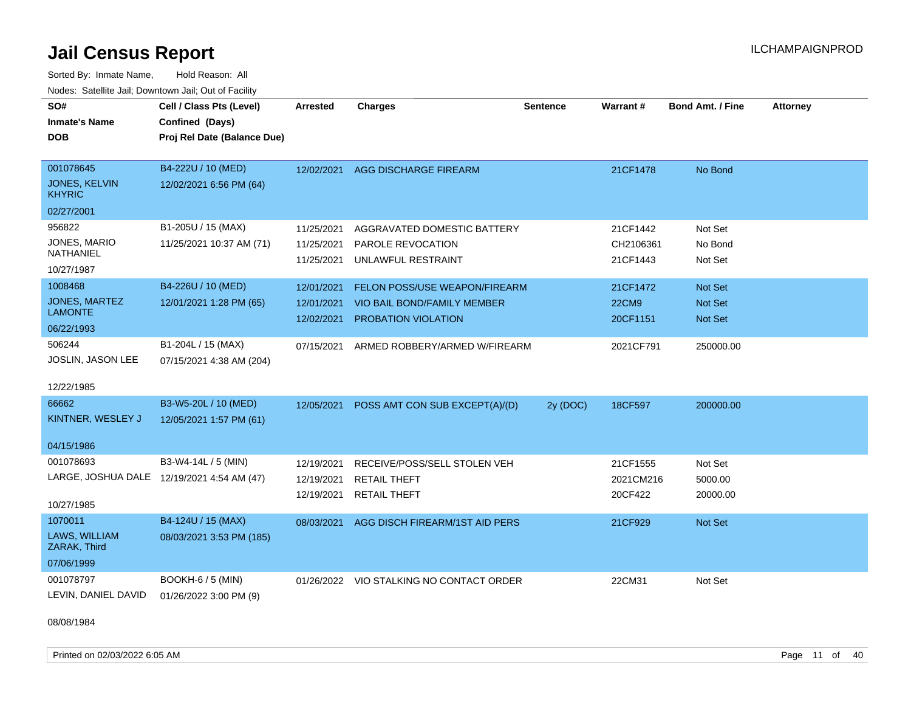# Jail Census Report

Sorted By: Inmate Name, Hold Reason: All

Nodes: Satellite Jail; Downtown Jail; Out of Facility

| SO# / Inmate's Name / DOB | Cell / Class Pts (Level) / Confined (Days) / Proj Rel Date (Balance Due) | Arrested | Charges | Sentence | Warrant # | Bond Amt. / Fine | Attorney |
|---|---|---|---|---|---|---|---|
| 001078645 JONES, KELVIN KHYRIC 02/27/2001 | B4-222U / 10 (MED) 12/02/2021 6:56 PM (64) | 12/02/2021 | AGG DISCHARGE FIREARM | | 21CF1478 | No Bond | |
| 956822 JONES, MARIO NATHANIEL 10/27/1987 | B1-205U / 15 (MAX) 11/25/2021 10:37 AM (71) | 11/25/2021 | AGGRAVATED DOMESTIC BATTERY | | 21CF1442 | Not Set | |
| | | 11/25/2021 | PAROLE REVOCATION | | CH2106361 | No Bond | |
| | | 11/25/2021 | UNLAWFUL RESTRAINT | | 21CF1443 | Not Set | |
| 1008468 JONES, MARTEZ LAMONTE 06/22/1993 | B4-226U / 10 (MED) 12/01/2021 1:28 PM (65) | 12/01/2021 | FELON POSS/USE WEAPON/FIREARM | | 21CF1472 | Not Set | |
| | | 12/01/2021 | VIO BAIL BOND/FAMILY MEMBER | | 22CM9 | Not Set | |
| | | 12/02/2021 | PROBATION VIOLATION | | 20CF1151 | Not Set | |
| 506244 JOSLIN, JASON LEE 12/22/1985 | B1-204L / 15 (MAX) 07/15/2021 4:38 AM (204) | 07/15/2021 | ARMED ROBBERY/ARMED W/FIREARM | | 2021CF791 | 250000.00 | |
| 66662 KINTNER, WESLEY J 04/15/1986 | B3-W5-20L / 10 (MED) 12/05/2021 1:57 PM (61) | 12/05/2021 | POSS AMT CON SUB EXCEPT(A)/(D) | 2y (DOC) | 18CF597 | 200000.00 | |
| 001078693 LARGE, JOSHUA DALE 10/27/1985 | B3-W4-14L / 5 (MIN) 12/19/2021 4:54 AM (47) | 12/19/2021 | RECEIVE/POSS/SELL STOLEN VEH | | 21CF1555 | Not Set | |
| | | 12/19/2021 | RETAIL THEFT | | 2021CM216 | 5000.00 | |
| | | 12/19/2021 | RETAIL THEFT | | 20CF422 | 20000.00 | |
| 1070011 LAWS, WILLIAM ZARAK, Third 07/06/1999 | B4-124U / 15 (MAX) 08/03/2021 3:53 PM (185) | 08/03/2021 | AGG DISCH FIREARM/1ST AID PERS | | 21CF929 | Not Set | |
| 001078797 LEVIN, DANIEL DAVID 08/08/1984 | BOOKH-6 / 5 (MIN) 01/26/2022 3:00 PM (9) | 01/26/2022 | VIO STALKING NO CONTACT ORDER | | 22CM31 | Not Set | |

Printed on 02/03/2022 6:05 AM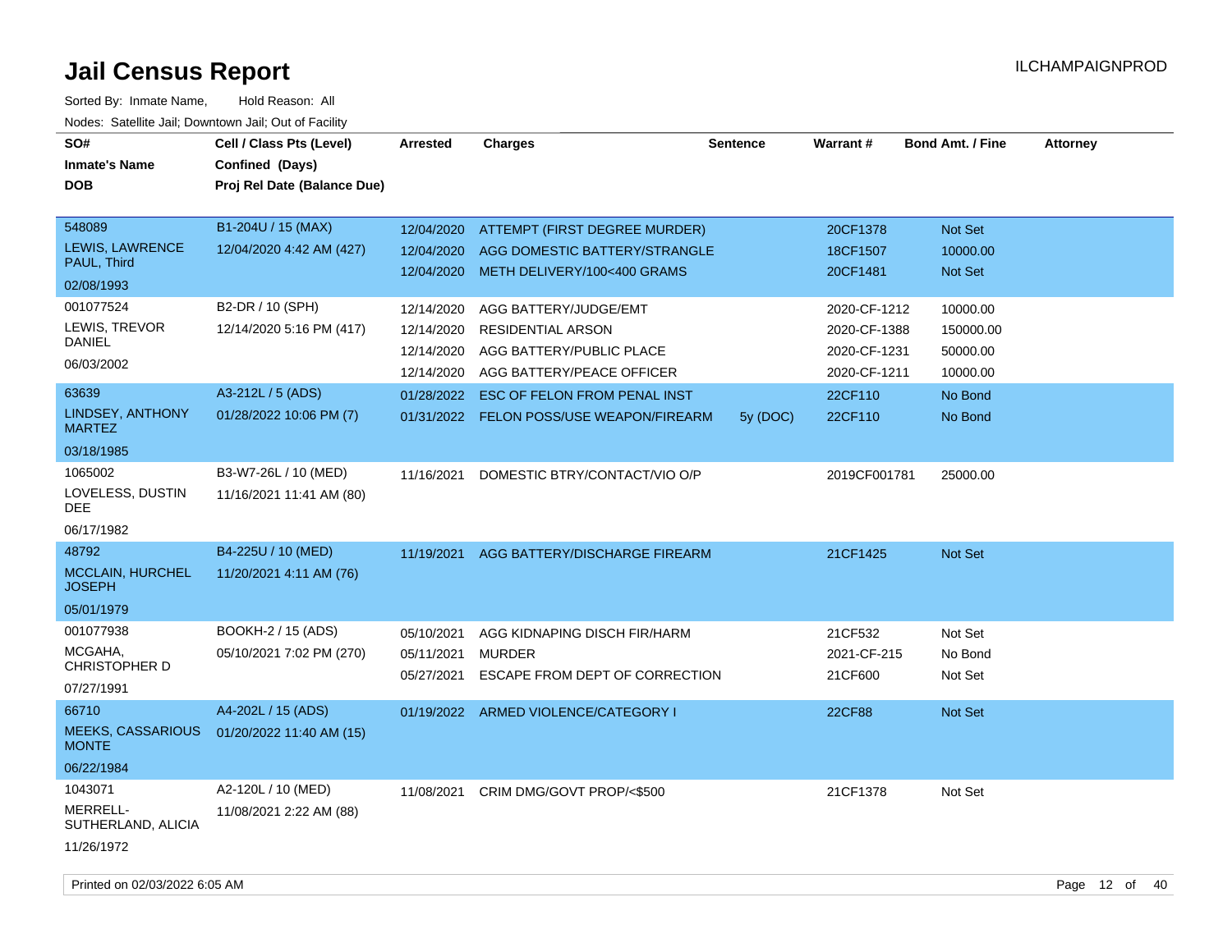# Jail Census Report

ILCHAMPAIGNPROD

Sorted By: Inmate Name, Hold Reason: All

Nodes: Satellite Jail; Downtown Jail; Out of Facility

| SO# / Inmate's Name / DOB | Cell / Class Pts (Level) / Confined (Days) / Proj Rel Date (Balance Due) | Arrested | Charges | Sentence | Warrant # | Bond Amt. / Fine | Attorney |
|---|---|---|---|---|---|---|---|
| 548089<br>LEWIS, LAWRENCE PAUL, Third<br>02/08/1993 | B1-204U / 15 (MAX)<br>12/04/2020 4:42 AM (427) | 12/04/2020 | ATTEMPT (FIRST DEGREE MURDER) | | 20CF1378 | Not Set | |
| | | 12/04/2020 | AGG DOMESTIC BATTERY/STRANGLE | | 18CF1507 | 10000.00 | |
| | | 12/04/2020 | METH DELIVERY/100<400 GRAMS | | 20CF1481 | Not Set | |
| 001077524<br>LEWIS, TREVOR DANIEL<br>06/03/2002 | B2-DR / 10 (SPH)<br>12/14/2020 5:16 PM (417) | 12/14/2020 | AGG BATTERY/JUDGE/EMT | | 2020-CF-1212 | 10000.00 | |
| | | 12/14/2020 | RESIDENTIAL ARSON | | 2020-CF-1388 | 150000.00 | |
| | | 12/14/2020 | AGG BATTERY/PUBLIC PLACE | | 2020-CF-1231 | 50000.00 | |
| | | 12/14/2020 | AGG BATTERY/PEACE OFFICER | | 2020-CF-1211 | 10000.00 | |
| 63639<br>LINDSEY, ANTHONY MARTEZ<br>03/18/1985 | A3-212L / 5 (ADS)<br>01/28/2022 10:06 PM (7) | 01/28/2022 | ESC OF FELON FROM PENAL INST | | 22CF110 | No Bond | |
| | | 01/31/2022 | FELON POSS/USE WEAPON/FIREARM | 5y (DOC) | 22CF110 | No Bond | |
| 1065002<br>LOVELESS, DUSTIN DEE<br>06/17/1982 | B3-W7-26L / 10 (MED)<br>11/16/2021 11:41 AM (80) | 11/16/2021 | DOMESTIC BTRY/CONTACT/VIO O/P | | 2019CF001781 | 25000.00 | |
| 48792<br>MCCLAIN, HURCHEL JOSEPH<br>05/01/1979 | B4-225U / 10 (MED)<br>11/20/2021 4:11 AM (76) | 11/19/2021 | AGG BATTERY/DISCHARGE FIREARM | | 21CF1425 | Not Set | |
| 001077938<br>MCGAHA, CHRISTOPHER D<br>07/27/1991 | BOOKH-2 / 15 (ADS)<br>05/10/2021 7:02 PM (270) | 05/10/2021 | AGG KIDNAPING DISCH FIR/HARM | | 21CF532 | Not Set | |
| | | 05/11/2021 | MURDER | | 2021-CF-215 | No Bond | |
| | | 05/27/2021 | ESCAPE FROM DEPT OF CORRECTION | | 21CF600 | Not Set | |
| 66710<br>MEEKS, CASSARIOUS MONTE<br>06/22/1984 | A4-202L / 15 (ADS)<br>01/20/2022 11:40 AM (15) | 01/19/2022 | ARMED VIOLENCE/CATEGORY I | | 22CF88 | Not Set | |
| 1043071<br>MERRELL-SUTHERLAND, ALICIA<br>11/26/1972 | A2-120L / 10 (MED)<br>11/08/2021 2:22 AM (88) | 11/08/2021 | CRIM DMG/GOVT PROP/<$500 | | 21CF1378 | Not Set | |

Printed on 02/03/2022 6:05 AM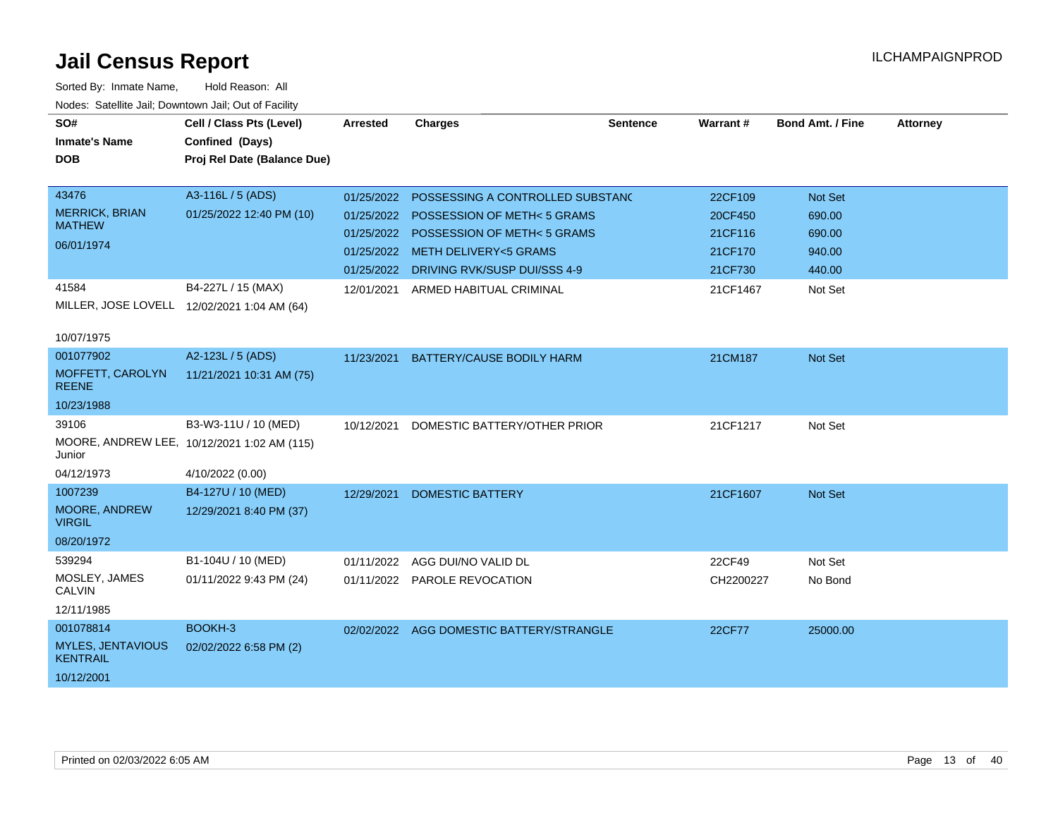# Jail Census Report

ILCHAMPAIGNPROD

Sorted By: Inmate Name, Hold Reason: All

Nodes: Satellite Jail; Downtown Jail; Out of Facility

| SO# / Inmate's Name / DOB | Cell / Class Pts (Level) / Confined (Days) / Proj Rel Date (Balance Due) | Arrested | Charges | Sentence | Warrant # | Bond Amt. / Fine | Attorney |
|---|---|---|---|---|---|---|---|
| 43476 MERRICK, BRIAN MATHEW 06/01/1974 | A3-116L / 5 (ADS) 01/25/2022 12:40 PM (10) | 01/25/2022 | POSSESSING A CONTROLLED SUBSTANC | | 22CF109 | Not Set | |
| | | 01/25/2022 | POSSESSION OF METH< 5 GRAMS | | 20CF450 | 690.00 | |
| | | 01/25/2022 | POSSESSION OF METH< 5 GRAMS | | 21CF116 | 690.00 | |
| | | 01/25/2022 | METH DELIVERY<5 GRAMS | | 21CF170 | 940.00 | |
| | | 01/25/2022 | DRIVING RVK/SUSP DUI/SSS 4-9 | | 21CF730 | 440.00 | |
| 41584 MILLER, JOSE LOVELL 10/07/1975 | B4-227L / 15 (MAX) 12/02/2021 1:04 AM (64) | 12/01/2021 | ARMED HABITUAL CRIMINAL | | 21CF1467 | Not Set | |
| 001077902 MOFFETT, CAROLYN REENE 10/23/1988 | A2-123L / 5 (ADS) 11/21/2021 10:31 AM (75) | 11/23/2021 | BATTERY/CAUSE BODILY HARM | | 21CM187 | Not Set | |
| 39106 MOORE, ANDREW LEE, Junior 04/12/1973 | B3-W3-11U / 10 (MED) 10/12/2021 1:02 AM (115) 4/10/2022 (0.00) | 10/12/2021 | DOMESTIC BATTERY/OTHER PRIOR | | 21CF1217 | Not Set | |
| 1007239 MOORE, ANDREW VIRGIL 08/20/1972 | B4-127U / 10 (MED) 12/29/2021 8:40 PM (37) | 12/29/2021 | DOMESTIC BATTERY | | 21CF1607 | Not Set | |
| 539294 MOSLEY, JAMES CALVIN 12/11/1985 | B1-104U / 10 (MED) 01/11/2022 9:43 PM (24) | 01/11/2022 | AGG DUI/NO VALID DL | | 22CF49 | Not Set | |
| | | 01/11/2022 | PAROLE REVOCATION | | CH2200227 | No Bond | |
| 001078814 MYLES, JENTAVIOUS KENTRAIL 10/12/2001 | BOOKH-3 02/02/2022 6:58 PM (2) | 02/02/2022 | AGG DOMESTIC BATTERY/STRANGLE | | 22CF77 | 25000.00 | |

Printed on 02/03/2022 6:05 AM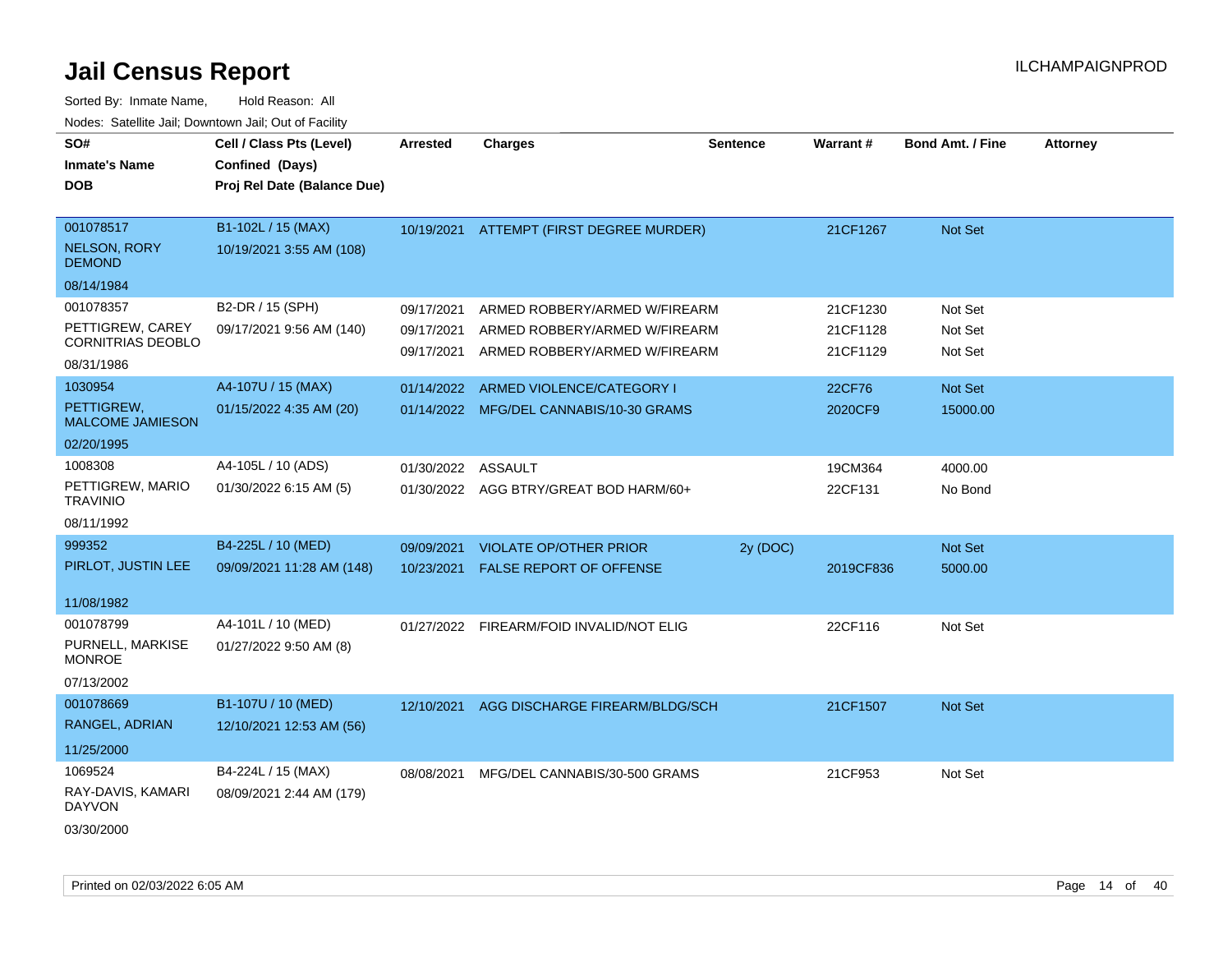# Jail Census Report

ILCHAMPAIGNPROD

Sorted By: Inmate Name, Hold Reason: All

Nodes: Satellite Jail; Downtown Jail; Out of Facility

| SO# / Inmate's Name / DOB | Cell / Class Pts (Level) / Confined (Days) / Proj Rel Date (Balance Due) | Arrested | Charges | Sentence | Warrant # | Bond Amt. / Fine | Attorney |
|---|---|---|---|---|---|---|---|
| 001078517<br>NELSON, RORY DEMOND<br>08/14/1984 | B1-102L / 15 (MAX)<br>10/19/2021 3:55 AM (108) | 10/19/2021 | ATTEMPT (FIRST DEGREE MURDER) | | 21CF1267 | Not Set | |
| 001078357<br>PETTIGREW, CAREY CORNITRIAS DEOBLO<br>08/31/1986 | B2-DR / 15 (SPH)<br>09/17/2021 9:56 AM (140) | 09/17/2021 | ARMED ROBBERY/ARMED W/FIREARM | | 21CF1230 | Not Set | |
| | | 09/17/2021 | ARMED ROBBERY/ARMED W/FIREARM | | 21CF1128 | Not Set | |
| | | 09/17/2021 | ARMED ROBBERY/ARMED W/FIREARM | | 21CF1129 | Not Set | |
| 1030954<br>PETTIGREW, MALCOME JAMIESON<br>02/20/1995 | A4-107U / 15 (MAX)<br>01/15/2022 4:35 AM (20) | 01/14/2022 | ARMED VIOLENCE/CATEGORY I | | 22CF76 | Not Set | |
| | | 01/14/2022 | MFG/DEL CANNABIS/10-30 GRAMS | | 2020CF9 | 15000.00 | |
| 1008308<br>PETTIGREW, MARIO TRAVINIO<br>08/11/1992 | A4-105L / 10 (ADS)<br>01/30/2022 6:15 AM (5) | 01/30/2022 | ASSAULT | | 19CM364 | 4000.00 | |
| | | 01/30/2022 | AGG BTRY/GREAT BOD HARM/60+ | | 22CF131 | No Bond | |
| 999352<br>PIRLOT, JUSTIN LEE<br>11/08/1982 | B4-225L / 10 (MED)<br>09/09/2021 11:28 AM (148) | 09/09/2021 | VIOLATE OP/OTHER PRIOR | 2y (DOC) | | Not Set | |
| | | 10/23/2021 | FALSE REPORT OF OFFENSE | | 2019CF836 | 5000.00 | |
| 001078799<br>PURNELL, MARKISE MONROE<br>07/13/2002 | A4-101L / 10 (MED)<br>01/27/2022 9:50 AM (8) | 01/27/2022 | FIREARM/FOID INVALID/NOT ELIG | | 22CF116 | Not Set | |
| 001078669<br>RANGEL, ADRIAN<br>11/25/2000 | B1-107U / 10 (MED)<br>12/10/2021 12:53 AM (56) | 12/10/2021 | AGG DISCHARGE FIREARM/BLDG/SCH | | 21CF1507 | Not Set | |
| 1069524<br>RAY-DAVIS, KAMARI DAYVON<br>03/30/2000 | B4-224L / 15 (MAX)<br>08/09/2021 2:44 AM (179) | 08/08/2021 | MFG/DEL CANNABIS/30-500 GRAMS | | 21CF953 | Not Set | |

Printed on 02/03/2022 6:05 AM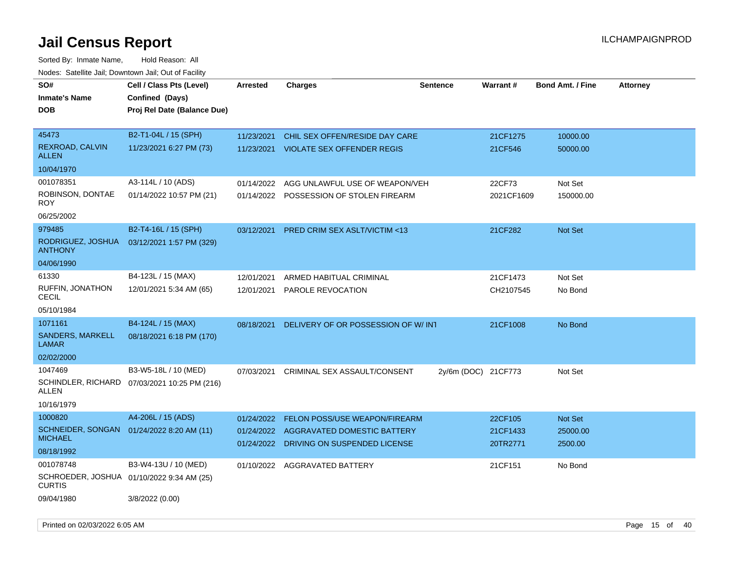# Jail Census Report

ILCHAMPAIGNPROD

Sorted By: Inmate Name, Hold Reason: All

Nodes: Satellite Jail; Downtown Jail; Out of Facility

| SO# / Inmate's Name / DOB | Cell / Class Pts (Level) / Confined (Days) / Proj Rel Date (Balance Due) | Arrested | Charges | Sentence | Warrant # | Bond Amt. / Fine | Attorney |
|---|---|---|---|---|---|---|---|
| 45473<br>REXROAD, CALVIN ALLEN<br>10/04/1970 | B2-T1-04L / 15 (SPH)<br>11/23/2021 6:27 PM (73) | 11/23/2021 | CHIL SEX OFFEN/RESIDE DAY CARE | | 21CF1275 | 10000.00 | |
| | | 11/23/2021 | VIOLATE SEX OFFENDER REGIS | | 21CF546 | 50000.00 | |
| 001078351<br>ROBINSON, DONTAE ROY<br>06/25/2002 | A3-114L / 10 (ADS)<br>01/14/2022 10:57 PM (21) | 01/14/2022 | AGG UNLAWFUL USE OF WEAPON/VEH | | 22CF73 | Not Set | |
| | | 01/14/2022 | POSSESSION OF STOLEN FIREARM | | 2021CF1609 | 150000.00 | |
| 979485<br>RODRIGUEZ, JOSHUA ANTHONY<br>04/06/1990 | B2-T4-16L / 15 (SPH)<br>03/12/2021 1:57 PM (329) | 03/12/2021 | PRED CRIM SEX ASLT/VICTIM <13 | | 21CF282 | Not Set | |
| 61330<br>RUFFIN, JONATHON CECIL<br>05/10/1984 | B4-123L / 15 (MAX)<br>12/01/2021 5:34 AM (65) | 12/01/2021 | ARMED HABITUAL CRIMINAL | | 21CF1473 | Not Set | |
| | | 12/01/2021 | PAROLE REVOCATION | | CH2107545 | No Bond | |
| 1071161<br>SANDERS, MARKELL LAMAR<br>02/02/2000 | B4-124L / 15 (MAX)<br>08/18/2021 6:18 PM (170) | 08/18/2021 | DELIVERY OF OR POSSESSION OF W/ INT | | 21CF1008 | No Bond | |
| 1047469<br>SCHINDLER, RICHARD ALLEN<br>10/16/1979 | B3-W5-18L / 10 (MED)<br>07/03/2021 10:25 PM (216) | 07/03/2021 | CRIMINAL SEX ASSAULT/CONSENT | 2y/6m (DOC) | 21CF773 | Not Set | |
| 1000820<br>SCHNEIDER, SONGAN MICHAEL<br>08/18/1992 | A4-206L / 15 (ADS)<br>01/24/2022 8:20 AM (11) | 01/24/2022 | FELON POSS/USE WEAPON/FIREARM | | 22CF105 | Not Set | |
| | | 01/24/2022 | AGGRAVATED DOMESTIC BATTERY | | 21CF1433 | 25000.00 | |
| | | 01/24/2022 | DRIVING ON SUSPENDED LICENSE | | 20TR2771 | 2500.00 | |
| 001078748<br>SCHROEDER, JOSHUA CURTIS<br>09/04/1980 | B3-W4-13U / 10 (MED)<br>01/10/2022 9:34 AM (25)<br>3/8/2022 (0.00) | 01/10/2022 | AGGRAVATED BATTERY | | 21CF151 | No Bond | |

Printed on 02/03/2022 6:05 AM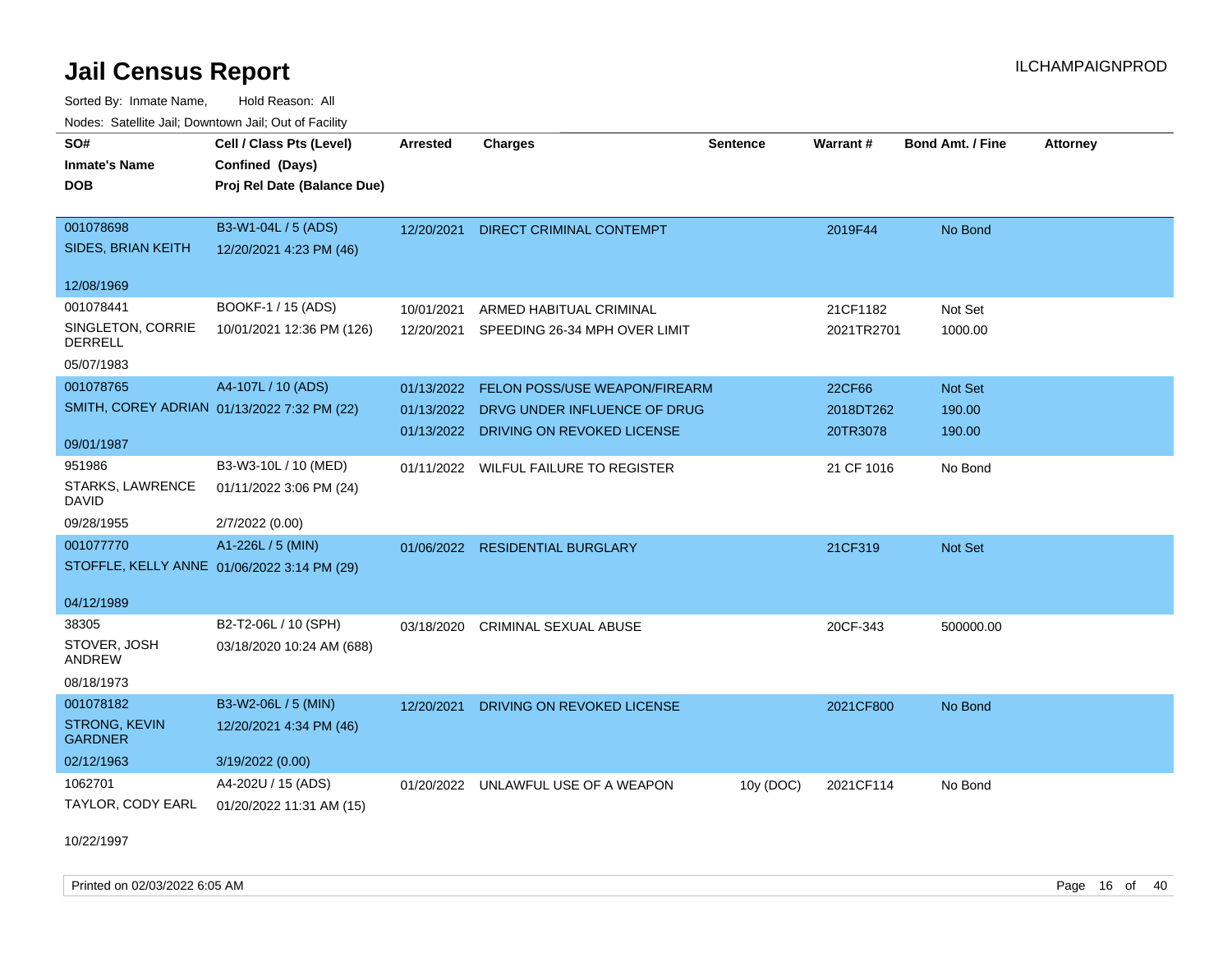# Jail Census Report

ILCHAMPAIGNPROD

Sorted By: Inmate Name, Hold Reason: All

Nodes: Satellite Jail; Downtown Jail; Out of Facility

| SO# / Inmate's Name / DOB | Cell / Class Pts (Level) / Confined (Days) / Proj Rel Date (Balance Due) | Arrested | Charges | Sentence | Warrant # | Bond Amt. / Fine | Attorney |
|---|---|---|---|---|---|---|---|
| 001078698<br>SIDES, BRIAN KEITH<br>12/08/1969 | B3-W1-04L / 5 (ADS)<br>12/20/2021 4:23 PM (46) | 12/20/2021 | DIRECT CRIMINAL CONTEMPT | | 2019F44 | No Bond | |
| 001078441<br>SINGLETON, CORRIE DERRELL<br>05/07/1983 | BOOKF-1 / 15 (ADS)<br>10/01/2021 12:36 PM (126) | 10/01/2021<br>12/20/2021 | ARMED HABITUAL CRIMINAL<br>SPEEDING 26-34 MPH OVER LIMIT | | 21CF1182<br>2021TR2701 | Not Set<br>1000.00 | |
| 001078765<br>SMITH, COREY ADRIAN<br>09/01/1987 | A4-107L / 10 (ADS)<br>01/13/2022 7:32 PM (22) | 01/13/2022<br>01/13/2022<br>01/13/2022 | FELON POSS/USE WEAPON/FIREARM<br>DRVG UNDER INFLUENCE OF DRUG<br>DRIVING ON REVOKED LICENSE | | 22CF66<br>2018DT262<br>20TR3078 | Not Set<br>190.00<br>190.00 | |
| 951986<br>STARKS, LAWRENCE DAVID<br>09/28/1955 | B3-W3-10L / 10 (MED)<br>01/11/2022 3:06 PM (24)<br>2/7/2022 (0.00) | 01/11/2022 | WILFUL FAILURE TO REGISTER | | 21 CF 1016 | No Bond | |
| 001077770<br>STOFFLE, KELLY ANNE<br>04/12/1989 | A1-226L / 5 (MIN)<br>01/06/2022 3:14 PM (29) | 01/06/2022 | RESIDENTIAL BURGLARY | | 21CF319 | Not Set | |
| 38305<br>STOVER, JOSH ANDREW<br>08/18/1973 | B2-T2-06L / 10 (SPH)<br>03/18/2020 10:24 AM (688) | 03/18/2020 | CRIMINAL SEXUAL ABUSE | | 20CF-343 | 500000.00 | |
| 001078182<br>STRONG, KEVIN GARDNER<br>02/12/1963 | B3-W2-06L / 5 (MIN)<br>12/20/2021 4:34 PM (46)<br>3/19/2022 (0.00) | 12/20/2021 | DRIVING ON REVOKED LICENSE | | 2021CF800 | No Bond | |
| 1062701<br>TAYLOR, CODY EARL<br>10/22/1997 | A4-202U / 15 (ADS)<br>01/20/2022 11:31 AM (15) | 01/20/2022 | UNLAWFUL USE OF A WEAPON | 10y (DOC) | 2021CF114 | No Bond | |

Printed on 02/03/2022 6:05 AM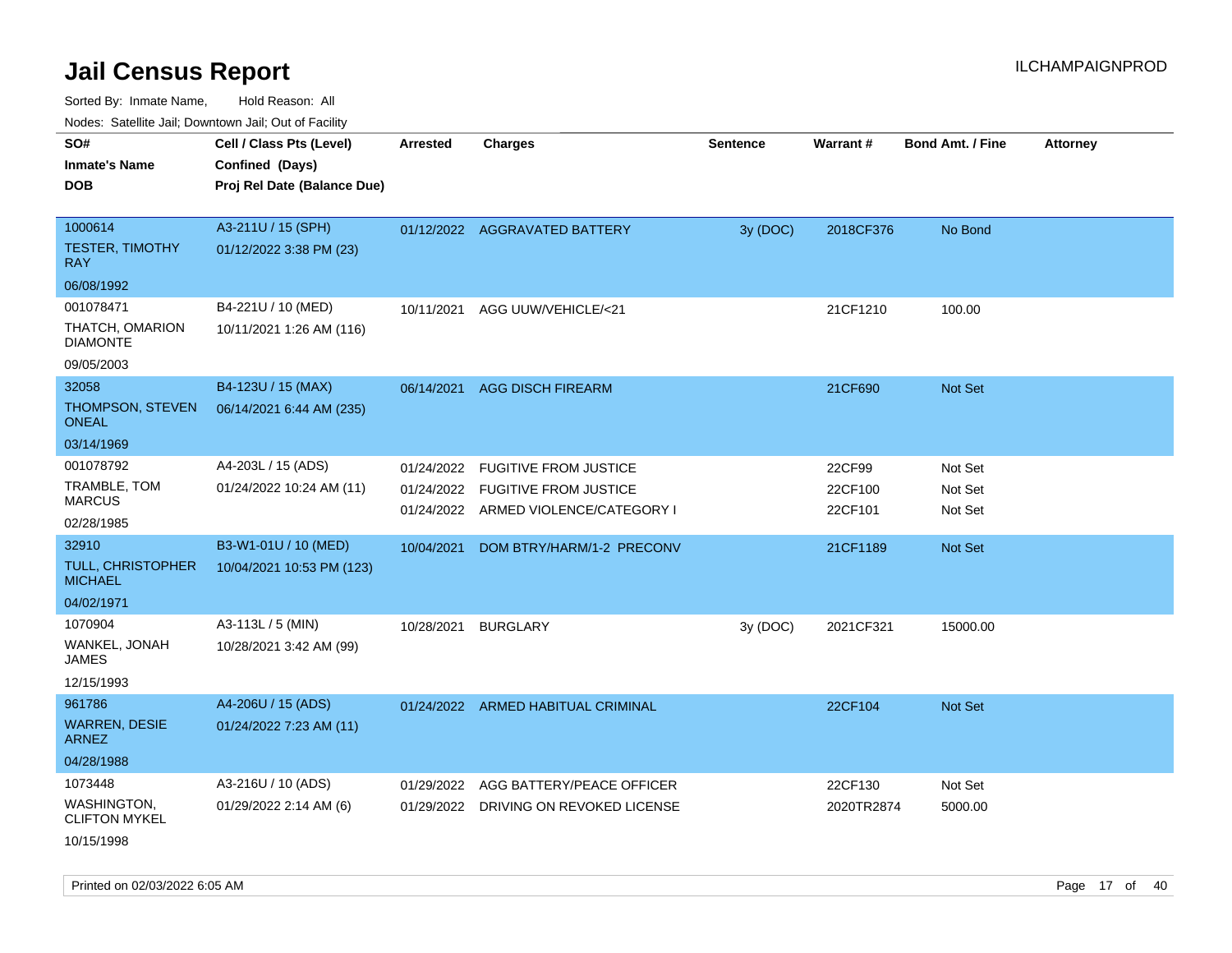# Jail Census Report

ILCHAMPAIGNPROD

Sorted By: Inmate Name, Hold Reason: All

Nodes: Satellite Jail; Downtown Jail; Out of Facility

| SO# / Inmate's Name / DOB | Cell / Class Pts (Level) / Confined (Days) / Proj Rel Date (Balance Due) | Arrested | Charges | Sentence | Warrant # | Bond Amt. / Fine | Attorney |
|---|---|---|---|---|---|---|---|
| 1000614<br>TESTER, TIMOTHY RAY<br>06/08/1992 | A3-211U / 15 (SPH)<br>01/12/2022 3:38 PM (23) | 01/12/2022 | AGGRAVATED BATTERY | 3y (DOC) | 2018CF376 | No Bond | |
| 001078471<br>THATCH, OMARION DIAMONTE<br>09/05/2003 | B4-221U / 10 (MED)<br>10/11/2021 1:26 AM (116) | 10/11/2021 | AGG UUW/VEHICLE/<21 | | 21CF1210 | 100.00 | |
| 32058<br>THOMPSON, STEVEN ONEAL<br>03/14/1969 | B4-123U / 15 (MAX)<br>06/14/2021 6:44 AM (235) | 06/14/2021 | AGG DISCH FIREARM | | 21CF690 | Not Set | |
| 001078792<br>TRAMBLE, TOM MARCUS<br>02/28/1985 | A4-203L / 15 (ADS)<br>01/24/2022 10:24 AM (11) | 01/24/2022<br>01/24/2022<br>01/24/2022 | FUGITIVE FROM JUSTICE<br>FUGITIVE FROM JUSTICE<br>ARMED VIOLENCE/CATEGORY I | | 22CF99<br>22CF100<br>22CF101 | Not Set<br>Not Set<br>Not Set | |
| 32910<br>TULL, CHRISTOPHER MICHAEL<br>04/02/1971 | B3-W1-01U / 10 (MED)<br>10/04/2021 10:53 PM (123) | 10/04/2021 | DOM BTRY/HARM/1-2 PRECONV | | 21CF1189 | Not Set | |
| 1070904<br>WANKEL, JONAH JAMES<br>12/15/1993 | A3-113L / 5 (MIN)<br>10/28/2021 3:42 AM (99) | 10/28/2021 | BURGLARY | 3y (DOC) | 2021CF321 | 15000.00 | |
| 961786<br>WARREN, DESIE ARNEZ<br>04/28/1988 | A4-206U / 15 (ADS)<br>01/24/2022 7:23 AM (11) | 01/24/2022 | ARMED HABITUAL CRIMINAL | | 22CF104 | Not Set | |
| 1073448<br>WASHINGTON, CLIFTON MYKEL<br>10/15/1998 | A3-216U / 10 (ADS)<br>01/29/2022 2:14 AM (6) | 01/29/2022<br>01/29/2022 | AGG BATTERY/PEACE OFFICER<br>DRIVING ON REVOKED LICENSE | | 22CF130<br>2020TR2874 | Not Set<br>5000.00 | |

Printed on 02/03/2022 6:05 AM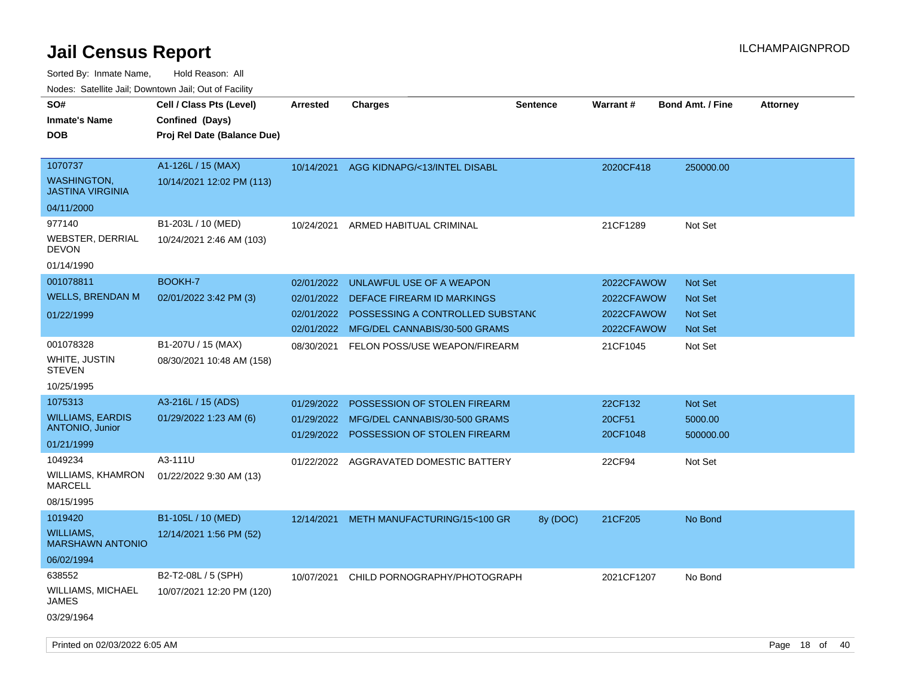# Jail Census Report

Sorted By: Inmate Name, Hold Reason: All

Nodes: Satellite Jail; Downtown Jail; Out of Facility

| SO# / Inmate's Name / DOB | Cell / Class Pts (Level) / Confined (Days) / Proj Rel Date (Balance Due) | Arrested | Charges | Sentence | Warrant # | Bond Amt. / Fine | Attorney |
|---|---|---|---|---|---|---|---|
| 1070737 WASHINGTON, JASTINA VIRGINIA 04/11/2000 | A1-126L / 15 (MAX) 10/14/2021 12:02 PM (113) | 10/14/2021 | AGG KIDNAPG/<13/INTEL DISABL | | 2020CF418 | 250000.00 | |
| 977140 WEBSTER, DERRIAL DEVON 01/14/1990 | B1-203L / 10 (MED) 10/24/2021 2:46 AM (103) | 10/24/2021 | ARMED HABITUAL CRIMINAL | | 21CF1289 | Not Set | |
| 001078811 WELLS, BRENDAN M 01/22/1999 | BOOKH-7 02/01/2022 3:42 PM (3) | 02/01/2022 | UNLAWFUL USE OF A WEAPON | | 2022CFAWOW | Not Set | |
| | | 02/01/2022 | DEFACE FIREARM ID MARKINGS | | 2022CFAWOW | Not Set | |
| | | 02/01/2022 | POSSESSING A CONTROLLED SUBSTANC | | 2022CFAWOW | Not Set | |
| | | 02/01/2022 | MFG/DEL CANNABIS/30-500 GRAMS | | 2022CFAWOW | Not Set | |
| 001078328 WHITE, JUSTIN STEVEN 10/25/1995 | B1-207U / 15 (MAX) 08/30/2021 10:48 AM (158) | 08/30/2021 | FELON POSS/USE WEAPON/FIREARM | | 21CF1045 | Not Set | |
| 1075313 WILLIAMS, EARDIS ANTONIO, Junior 01/21/1999 | A3-216L / 15 (ADS) 01/29/2022 1:23 AM (6) | 01/29/2022 | POSSESSION OF STOLEN FIREARM | | 22CF132 | Not Set | |
| | | 01/29/2022 | MFG/DEL CANNABIS/30-500 GRAMS | | 20CF51 | 5000.00 | |
| | | 01/29/2022 | POSSESSION OF STOLEN FIREARM | | 20CF1048 | 500000.00 | |
| 1049234 WILLIAMS, KHAMRON MARCELL 08/15/1995 | A3-111U 01/22/2022 9:30 AM (13) | 01/22/2022 | AGGRAVATED DOMESTIC BATTERY | | 22CF94 | Not Set | |
| 1019420 WILLIAMS, MARSHAWN ANTONIO 06/02/1994 | B1-105L / 10 (MED) 12/14/2021 1:56 PM (52) | 12/14/2021 | METH MANUFACTURING/15<100 GR | 8y (DOC) | 21CF205 | No Bond | |
| 638552 WILLIAMS, MICHAEL JAMES 03/29/1964 | B2-T2-08L / 5 (SPH) 10/07/2021 12:20 PM (120) | 10/07/2021 | CHILD PORNOGRAPHY/PHOTOGRAPH | | 2021CF1207 | No Bond | |

Printed on 02/03/2022 6:05 AM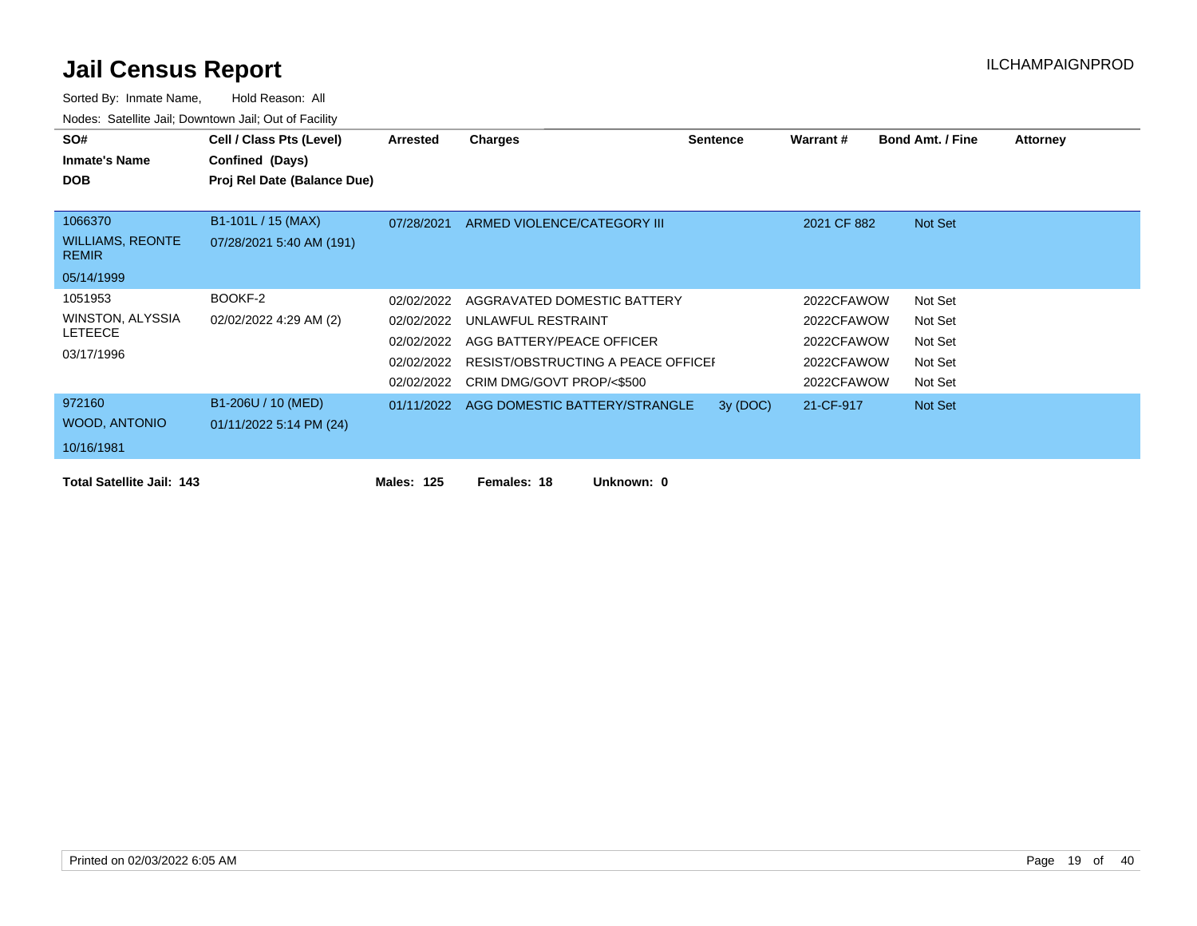# Jail Census Report

ILCHAMPAIGNPROD

Sorted By: Inmate Name, Hold Reason: All

Nodes: Satellite Jail; Downtown Jail; Out of Facility

| SO# / Inmate's Name / DOB | Cell / Class Pts (Level) / Confined (Days) / Proj Rel Date (Balance Due) | Arrested | Charges | Sentence | Warrant # | Bond Amt. / Fine | Attorney |
|---|---|---|---|---|---|---|---|
| 1066370<br>WILLIAMS, REONTE REMIR<br>05/14/1999 | B1-101L / 15 (MAX)<br>07/28/2021 5:40 AM (191) | 07/28/2021 | ARMED VIOLENCE/CATEGORY III | | 2021 CF 882 | Not Set | |
| 1051953<br>WINSTON, ALYSSIA LETEECE<br>03/17/1996 | BOOKF-2<br>02/02/2022 4:29 AM (2) | 02/02/2022 | AGGRAVATED DOMESTIC BATTERY | | 2022CFAWOW | Not Set | |
| | | 02/02/2022 | UNLAWFUL RESTRAINT | | 2022CFAWOW | Not Set | |
| | | 02/02/2022 | AGG BATTERY/PEACE OFFICER | | 2022CFAWOW | Not Set | |
| | | 02/02/2022 | RESIST/OBSTRUCTING A PEACE OFFICEI | | 2022CFAWOW | Not Set | |
| | | 02/02/2022 | CRIM DMG/GOVT PROP/<$500 | | 2022CFAWOW | Not Set | |
| 972160<br>WOOD, ANTONIO<br>10/16/1981 | B1-206U / 10 (MED)<br>01/11/2022 5:14 PM (24) | 01/11/2022 | AGG DOMESTIC BATTERY/STRANGLE | 3y (DOC) | 21-CF-917 | Not Set | |

**Total Satellite Jail: 143** **Males: 125** **Females: 18** **Unknown: 0**

Printed on 02/03/2022 6:05 AM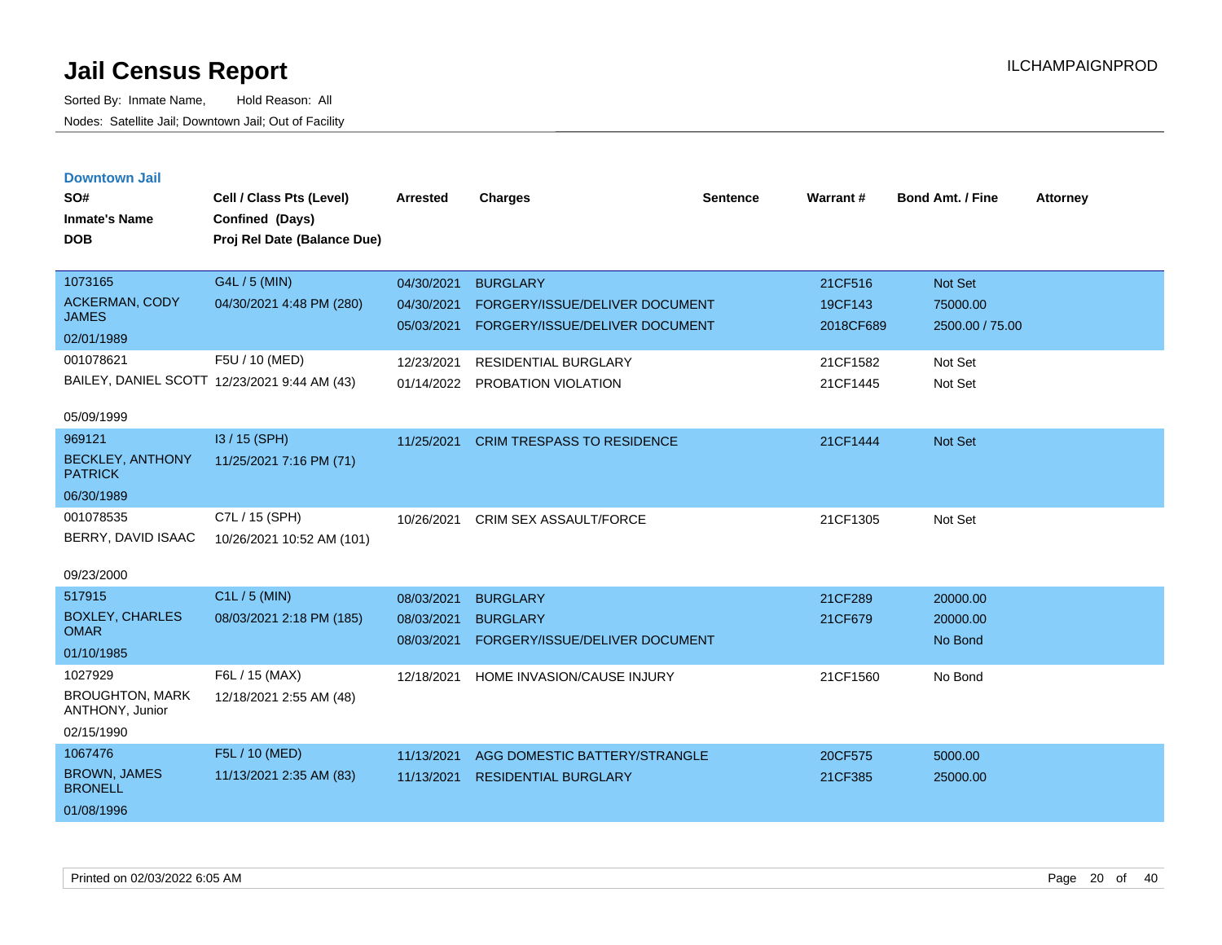# Jail Census Report

ILCHAMPAIGNPROD

Sorted By: Inmate Name, Hold Reason: All

Nodes: Satellite Jail; Downtown Jail; Out of Facility

## Downtown Jail

| SO# / Inmate's Name / DOB | Cell / Class Pts (Level) / Confined (Days) / Proj Rel Date (Balance Due) | Arrested | Charges | Sentence | Warrant # | Bond Amt. / Fine | Attorney |
|---|---|---|---|---|---|---|---|
| 1073165 ACKERMAN, CODY JAMES 02/01/1989 | G4L / 5 (MIN) 04/30/2021 4:48 PM (280) | 04/30/2021 | BURGLARY | | 21CF516 | Not Set | |
| | | 04/30/2021 | FORGERY/ISSUE/DELIVER DOCUMENT | | 19CF143 | 75000.00 | |
| | | 05/03/2021 | FORGERY/ISSUE/DELIVER DOCUMENT | | 2018CF689 | 2500.00 / 75.00 | |
| 001078621 BAILEY, DANIEL SCOTT 05/09/1999 | F5U / 10 (MED) 12/23/2021 9:44 AM (43) | 12/23/2021 | RESIDENTIAL BURGLARY | | 21CF1582 | Not Set | |
| | | 01/14/2022 | PROBATION VIOLATION | | 21CF1445 | Not Set | |
| 969121 BECKLEY, ANTHONY PATRICK 06/30/1989 | I3 / 15 (SPH) 11/25/2021 7:16 PM (71) | 11/25/2021 | CRIM TRESPASS TO RESIDENCE | | 21CF1444 | Not Set | |
| 001078535 BERRY, DAVID ISAAC 09/23/2000 | C7L / 15 (SPH) 10/26/2021 10:52 AM (101) | 10/26/2021 | CRIM SEX ASSAULT/FORCE | | 21CF1305 | Not Set | |
| 517915 BOXLEY, CHARLES OMAR 01/10/1985 | C1L / 5 (MIN) 08/03/2021 2:18 PM (185) | 08/03/2021 | BURGLARY | | 21CF289 | 20000.00 | |
| | | 08/03/2021 | BURGLARY | | 21CF679 | 20000.00 | |
| | | 08/03/2021 | FORGERY/ISSUE/DELIVER DOCUMENT | | | No Bond | |
| 1027929 BROUGHTON, MARK ANTHONY, Junior 02/15/1990 | F6L / 15 (MAX) 12/18/2021 2:55 AM (48) | 12/18/2021 | HOME INVASION/CAUSE INJURY | | 21CF1560 | No Bond | |
| 1067476 BROWN, JAMES BRONELL 01/08/1996 | F5L / 10 (MED) 11/13/2021 2:35 AM (83) | 11/13/2021 | AGG DOMESTIC BATTERY/STRANGLE | | 20CF575 | 5000.00 | |
| | | 11/13/2021 | RESIDENTIAL BURGLARY | | 21CF385 | 25000.00 | |

Printed on 02/03/2022 6:05 AM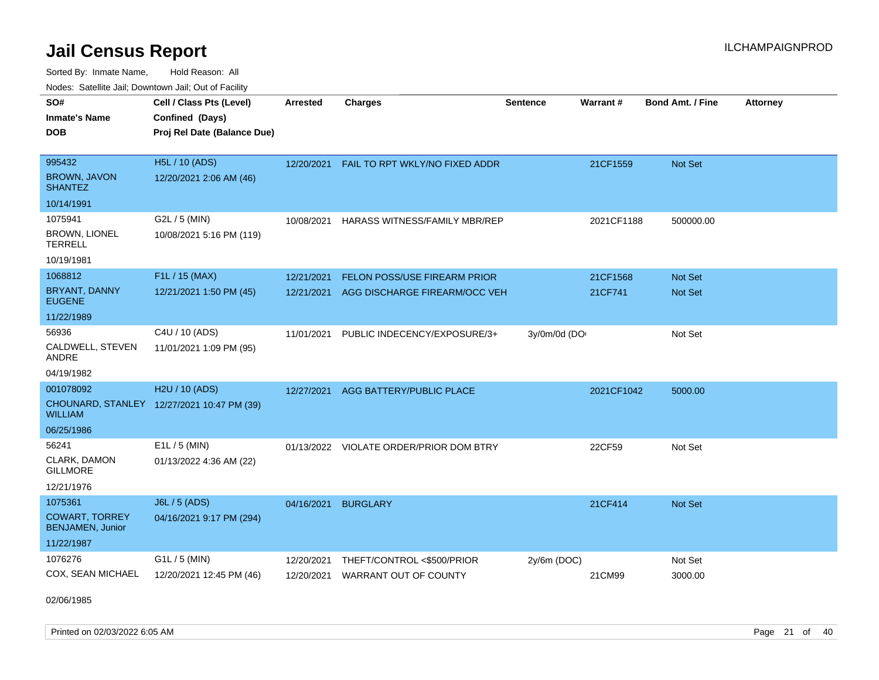# Jail Census Report

Sorted By: Inmate Name, Hold Reason: All

Nodes: Satellite Jail; Downtown Jail; Out of Facility

| SO# / Inmate's Name / DOB | Cell / Class Pts (Level) / Confined (Days) / Proj Rel Date (Balance Due) | Arrested | Charges | Sentence | Warrant # | Bond Amt. / Fine | Attorney |
|---|---|---|---|---|---|---|---|
| 995432 BROWN, JAVON SHANTEZ 10/14/1991 | H5L / 10 (ADS) 12/20/2021 2:06 AM (46) | 12/20/2021 | FAIL TO RPT WKLY/NO FIXED ADDR | | 21CF1559 | Not Set | |
| 1075941 BROWN, LIONEL TERRELL 10/19/1981 | G2L / 5 (MIN) 10/08/2021 5:16 PM (119) | 10/08/2021 | HARASS WITNESS/FAMILY MBR/REP | | 2021CF1188 | 500000.00 | |
| 1068812 BRYANT, DANNY EUGENE 11/22/1989 | F1L / 15 (MAX) 12/21/2021 1:50 PM (45) | 12/21/2021 | FELON POSS/USE FIREARM PRIOR | | 21CF1568 | Not Set | |
| | | 12/21/2021 | AGG DISCHARGE FIREARM/OCC VEH | | 21CF741 | Not Set | |
| 56936 CALDWELL, STEVEN ANDRE 04/19/1982 | C4U / 10 (ADS) 11/01/2021 1:09 PM (95) | 11/01/2021 | PUBLIC INDECENCY/EXPOSURE/3+ | 3y/0m/0d (DO | | Not Set | |
| 001078092 CHOUNARD, STANLEY WILLIAM 06/25/1986 | H2U / 10 (ADS) 12/27/2021 10:47 PM (39) | 12/27/2021 | AGG BATTERY/PUBLIC PLACE | | 2021CF1042 | 5000.00 | |
| 56241 CLARK, DAMON GILLMORE 12/21/1976 | E1L / 5 (MIN) 01/13/2022 4:36 AM (22) | 01/13/2022 | VIOLATE ORDER/PRIOR DOM BTRY | | 22CF59 | Not Set | |
| 1075361 COWART, TORREY BENJAMEN, Junior 11/22/1987 | J6L / 5 (ADS) 04/16/2021 9:17 PM (294) | 04/16/2021 | BURGLARY | | 21CF414 | Not Set | |
| 1076276 COX, SEAN MICHAEL 02/06/1985 | G1L / 5 (MIN) 12/20/2021 12:45 PM (46) | 12/20/2021 | THEFT/CONTROL <$500/PRIOR | 2y/6m (DOC) | | Not Set | |
| | | 12/20/2021 | WARRANT OUT OF COUNTY | | 21CM99 | 3000.00 | |

Printed on 02/03/2022 6:05 AM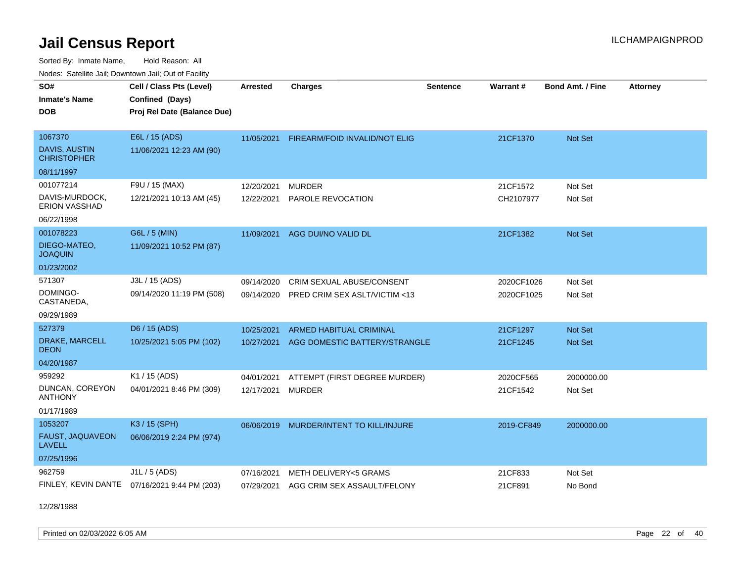# Jail Census Report

ILCHAMPAIGNPROD

Sorted By: Inmate Name, Hold Reason: All

Nodes: Satellite Jail; Downtown Jail; Out of Facility

| SO# / Inmate's Name / DOB | Cell / Class Pts (Level) / Confined (Days) / Proj Rel Date (Balance Due) | Arrested | Charges | Sentence | Warrant # | Bond Amt. / Fine | Attorney |
|---|---|---|---|---|---|---|---|
| 1067370<br>DAVIS, AUSTIN CHRISTOPHER<br>08/11/1997 | E6L / 15 (ADS)<br>11/06/2021 12:23 AM (90) | 11/05/2021 | FIREARM/FOID INVALID/NOT ELIG | | 21CF1370 | Not Set | |
| 001077214<br>DAVIS-MURDOCK, ERION VASSHAD<br>06/22/1998 | F9U / 15 (MAX)<br>12/21/2021 10:13 AM (45) | 12/20/2021<br>12/22/2021 | MURDER<br>PAROLE REVOCATION | | 21CF1572<br>CH2107977 | Not Set<br>Not Set | |
| 001078223<br>DIEGO-MATEO, JOAQUIN<br>01/23/2002 | G6L / 5 (MIN)<br>11/09/2021 10:52 PM (87) | 11/09/2021 | AGG DUI/NO VALID DL | | 21CF1382 | Not Set | |
| 571307<br>DOMINGO-CASTANEDA,<br>09/29/1989 | J3L / 15 (ADS)<br>09/14/2020 11:19 PM (508) | 09/14/2020<br>09/14/2020 | CRIM SEXUAL ABUSE/CONSENT<br>PRED CRIM SEX ASLT/VICTIM <13 | | 2020CF1026<br>2020CF1025 | Not Set<br>Not Set | |
| 527379<br>DRAKE, MARCELL DEON<br>04/20/1987 | D6 / 15 (ADS)<br>10/25/2021 5:05 PM (102) | 10/25/2021<br>10/27/2021 | ARMED HABITUAL CRIMINAL<br>AGG DOMESTIC BATTERY/STRANGLE | | 21CF1297<br>21CF1245 | Not Set<br>Not Set | |
| 959292<br>DUNCAN, COREYON ANTHONY<br>01/17/1989 | K1 / 15 (ADS)<br>04/01/2021 8:46 PM (309) | 04/01/2021<br>12/17/2021 | ATTEMPT (FIRST DEGREE MURDER)<br>MURDER | | 2020CF565<br>21CF1542 | 2000000.00<br>Not Set | |
| 1053207<br>FAUST, JAQUAVEON LAVELL<br>07/25/1996 | K3 / 15 (SPH)<br>06/06/2019 2:24 PM (974) | 06/06/2019 | MURDER/INTENT TO KILL/INJURE | | 2019-CF849 | 2000000.00 | |
| 962759<br>FINLEY, KEVIN DANTE<br>12/28/1988 | J1L / 5 (ADS)<br>07/16/2021 9:44 PM (203) | 07/16/2021<br>07/29/2021 | METH DELIVERY<5 GRAMS<br>AGG CRIM SEX ASSAULT/FELONY | | 21CF833<br>21CF891 | Not Set<br>No Bond | |

Printed on 02/03/2022 6:05 AM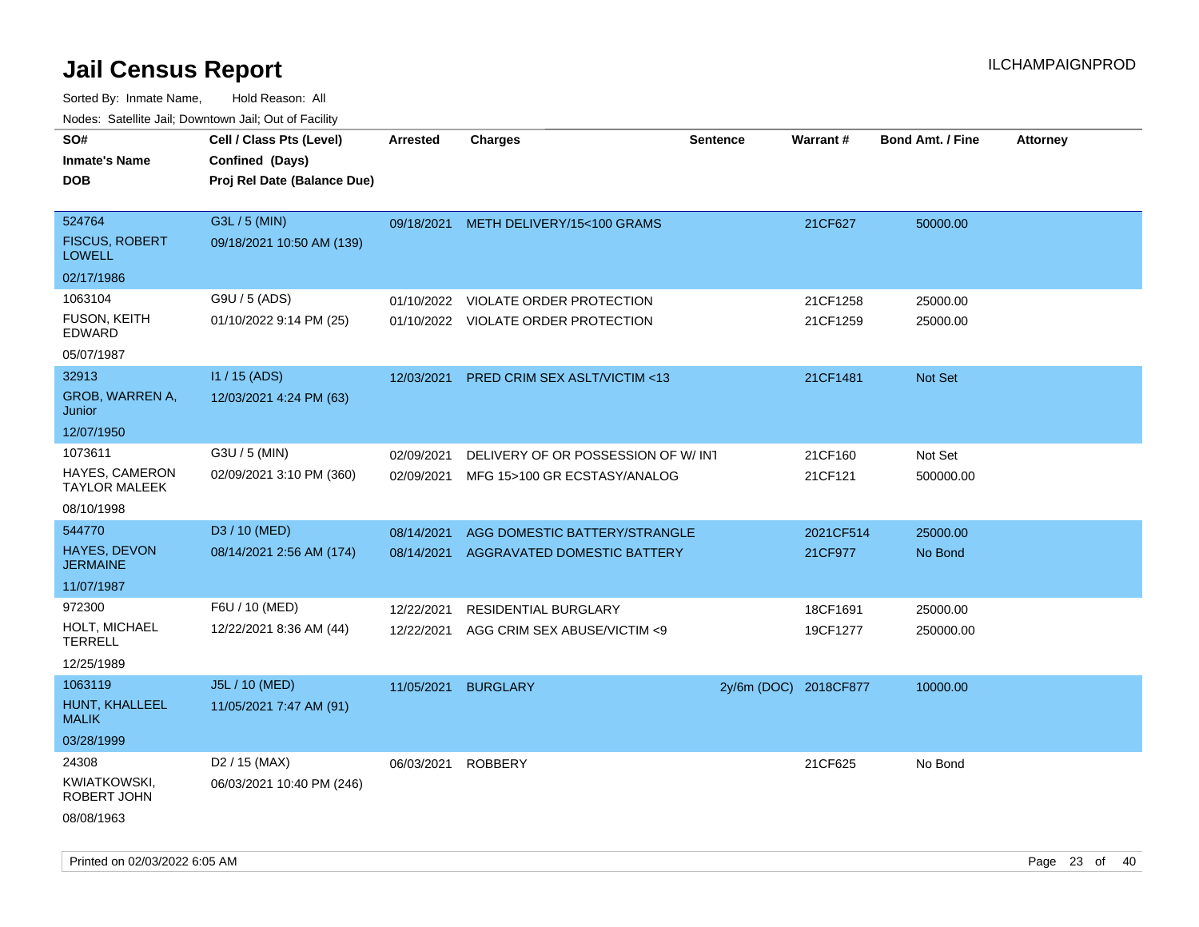# Jail Census Report

Sorted By: Inmate Name, Hold Reason: All

Nodes: Satellite Jail; Downtown Jail; Out of Facility

| SO# / Inmate's Name / DOB | Cell / Class Pts (Level) / Confined (Days) / Proj Rel Date (Balance Due) | Arrested | Charges | Sentence | Warrant # | Bond Amt. / Fine | Attorney |
|---|---|---|---|---|---|---|---|
| 524764<br>FISCUS, ROBERT LOWELL<br>02/17/1986 | G3L / 5 (MIN)<br>09/18/2021 10:50 AM (139) | 09/18/2021 | METH DELIVERY/15<100 GRAMS | | 21CF627 | 50000.00 | |
| 1063104<br>FUSON, KEITH EDWARD<br>05/07/1987 | G9U / 5 (ADS)<br>01/10/2022 9:14 PM (25) | 01/10/2022<br>01/10/2022 | VIOLATE ORDER PROTECTION<br>VIOLATE ORDER PROTECTION | | 21CF1258<br>21CF1259 | 25000.00<br>25000.00 | |
| 32913<br>GROB, WARREN A, Junior<br>12/07/1950 | I1 / 15 (ADS)<br>12/03/2021 4:24 PM (63) | 12/03/2021 | PRED CRIM SEX ASLT/VICTIM <13 | | 21CF1481 | Not Set | |
| 1073611<br>HAYES, CAMERON TAYLOR MALEEK<br>08/10/1998 | G3U / 5 (MIN)<br>02/09/2021 3:10 PM (360) | 02/09/2021<br>02/09/2021 | DELIVERY OF OR POSSESSION OF W/ INT<br>MFG 15>100 GR ECSTASY/ANALOG | | 21CF160<br>21CF121 | Not Set<br>500000.00 | |
| 544770<br>HAYES, DEVON JERMAINE<br>11/07/1987 | D3 / 10 (MED)<br>08/14/2021 2:56 AM (174) | 08/14/2021<br>08/14/2021 | AGG DOMESTIC BATTERY/STRANGLE<br>AGGRAVATED DOMESTIC BATTERY | | 2021CF514<br>21CF977 | 25000.00<br>No Bond | |
| 972300<br>HOLT, MICHAEL TERRELL<br>12/25/1989 | F6U / 10 (MED)<br>12/22/2021 8:36 AM (44) | 12/22/2021<br>12/22/2021 | RESIDENTIAL BURGLARY<br>AGG CRIM SEX ABUSE/VICTIM <9 | | 18CF1691<br>19CF1277 | 25000.00<br>250000.00 | |
| 1063119<br>HUNT, KHALLEEL MALIK<br>03/28/1999 | J5L / 10 (MED)<br>11/05/2021 7:47 AM (91) | 11/05/2021 | BURGLARY | 2y/6m (DOC) | 2018CF877 | 10000.00 | |
| 24308<br>KWIATKOWSKI, ROBERT JOHN<br>08/08/1963 | D2 / 15 (MAX)<br>06/03/2021 10:40 PM (246) | 06/03/2021 | ROBBERY | | 21CF625 | No Bond | |

Printed on 02/03/2022 6:05 AM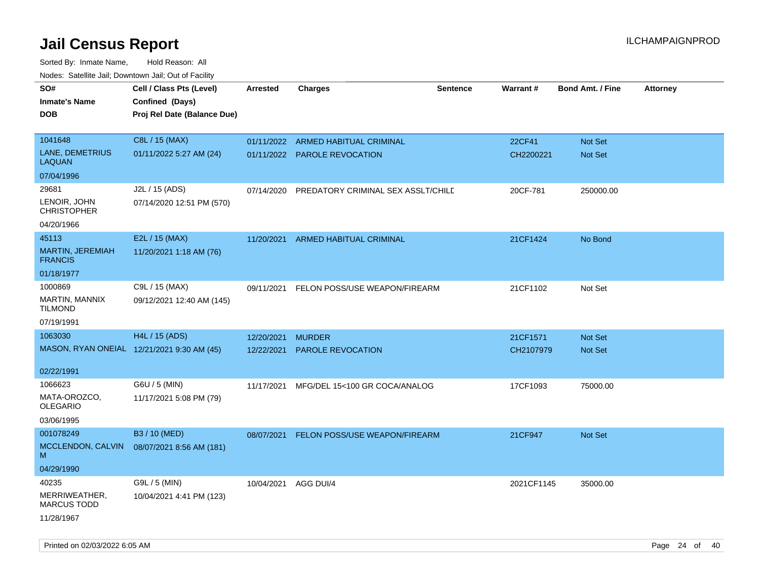# Jail Census Report

Sorted By: Inmate Name, Hold Reason: All

Nodes: Satellite Jail; Downtown Jail; Out of Facility

| SO# / Inmate's Name / DOB | Cell / Class Pts (Level) / Confined (Days) / Proj Rel Date (Balance Due) | Arrested | Charges | Sentence | Warrant # | Bond Amt. / Fine | Attorney |
|---|---|---|---|---|---|---|---|
| 1041648<br>LANE, DEMETRIUS LAQUAN<br>07/04/1996 | C8L / 15 (MAX)<br>01/11/2022 5:27 AM (24) | 01/11/2022<br>01/11/2022 | ARMED HABITUAL CRIMINAL<br>PAROLE REVOCATION | | 22CF41<br>CH2200221 | Not Set<br>Not Set | |
| 29681<br>LENOIR, JOHN CHRISTOPHER<br>04/20/1966 | J2L / 15 (ADS)<br>07/14/2020 12:51 PM (570) | 07/14/2020 | PREDATORY CRIMINAL SEX ASSLT/CHILD | | 20CF-781 | 250000.00 | |
| 45113<br>MARTIN, JEREMIAH FRANCIS<br>01/18/1977 | E2L / 15 (MAX)<br>11/20/2021 1:18 AM (76) | 11/20/2021 | ARMED HABITUAL CRIMINAL | | 21CF1424 | No Bond | |
| 1000869<br>MARTIN, MANNIX TILMOND<br>07/19/1991 | C9L / 15 (MAX)<br>09/12/2021 12:40 AM (145) | 09/11/2021 | FELON POSS/USE WEAPON/FIREARM | | 21CF1102 | Not Set | |
| 1063030<br>MASON, RYAN ONEIAL<br>02/22/1991 | H4L / 15 (ADS)<br>12/21/2021 9:30 AM (45) | 12/20/2021<br>12/22/2021 | MURDER<br>PAROLE REVOCATION | | 21CF1571<br>CH2107979 | Not Set<br>Not Set | |
| 1066623<br>MATA-OROZCO, OLEGARIO<br>03/06/1995 | G6U / 5 (MIN)<br>11/17/2021 5:08 PM (79) | 11/17/2021 | MFG/DEL 15<100 GR COCA/ANALOG | | 17CF1093 | 75000.00 | |
| 001078249<br>MCCLENDON, CALVIN M<br>04/29/1990 | B3 / 10 (MED)<br>08/07/2021 8:56 AM (181) | 08/07/2021 | FELON POSS/USE WEAPON/FIREARM | | 21CF947 | Not Set | |
| 40235<br>MERRIWEATHER, MARCUS TODD<br>11/28/1967 | G9L / 5 (MIN)<br>10/04/2021 4:41 PM (123) | 10/04/2021 | AGG DUI/4 | | 2021CF1145 | 35000.00 | |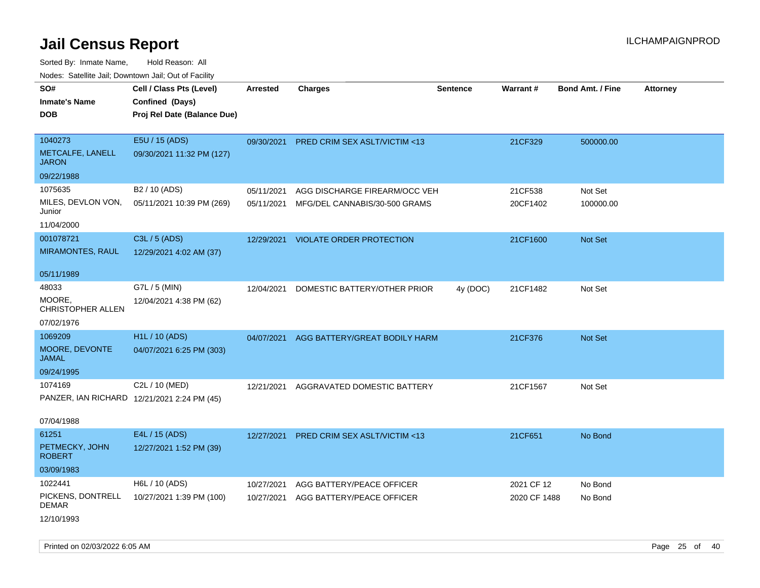# Jail Census Report

Sorted By: Inmate Name, Hold Reason: All

Nodes: Satellite Jail; Downtown Jail; Out of Facility

| SO# / Inmate's Name / DOB | Cell / Class Pts (Level) / Confined (Days) / Proj Rel Date (Balance Due) | Arrested | Charges | Sentence | Warrant # | Bond Amt. / Fine | Attorney |
|---|---|---|---|---|---|---|---|
| 1040273<br>METCALFE, LANELL JARON<br>09/22/1988 | E5U / 15 (ADS)<br>09/30/2021 11:32 PM (127) | 09/30/2021 | PRED CRIM SEX ASLT/VICTIM <13 | | 21CF329 | 500000.00 | |
| 1075635<br>MILES, DEVLON VON, Junior<br>11/04/2000 | B2 / 10 (ADS)<br>05/11/2021 10:39 PM (269) | 05/11/2021<br>05/11/2021 | AGG DISCHARGE FIREARM/OCC VEH<br>MFG/DEL CANNABIS/30-500 GRAMS | | 21CF538<br>20CF1402 | Not Set<br>100000.00 | |
| 001078721<br>MIRAMONTES, RAUL<br>05/11/1989 | C3L / 5 (ADS)<br>12/29/2021 4:02 AM (37) | 12/29/2021 | VIOLATE ORDER PROTECTION | | 21CF1600 | Not Set | |
| 48033<br>MOORE, CHRISTOPHER ALLEN<br>07/02/1976 | G7L / 5 (MIN)<br>12/04/2021 4:38 PM (62) | 12/04/2021 | DOMESTIC BATTERY/OTHER PRIOR | 4y (DOC) | 21CF1482 | Not Set | |
| 1069209<br>MOORE, DEVONTE JAMAL<br>09/24/1995 | H1L / 10 (ADS)<br>04/07/2021 6:25 PM (303) | 04/07/2021 | AGG BATTERY/GREAT BODILY HARM | | 21CF376 | Not Set | |
| 1074169<br>PANZER, IAN RICHARD<br>07/04/1988 | C2L / 10 (MED)<br>12/21/2021 2:24 PM (45) | 12/21/2021 | AGGRAVATED DOMESTIC BATTERY | | 21CF1567 | Not Set | |
| 61251<br>PETMECKY, JOHN ROBERT<br>03/09/1983 | E4L / 15 (ADS)<br>12/27/2021 1:52 PM (39) | 12/27/2021 | PRED CRIM SEX ASLT/VICTIM <13 | | 21CF651 | No Bond | |
| 1022441<br>PICKENS, DONTRELL DEMAR<br>12/10/1993 | H6L / 10 (ADS)<br>10/27/2021 1:39 PM (100) | 10/27/2021<br>10/27/2021 | AGG BATTERY/PEACE OFFICER<br>AGG BATTERY/PEACE OFFICER | | 2021 CF 12<br>2020 CF 1488 | No Bond<br>No Bond | |

Printed on 02/03/2022 6:05 AM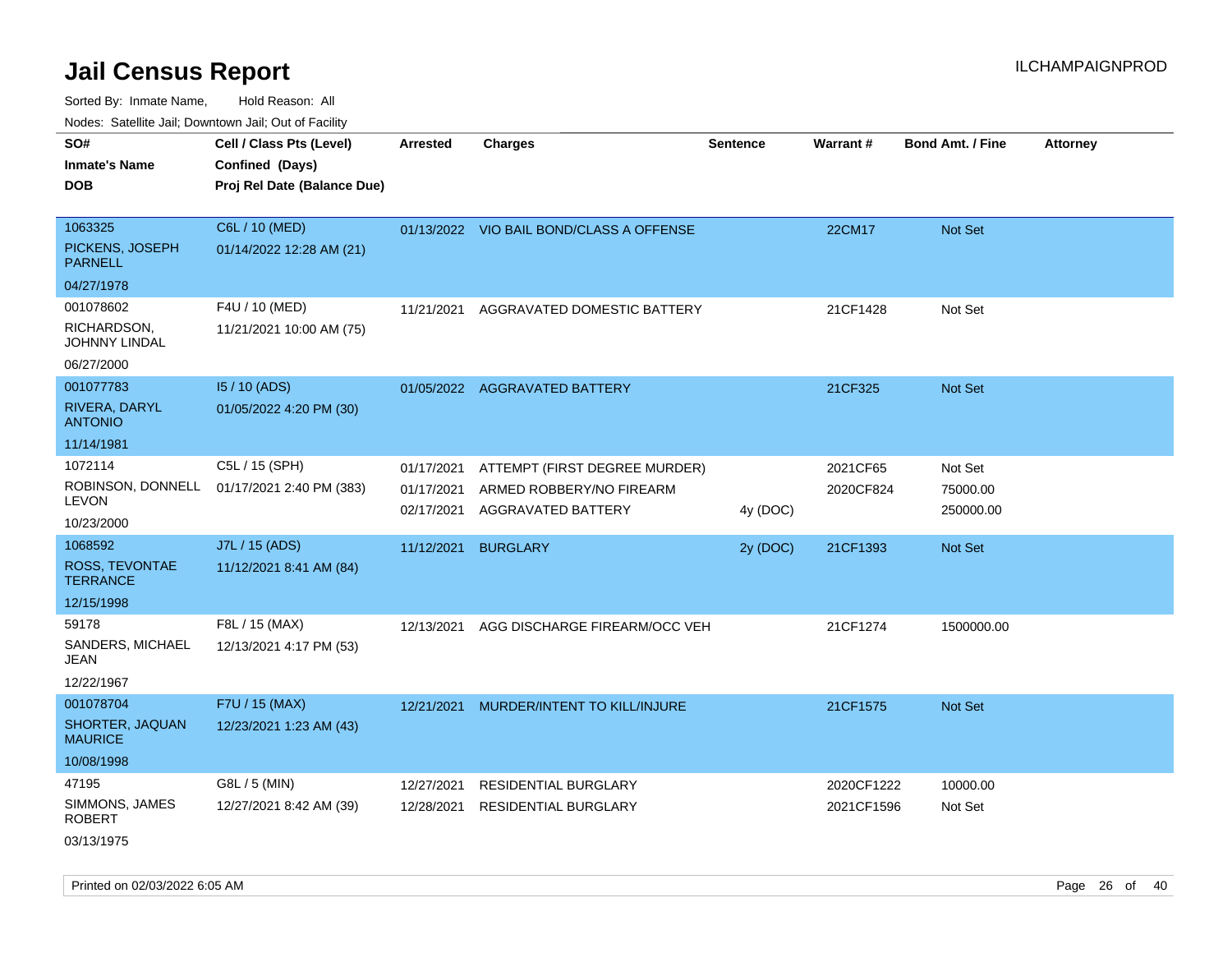# Jail Census Report

ILCHAMPAIGNPROD

Sorted By: Inmate Name, Hold Reason: All

Nodes: Satellite Jail; Downtown Jail; Out of Facility

| SO# / Inmate's Name / DOB | Cell / Class Pts (Level) / Confined (Days) / Proj Rel Date (Balance Due) | Arrested | Charges | Sentence | Warrant # | Bond Amt. / Fine | Attorney |
|---|---|---|---|---|---|---|---|
| 1063325<br>PICKENS, JOSEPH PARNELL<br>04/27/1978 | C6L / 10 (MED)<br>01/14/2022 12:28 AM (21) | 01/13/2022 | VIO BAIL BOND/CLASS A OFFENSE | | 22CM17 | Not Set | |
| 001078602<br>RICHARDSON, JOHNNY LINDAL<br>06/27/2000 | F4U / 10 (MED)<br>11/21/2021 10:00 AM (75) | 11/21/2021 | AGGRAVATED DOMESTIC BATTERY | | 21CF1428 | Not Set | |
| 001077783<br>RIVERA, DARYL ANTONIO<br>11/14/1981 | I5 / 10 (ADS)<br>01/05/2022 4:20 PM (30) | 01/05/2022 | AGGRAVATED BATTERY | | 21CF325 | Not Set | |
| 1072114<br>ROBINSON, DONNELL LEVON<br>10/23/2000 | C5L / 15 (SPH)<br>01/17/2021 2:40 PM (383) | 01/17/2021 | ATTEMPT (FIRST DEGREE MURDER) | | 2021CF65 | Not Set | |
| | | 01/17/2021 | ARMED ROBBERY/NO FIREARM | | 2020CF824 | 75000.00 | |
| | | 02/17/2021 | AGGRAVATED BATTERY | 4y (DOC) | | 250000.00 | |
| 1068592<br>ROSS, TEVONTAE TERRANCE<br>12/15/1998 | J7L / 15 (ADS)<br>11/12/2021 8:41 AM (84) | 11/12/2021 | BURGLARY | 2y (DOC) | 21CF1393 | Not Set | |
| 59178<br>SANDERS, MICHAEL JEAN<br>12/22/1967 | F8L / 15 (MAX)<br>12/13/2021 4:17 PM (53) | 12/13/2021 | AGG DISCHARGE FIREARM/OCC VEH | | 21CF1274 | 1500000.00 | |
| 001078704<br>SHORTER, JAQUAN MAURICE<br>10/08/1998 | F7U / 15 (MAX)<br>12/23/2021 1:23 AM (43) | 12/21/2021 | MURDER/INTENT TO KILL/INJURE | | 21CF1575 | Not Set | |
| 47195<br>SIMMONS, JAMES ROBERT<br>03/13/1975 | G8L / 5 (MIN)<br>12/27/2021 8:42 AM (39) | 12/27/2021 | RESIDENTIAL BURGLARY | | 2020CF1222 | 10000.00 | |
| | | 12/28/2021 | RESIDENTIAL BURGLARY | | 2021CF1596 | Not Set | |

Printed on 02/03/2022 6:05 AM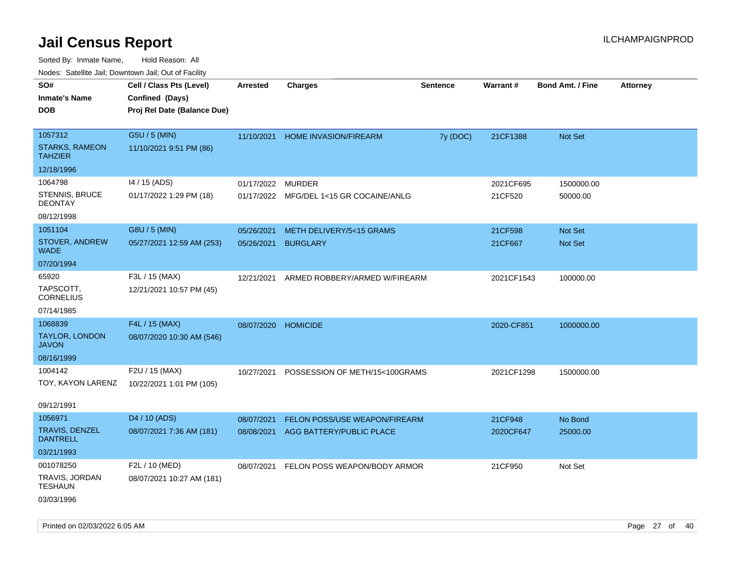# Jail Census Report

ILCHAMPAIGNPROD

Sorted By: Inmate Name, Hold Reason: All

Nodes: Satellite Jail; Downtown Jail; Out of Facility

| SO# / Inmate's Name / DOB | Cell / Class Pts (Level) / Confined (Days) / Proj Rel Date (Balance Due) | Arrested | Charges | Sentence | Warrant # | Bond Amt. / Fine | Attorney |
|---|---|---|---|---|---|---|---|
| 1057312<br>STARKS, RAMEON TAHZIER<br>12/18/1996 | G5U / 5 (MIN)<br>11/10/2021 9:51 PM (86) | 11/10/2021 | HOME INVASION/FIREARM | 7y (DOC) | 21CF1388 | Not Set | |
| 1064798<br>STENNIS, BRUCE DEONTAY<br>08/12/1998 | I4 / 15 (ADS)<br>01/17/2022 1:29 PM (18) | 01/17/2022 | MURDER | | 2021CF695 | 1500000.00 | |
| | | 01/17/2022 | MFG/DEL 1<15 GR COCAINE/ANLG | | 21CF520 | 50000.00 | |
| 1051104<br>STOVER, ANDREW WADE<br>07/20/1994 | G8U / 5 (MIN)<br>05/27/2021 12:59 AM (253) | 05/26/2021 | METH DELIVERY/5<15 GRAMS | | 21CF598 | Not Set | |
| | | 05/26/2021 | BURGLARY | | 21CF667 | Not Set | |
| 65920<br>TAPSCOTT, CORNELIUS<br>07/14/1985 | F3L / 15 (MAX)<br>12/21/2021 10:57 PM (45) | 12/21/2021 | ARMED ROBBERY/ARMED W/FIREARM | | 2021CF1543 | 100000.00 | |
| 1068839<br>TAYLOR, LONDON JAVON<br>08/16/1999 | F4L / 15 (MAX)<br>08/07/2020 10:30 AM (546) | 08/07/2020 | HOMICIDE | | 2020-CF851 | 1000000.00 | |
| 1004142<br>TOY, KAYON LARENZ<br>09/12/1991 | F2U / 15 (MAX)<br>10/22/2021 1:01 PM (105) | 10/27/2021 | POSSESSION OF METH/15<100GRAMS | | 2021CF1298 | 1500000.00 | |
| 1056971<br>TRAVIS, DENZEL DANTRELL<br>03/21/1993 | D4 / 10 (ADS)<br>08/07/2021 7:36 AM (181) | 08/07/2021 | FELON POSS/USE WEAPON/FIREARM | | 21CF948 | No Bond | |
| | | 08/08/2021 | AGG BATTERY/PUBLIC PLACE | | 2020CF647 | 25000.00 | |
| 001078250<br>TRAVIS, JORDAN TESHAUN<br>03/03/1996 | F2L / 10 (MED)<br>08/07/2021 10:27 AM (181) | 08/07/2021 | FELON POSS WEAPON/BODY ARMOR | | 21CF950 | Not Set | |

Printed on 02/03/2022 6:05 AM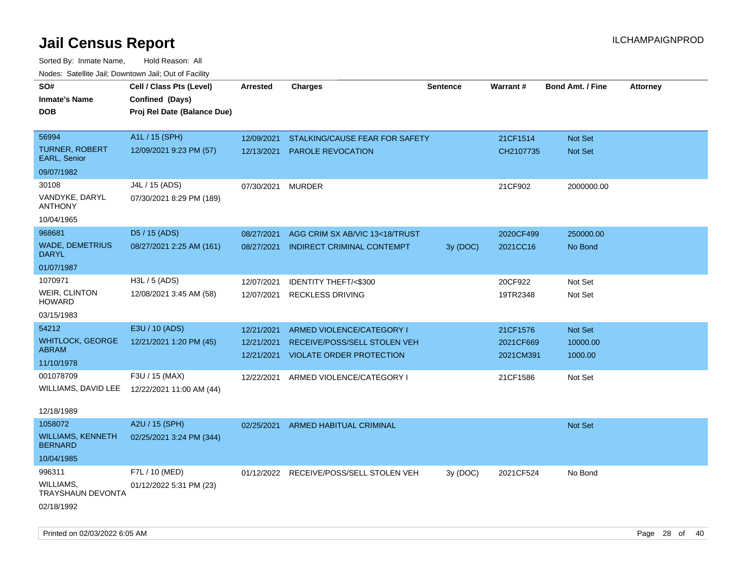# Jail Census Report

ILCHAMPAIGNPROD

Sorted By: Inmate Name, Hold Reason: All

Nodes: Satellite Jail; Downtown Jail; Out of Facility

| SO# / Inmate's Name / DOB | Cell / Class Pts (Level) / Confined (Days) / Proj Rel Date (Balance Due) | Arrested | Charges | Sentence | Warrant # | Bond Amt. / Fine | Attorney |
|---|---|---|---|---|---|---|---|
| 56994<br>TURNER, ROBERT EARL, Senior<br>09/07/1982 | A1L / 15 (SPH)<br>12/09/2021 9:23 PM (57) | 12/09/2021<br>12/13/2021 | STALKING/CAUSE FEAR FOR SAFETY<br>PAROLE REVOCATION | | 21CF1514<br>CH2107735 | Not Set<br>Not Set | |
| 30108<br>VANDYKE, DARYL ANTHONY<br>10/04/1965 | J4L / 15 (ADS)<br>07/30/2021 8:29 PM (189) | 07/30/2021 | MURDER | | 21CF902 | 2000000.00 | |
| 968681<br>WADE, DEMETRIUS DARYL<br>01/07/1987 | D5 / 15 (ADS)<br>08/27/2021 2:25 AM (161) | 08/27/2021<br>08/27/2021 | AGG CRIM SX AB/VIC 13<18/TRUST<br>INDIRECT CRIMINAL CONTEMPT | <br>3y (DOC) | 2020CF499<br>2021CC16 | 250000.00<br>No Bond | |
| 1070971<br>WEIR, CLINTON HOWARD<br>03/15/1983 | H3L / 5 (ADS)<br>12/08/2021 3:45 AM (58) | 12/07/2021<br>12/07/2021 | IDENTITY THEFT/<$300<br>RECKLESS DRIVING | | 20CF922<br>19TR2348 | Not Set<br>Not Set | |
| 54212<br>WHITLOCK, GEORGE ABRAM<br>11/10/1978 | E3U / 10 (ADS)<br>12/21/2021 1:20 PM (45) | 12/21/2021<br>12/21/2021<br>12/21/2021 | ARMED VIOLENCE/CATEGORY I<br>RECEIVE/POSS/SELL STOLEN VEH<br>VIOLATE ORDER PROTECTION | | 21CF1576<br>2021CF669<br>2021CM391 | Not Set<br>10000.00<br>1000.00 | |
| 001078709<br>WILLIAMS, DAVID LEE<br>12/18/1989 | F3U / 15 (MAX)<br>12/22/2021 11:00 AM (44) | 12/22/2021 | ARMED VIOLENCE/CATEGORY I | | 21CF1586 | Not Set | |
| 1058072<br>WILLIAMS, KENNETH BERNARD<br>10/04/1985 | A2U / 15 (SPH)<br>02/25/2021 3:24 PM (344) | 02/25/2021 | ARMED HABITUAL CRIMINAL | | | Not Set | |
| 996311<br>WILLIAMS, TRAYSHAUN DEVONTA<br>02/18/1992 | F7L / 10 (MED)<br>01/12/2022 5:31 PM (23) | 01/12/2022 | RECEIVE/POSS/SELL STOLEN VEH | 3y (DOC) | 2021CF524 | No Bond | |

Printed on 02/03/2022 6:05 AM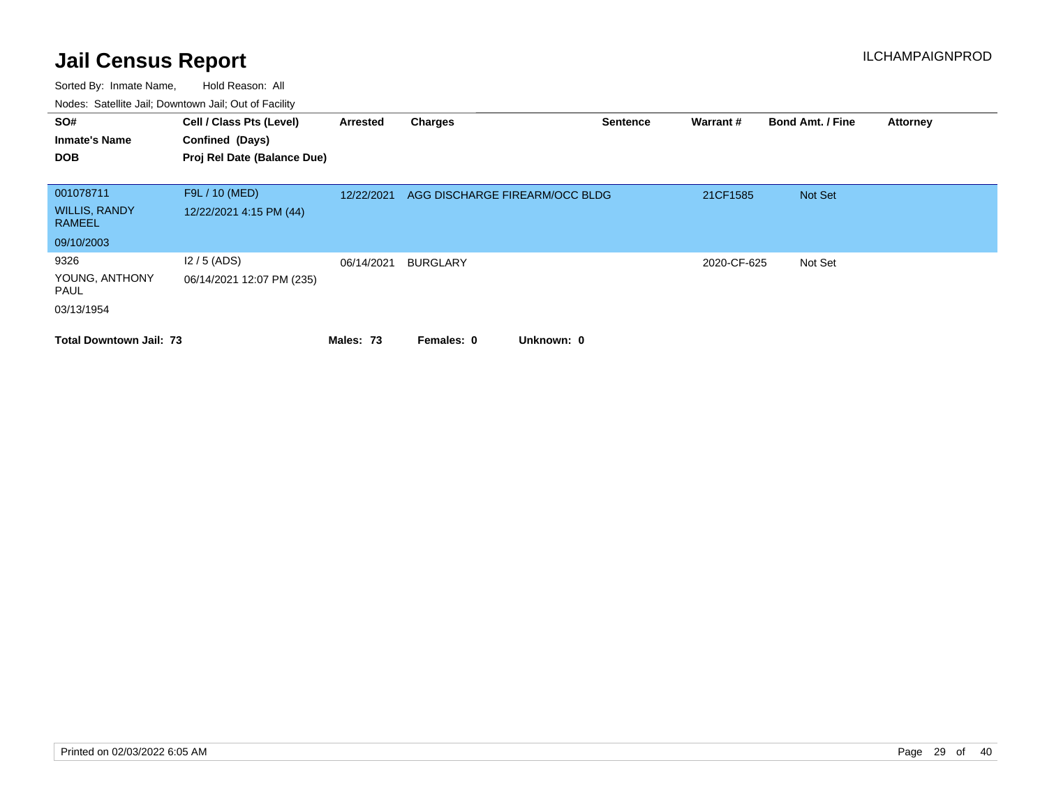# Jail Census Report

ILCHAMPAIGNPROD

Sorted By: Inmate Name, Hold Reason: All

Nodes: Satellite Jail; Downtown Jail; Out of Facility

| SO# / Inmate's Name / DOB | Cell / Class Pts (Level) / Confined (Days) / Proj Rel Date (Balance Due) | Arrested | Charges | Sentence | Warrant # | Bond Amt. / Fine | Attorney |
|---|---|---|---|---|---|---|---|
| 001078711<br>WILLIS, RANDY RAMEEL<br>09/10/2003 | F9L / 10 (MED)<br>12/22/2021 4:15 PM (44) | 12/22/2021 | AGG DISCHARGE FIREARM/OCC BLDG | | 21CF1585 | Not Set | |
| 9326<br>YOUNG, ANTHONY PAUL<br>03/13/1954 | I2 / 5 (ADS)<br>06/14/2021 12:07 PM (235) | 06/14/2021 | BURGLARY | | 2020-CF-625 | Not Set | |

**Total Downtown Jail: 73** **Males: 73** **Females: 0** **Unknown: 0**

Printed on 02/03/2022 6:05 AM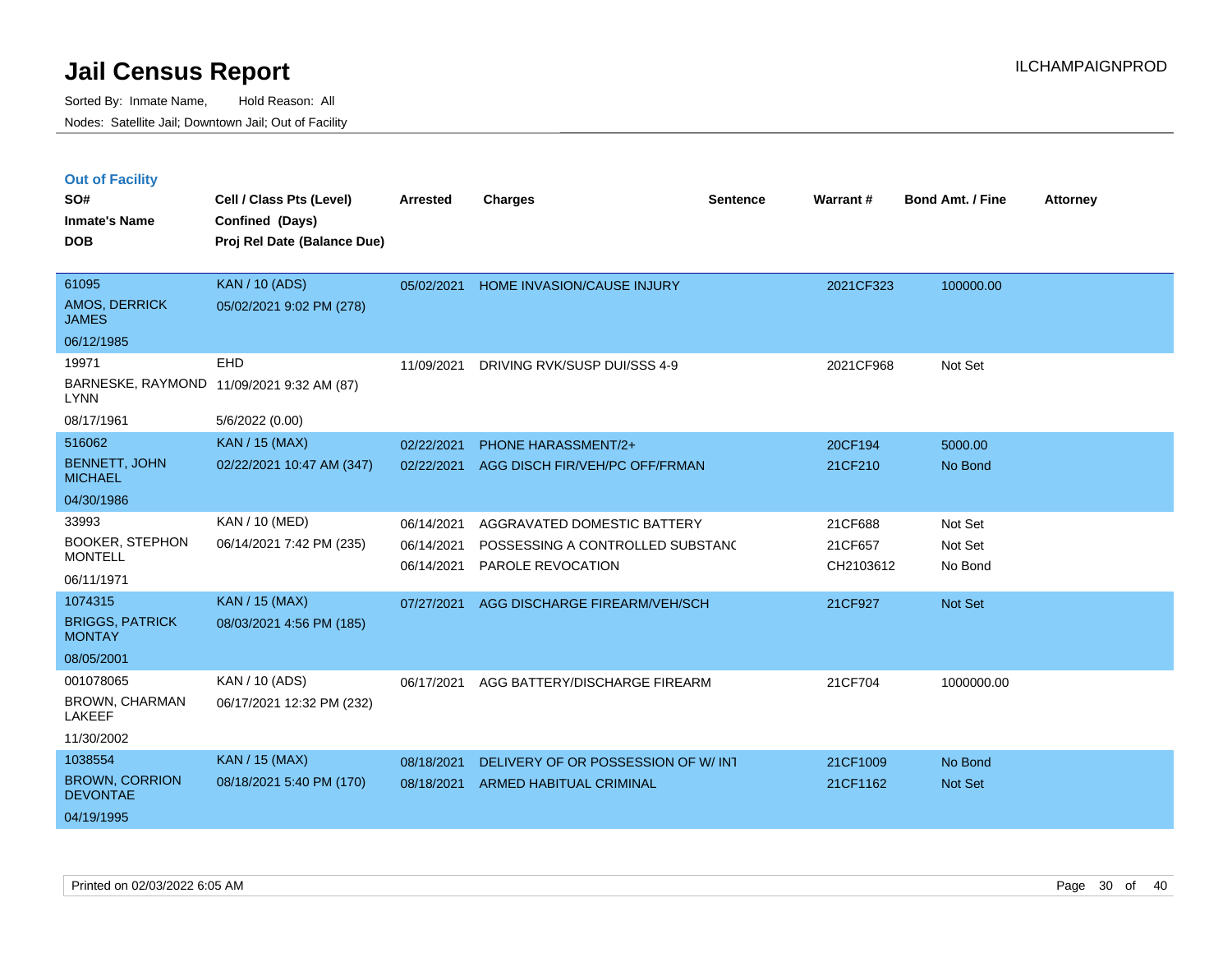# Jail Census Report

Sorted By: Inmate Name, Hold Reason: All

Nodes: Satellite Jail; Downtown Jail; Out of Facility

ILCHAMPAIGNPROD

## Out of Facility

| SO# / Inmate's Name / DOB | Cell / Class Pts (Level) / Confined (Days) / Proj Rel Date (Balance Due) | Arrested | Charges | Sentence | Warrant # | Bond Amt. / Fine | Attorney |
|---|---|---|---|---|---|---|---|
| 61095<br>AMOS, DERRICK JAMES<br>06/12/1985 | KAN / 10 (ADS)<br>05/02/2021 9:02 PM (278) | 05/02/2021 | HOME INVASION/CAUSE INJURY | | 2021CF323 | 100000.00 | |
| 19971<br>BARNESKE, RAYMOND LYNN<br>08/17/1961 | EHD<br>11/09/2021 9:32 AM (87)<br>5/6/2022 (0.00) | 11/09/2021 | DRIVING RVK/SUSP DUI/SSS 4-9 | | 2021CF968 | Not Set | |
| 516062<br>BENNETT, JOHN MICHAEL<br>04/30/1986 | KAN / 15 (MAX)<br>02/22/2021 10:47 AM (347) | 02/22/2021<br>02/22/2021 | PHONE HARASSMENT/2+<br>AGG DISCH FIR/VEH/PC OFF/FRMAN | | 20CF194<br>21CF210 | 5000.00<br>No Bond | |
| 33993<br>BOOKER, STEPHON MONTELL<br>06/11/1971 | KAN / 10 (MED)<br>06/14/2021 7:42 PM (235) | 06/14/2021<br>06/14/2021<br>06/14/2021 | AGGRAVATED DOMESTIC BATTERY<br>POSSESSING A CONTROLLED SUBSTANC<br>PAROLE REVOCATION | | 21CF688<br>21CF657<br>CH2103612 | Not Set<br>Not Set<br>No Bond | |
| 1074315<br>BRIGGS, PATRICK MONTAY<br>08/05/2001 | KAN / 15 (MAX)<br>08/03/2021 4:56 PM (185) | 07/27/2021 | AGG DISCHARGE FIREARM/VEH/SCH | | 21CF927 | Not Set | |
| 001078065<br>BROWN, CHARMAN LAKEEF<br>11/30/2002 | KAN / 10 (ADS)<br>06/17/2021 12:32 PM (232) | 06/17/2021 | AGG BATTERY/DISCHARGE FIREARM | | 21CF704 | 1000000.00 | |
| 1038554<br>BROWN, CORRION DEVONTAE<br>04/19/1995 | KAN / 15 (MAX)<br>08/18/2021 5:40 PM (170) | 08/18/2021<br>08/18/2021 | DELIVERY OF OR POSSESSION OF W/ INT<br>ARMED HABITUAL CRIMINAL | | 21CF1009<br>21CF1162 | No Bond<br>Not Set | |

Printed on 02/03/2022 6:05 AM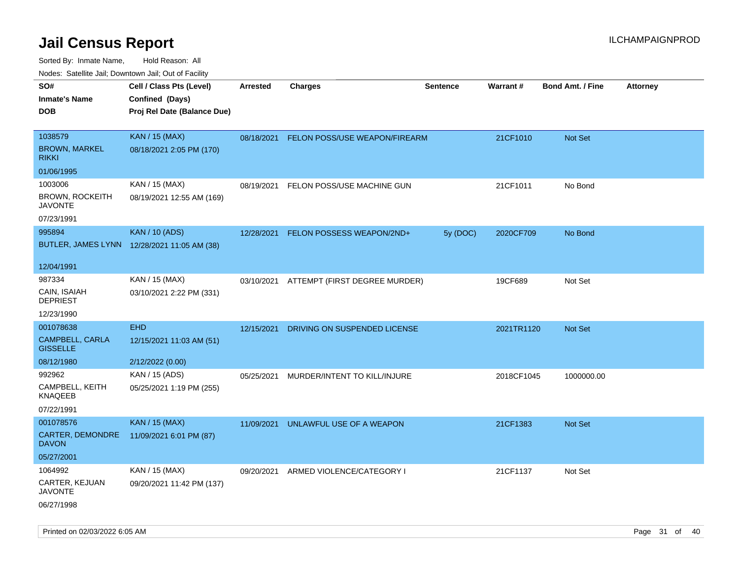# Jail Census Report

ILCHAMPAIGNPROD

Sorted By: Inmate Name, Hold Reason: All

Nodes: Satellite Jail; Downtown Jail; Out of Facility

| SO# / Inmate's Name / DOB | Cell / Class Pts (Level) / Confined (Days) / Proj Rel Date (Balance Due) | Arrested | Charges | Sentence | Warrant # | Bond Amt. / Fine | Attorney |
|---|---|---|---|---|---|---|---|
| 1038579<br>BROWN, MARKEL RIKKI<br>01/06/1995 | KAN / 15 (MAX)<br>08/18/2021 2:05 PM (170) | 08/18/2021 | FELON POSS/USE WEAPON/FIREARM | | 21CF1010 | Not Set | |
| 1003006<br>BROWN, ROCKEITH JAVONTE<br>07/23/1991 | KAN / 15 (MAX)<br>08/19/2021 12:55 AM (169) | 08/19/2021 | FELON POSS/USE MACHINE GUN | | 21CF1011 | No Bond | |
| 995894<br>BUTLER, JAMES LYNN<br>12/04/1991 | KAN / 10 (ADS)<br>12/28/2021 11:05 AM (38) | 12/28/2021 | FELON POSSESS WEAPON/2ND+ | 5y (DOC) | 2020CF709 | No Bond | |
| 987334<br>CAIN, ISAIAH DEPRIEST<br>12/23/1990 | KAN / 15 (MAX)<br>03/10/2021 2:22 PM (331) | 03/10/2021 | ATTEMPT (FIRST DEGREE MURDER) | | 19CF689 | Not Set | |
| 001078638<br>CAMPBELL, CARLA GISSELLE<br>08/12/1980 | EHD<br>12/15/2021 11:03 AM (51)<br>2/12/2022 (0.00) | 12/15/2021 | DRIVING ON SUSPENDED LICENSE | | 2021TR1120 | Not Set | |
| 992962<br>CAMPBELL, KEITH KNAQEEB<br>07/22/1991 | KAN / 15 (ADS)<br>05/25/2021 1:19 PM (255) | 05/25/2021 | MURDER/INTENT TO KILL/INJURE | | 2018CF1045 | 1000000.00 | |
| 001078576<br>CARTER, DEMONDRE DAVON<br>05/27/2001 | KAN / 15 (MAX)<br>11/09/2021 6:01 PM (87) | 11/09/2021 | UNLAWFUL USE OF A WEAPON | | 21CF1383 | Not Set | |
| 1064992<br>CARTER, KEJUAN JAVONTE<br>06/27/1998 | KAN / 15 (MAX)<br>09/20/2021 11:42 PM (137) | 09/20/2021 | ARMED VIOLENCE/CATEGORY I | | 21CF1137 | Not Set | |

Printed on 02/03/2022 6:05 AM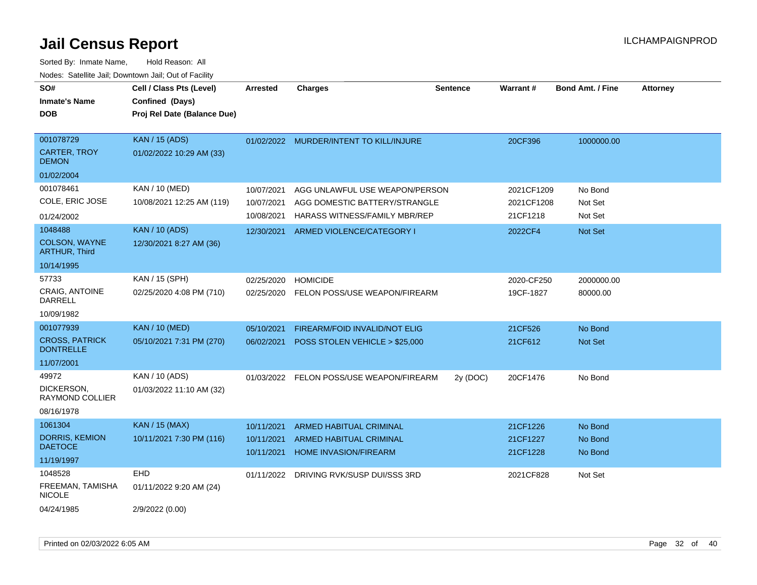# Jail Census Report

Sorted By: Inmate Name, Hold Reason: All

Nodes: Satellite Jail; Downtown Jail; Out of Facility

| SO# / Inmate's Name / DOB | Cell / Class Pts (Level) / Confined (Days) / Proj Rel Date (Balance Due) | Arrested | Charges | Sentence | Warrant # | Bond Amt. / Fine | Attorney |
|---|---|---|---|---|---|---|---|
| 001078729<br>CARTER, TROY DEMON<br>01/02/2004 | KAN / 15 (ADS)<br>01/02/2022 10:29 AM (33) | 01/02/2022 | MURDER/INTENT TO KILL/INJURE | | 20CF396 | 1000000.00 | |
| 001078461<br>COLE, ERIC JOSE<br>01/24/2002 | KAN / 10 (MED)<br>10/08/2021 12:25 AM (119) | 10/07/2021<br>10/07/2021<br>10/08/2021 | AGG UNLAWFUL USE WEAPON/PERSON<br>AGG DOMESTIC BATTERY/STRANGLE<br>HARASS WITNESS/FAMILY MBR/REP | | 2021CF1209<br>2021CF1208<br>21CF1218 | No Bond<br>Not Set<br>Not Set | |
| 1048488<br>COLSON, WAYNE ARTHUR, Third<br>10/14/1995 | KAN / 10 (ADS)<br>12/30/2021 8:27 AM (36) | 12/30/2021 | ARMED VIOLENCE/CATEGORY I | | 2022CF4 | Not Set | |
| 57733<br>CRAIG, ANTOINE DARRELL<br>10/09/1982 | KAN / 15 (SPH)<br>02/25/2020 4:08 PM (710) | 02/25/2020<br>02/25/2020 | HOMICIDE<br>FELON POSS/USE WEAPON/FIREARM | | 2020-CF250<br>19CF-1827 | 2000000.00<br>80000.00 | |
| 001077939<br>CROSS, PATRICK DONTRELLE<br>11/07/2001 | KAN / 10 (MED)<br>05/10/2021 7:31 PM (270) | 05/10/2021<br>06/02/2021 | FIREARM/FOID INVALID/NOT ELIG<br>POSS STOLEN VEHICLE > $25,000 | | 21CF526<br>21CF612 | No Bond<br>Not Set | |
| 49972<br>DICKERSON, RAYMOND COLLIER<br>08/16/1978 | KAN / 10 (ADS)<br>01/03/2022 11:10 AM (32) | 01/03/2022 | FELON POSS/USE WEAPON/FIREARM | 2y (DOC) | 20CF1476 | No Bond | |
| 1061304<br>DORRIS, KEMION DAETOCE<br>11/19/1997 | KAN / 15 (MAX)<br>10/11/2021 7:30 PM (116) | 10/11/2021<br>10/11/2021<br>10/11/2021 | ARMED HABITUAL CRIMINAL<br>ARMED HABITUAL CRIMINAL<br>HOME INVASION/FIREARM | | 21CF1226<br>21CF1227<br>21CF1228 | No Bond<br>No Bond<br>No Bond | |
| 1048528<br>FREEMAN, TAMISHA NICOLE<br>04/24/1985 | EHD<br>01/11/2022 9:20 AM (24)<br>2/9/2022 (0.00) | 01/11/2022 | DRIVING RVK/SUSP DUI/SSS 3RD | | 2021CF828 | Not Set | |

Printed on 02/03/2022 6:05 AM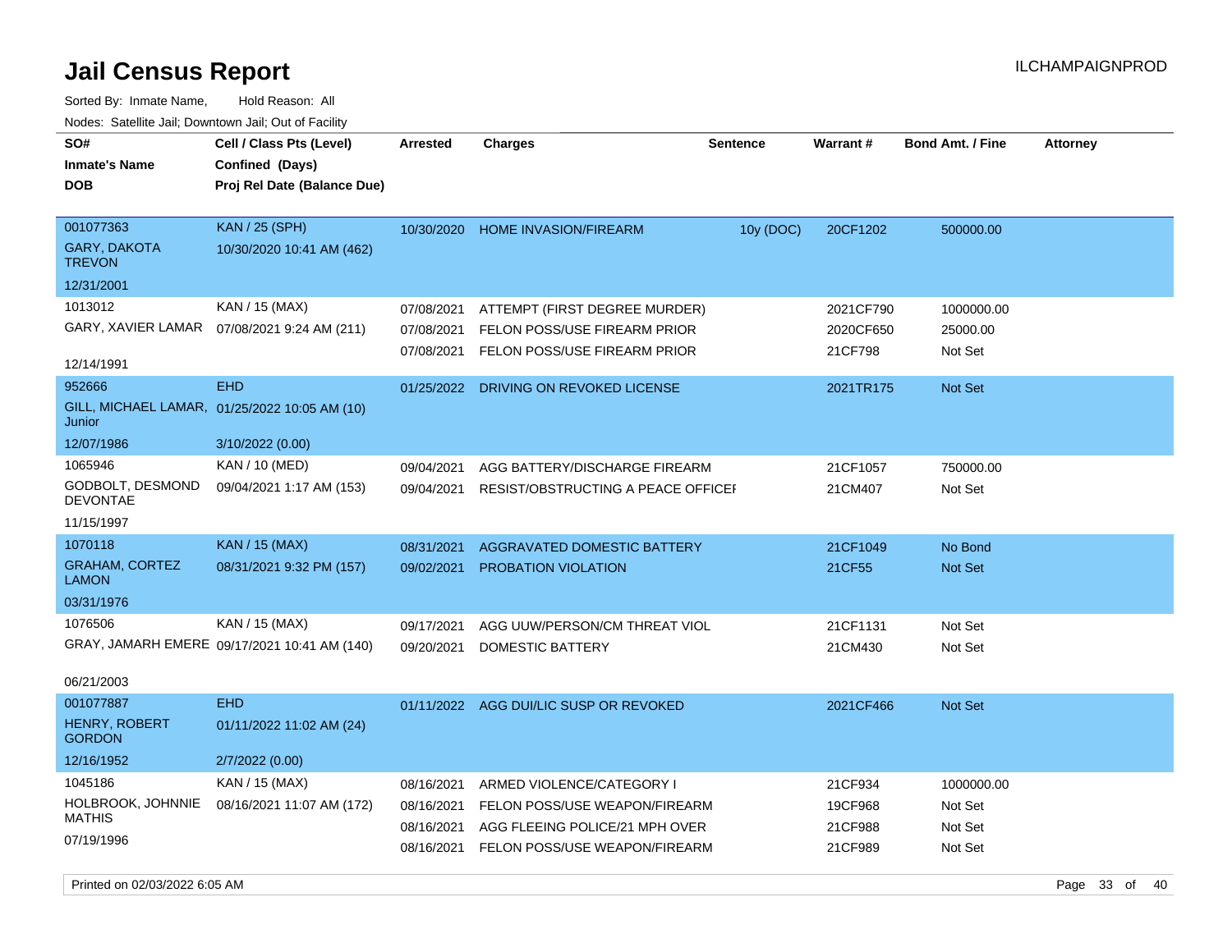# Jail Census Report

ILCHAMPAIGNPROD

Sorted By: Inmate Name, Hold Reason: All

Nodes: Satellite Jail; Downtown Jail; Out of Facility

| SO# / Inmate's Name / DOB | Cell / Class Pts (Level) / Confined (Days) / Proj Rel Date (Balance Due) | Arrested | Charges | Sentence | Warrant # | Bond Amt. / Fine | Attorney |
|---|---|---|---|---|---|---|---|
| 001077363<br>GARY, DAKOTA TREVON<br>12/31/2001 | KAN / 25 (SPH)<br>10/30/2020 10:41 AM (462) | 10/30/2020 | HOME INVASION/FIREARM | 10y (DOC) | 20CF1202 | 500000.00 | |
| 1013012<br>GARY, XAVIER LAMAR<br>12/14/1991 | KAN / 15 (MAX)<br>07/08/2021 9:24 AM (211) | 07/08/2021 | ATTEMPT (FIRST DEGREE MURDER) | | 2021CF790 | 1000000.00 | |
| | | 07/08/2021 | FELON POSS/USE FIREARM PRIOR | | 2020CF650 | 25000.00 | |
| | | 07/08/2021 | FELON POSS/USE FIREARM PRIOR | | 21CF798 | Not Set | |
| 952666<br>GILL, MICHAEL LAMAR, Junior<br>12/07/1986 | EHD<br>01/25/2022 10:05 AM (10)<br>3/10/2022 (0.00) | 01/25/2022 | DRIVING ON REVOKED LICENSE | | 2021TR175 | Not Set | |
| 1065946<br>GODBOLT, DESMOND DEVONTAE<br>11/15/1997 | KAN / 10 (MED)<br>09/04/2021 1:17 AM (153) | 09/04/2021 | AGG BATTERY/DISCHARGE FIREARM | | 21CF1057 | 750000.00 | |
| | | 09/04/2021 | RESIST/OBSTRUCTING A PEACE OFFICEI | | 21CM407 | Not Set | |
| 1070118<br>GRAHAM, CORTEZ LAMON<br>03/31/1976 | KAN / 15 (MAX)<br>08/31/2021 9:32 PM (157) | 08/31/2021 | AGGRAVATED DOMESTIC BATTERY | | 21CF1049 | No Bond | |
| | | 09/02/2021 | PROBATION VIOLATION | | 21CF55 | Not Set | |
| 1076506<br>GRAY, JAMARH EMERE<br>06/21/2003 | KAN / 15 (MAX)<br>09/17/2021 10:41 AM (140) | 09/17/2021 | AGG UUW/PERSON/CM THREAT VIOL | | 21CF1131 | Not Set | |
| | | 09/20/2021 | DOMESTIC BATTERY | | 21CM430 | Not Set | |
| 001077887<br>HENRY, ROBERT GORDON<br>12/16/1952 | EHD<br>01/11/2022 11:02 AM (24)<br>2/7/2022 (0.00) | 01/11/2022 | AGG DUI/LIC SUSP OR REVOKED | | 2021CF466 | Not Set | |
| 1045186<br>HOLBROOK, JOHNNIE MATHIS<br>07/19/1996 | KAN / 15 (MAX)<br>08/16/2021 11:07 AM (172) | 08/16/2021 | ARMED VIOLENCE/CATEGORY I | | 21CF934 | 1000000.00 | |
| | | 08/16/2021 | FELON POSS/USE WEAPON/FIREARM | | 19CF968 | Not Set | |
| | | 08/16/2021 | AGG FLEEING POLICE/21 MPH OVER | | 21CF988 | Not Set | |
| | | 08/16/2021 | FELON POSS/USE WEAPON/FIREARM | | 21CF989 | Not Set | |

Printed on 02/03/2022 6:05 AM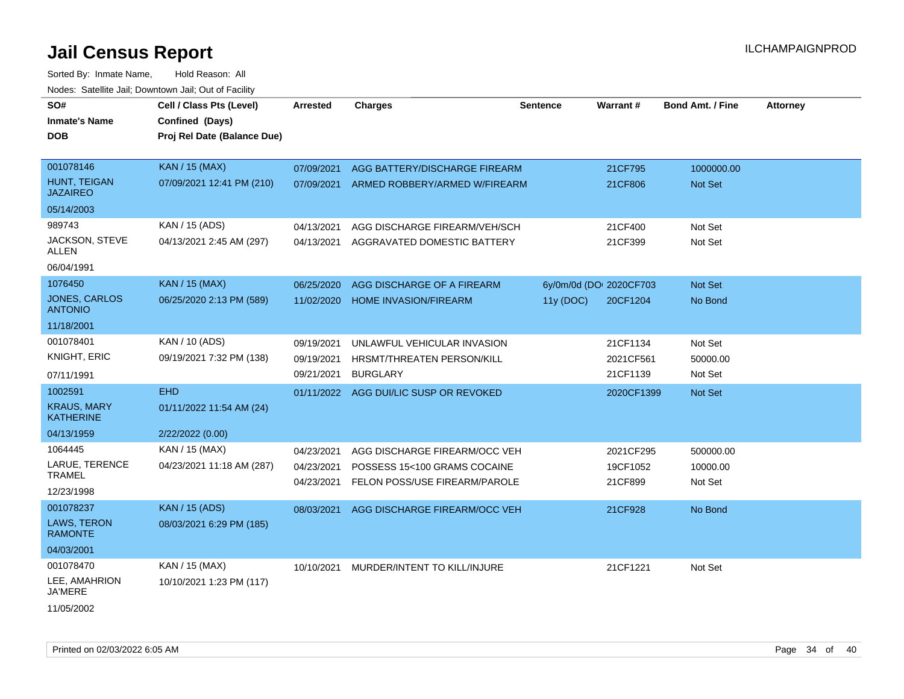# Jail Census Report

ILCHAMPAIGNPROD

Sorted By: Inmate Name, Hold Reason: All

Nodes: Satellite Jail; Downtown Jail; Out of Facility

| SO# / Inmate's Name / DOB | Cell / Class Pts (Level) / Confined (Days) / Proj Rel Date (Balance Due) | Arrested | Charges | Sentence | Warrant # | Bond Amt. / Fine | Attorney |
|---|---|---|---|---|---|---|---|
| 001078146<br>HUNT, TEIGAN JAZAIREO<br>05/14/2003 | KAN / 15 (MAX)<br>07/09/2021 12:41 PM (210) | 07/09/2021 | AGG BATTERY/DISCHARGE FIREARM | | 21CF795 | 1000000.00 | |
| | | 07/09/2021 | ARMED ROBBERY/ARMED W/FIREARM | | 21CF806 | Not Set | |
| 989743<br>JACKSON, STEVE ALLEN<br>06/04/1991 | KAN / 15 (ADS)<br>04/13/2021 2:45 AM (297) | 04/13/2021 | AGG DISCHARGE FIREARM/VEH/SCH | | 21CF400 | Not Set | |
| | | 04/13/2021 | AGGRAVATED DOMESTIC BATTERY | | 21CF399 | Not Set | |
| 1076450<br>JONES, CARLOS ANTONIO<br>11/18/2001 | KAN / 15 (MAX)<br>06/25/2020 2:13 PM (589) | 06/25/2020 | AGG DISCHARGE OF A FIREARM | 6y/0m/0d (DO | 2020CF703 | Not Set | |
| | | 11/02/2020 | HOME INVASION/FIREARM | 11y (DOC) | 20CF1204 | No Bond | |
| 001078401<br>KNIGHT, ERIC<br>07/11/1991 | KAN / 10 (ADS)<br>09/19/2021 7:32 PM (138) | 09/19/2021 | UNLAWFUL VEHICULAR INVASION | | 21CF1134 | Not Set | |
| | | 09/19/2021 | HRSMT/THREATEN PERSON/KILL | | 2021CF561 | 50000.00 | |
| | | 09/21/2021 | BURGLARY | | 21CF1139 | Not Set | |
| 1002591<br>KRAUS, MARY KATHERINE<br>04/13/1959 | EHD<br>01/11/2022 11:54 AM (24)<br>2/22/2022 (0.00) | 01/11/2022 | AGG DUI/LIC SUSP OR REVOKED | | 2020CF1399 | Not Set | |
| 1064445<br>LARUE, TERENCE TRAMEL<br>12/23/1998 | KAN / 15 (MAX)<br>04/23/2021 11:18 AM (287) | 04/23/2021 | AGG DISCHARGE FIREARM/OCC VEH | | 2021CF295 | 500000.00 | |
| | | 04/23/2021 | POSSESS 15<100 GRAMS COCAINE | | 19CF1052 | 10000.00 | |
| | | 04/23/2021 | FELON POSS/USE FIREARM/PAROLE | | 21CF899 | Not Set | |
| 001078237<br>LAWS, TERON RAMONTE<br>04/03/2001 | KAN / 15 (ADS)<br>08/03/2021 6:29 PM (185) | 08/03/2021 | AGG DISCHARGE FIREARM/OCC VEH | | 21CF928 | No Bond | |
| 001078470<br>LEE, AMAHRION JA'MERE<br>11/05/2002 | KAN / 15 (MAX)<br>10/10/2021 1:23 PM (117) | 10/10/2021 | MURDER/INTENT TO KILL/INJURE | | 21CF1221 | Not Set | |

Printed on 02/03/2022 6:05 AM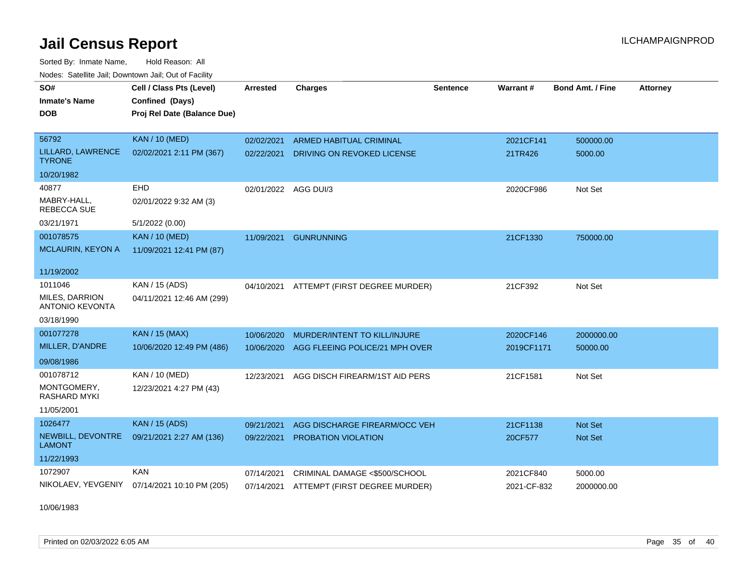# Jail Census Report

ILCHAMPAIGNPROD

Sorted By: Inmate Name, Hold Reason: All

Nodes: Satellite Jail; Downtown Jail; Out of Facility

| SO# / Inmate's Name / DOB | Cell / Class Pts (Level) / Confined (Days) / Proj Rel Date (Balance Due) | Arrested | Charges | Sentence | Warrant # | Bond Amt. / Fine | Attorney |
|---|---|---|---|---|---|---|---|
| 56792<br>LILLARD, LAWRENCE TYRONE<br>10/20/1982 | KAN / 10 (MED)<br>02/02/2021 2:11 PM (367) | 02/02/2021<br>02/22/2021 | ARMED HABITUAL CRIMINAL<br>DRIVING ON REVOKED LICENSE | | 2021CF141<br>21TR426 | 500000.00<br>5000.00 | |
| 40877<br>MABRY-HALL, REBECCA SUE<br>03/21/1971 | EHD<br>02/01/2022 9:32 AM (3)<br>5/1/2022 (0.00) | 02/01/2022 | AGG DUI/3 | | 2020CF986 | Not Set | |
| 001078575<br>MCLAURIN, KEYON A<br>11/19/2002 | KAN / 10 (MED)<br>11/09/2021 12:41 PM (87) | 11/09/2021 | GUNRUNNING | | 21CF1330 | 750000.00 | |
| 1011046<br>MILES, DARRION ANTONIO KEVONTA<br>03/18/1990 | KAN / 15 (ADS)<br>04/11/2021 12:46 AM (299) | 04/10/2021 | ATTEMPT (FIRST DEGREE MURDER) | | 21CF392 | Not Set | |
| 001077278<br>MILLER, D'ANDRE<br>09/08/1986 | KAN / 15 (MAX)<br>10/06/2020 12:49 PM (486) | 10/06/2020<br>10/06/2020 | MURDER/INTENT TO KILL/INJURE<br>AGG FLEEING POLICE/21 MPH OVER | | 2020CF146<br>2019CF1171 | 2000000.00<br>50000.00 | |
| 001078712<br>MONTGOMERY, RASHARD MYKI<br>11/05/2001 | KAN / 10 (MED)<br>12/23/2021 4:27 PM (43) | 12/23/2021 | AGG DISCH FIREARM/1ST AID PERS | | 21CF1581 | Not Set | |
| 1026477<br>NEWBILL, DEVONTRE LAMONT<br>11/22/1993 | KAN / 15 (ADS)<br>09/21/2021 2:27 AM (136) | 09/21/2021<br>09/22/2021 | AGG DISCHARGE FIREARM/OCC VEH<br>PROBATION VIOLATION | | 21CF1138<br>20CF577 | Not Set<br>Not Set | |
| 1072907<br>NIKOLAEV, YEVGENIY<br>10/06/1983 | KAN<br>07/14/2021 10:10 PM (205) | 07/14/2021<br>07/14/2021 | CRIMINAL DAMAGE <$500/SCHOOL<br>ATTEMPT (FIRST DEGREE MURDER) | | 2021CF840<br>2021-CF-832 | 5000.00<br>2000000.00 | |

Printed on 02/03/2022 6:05 AM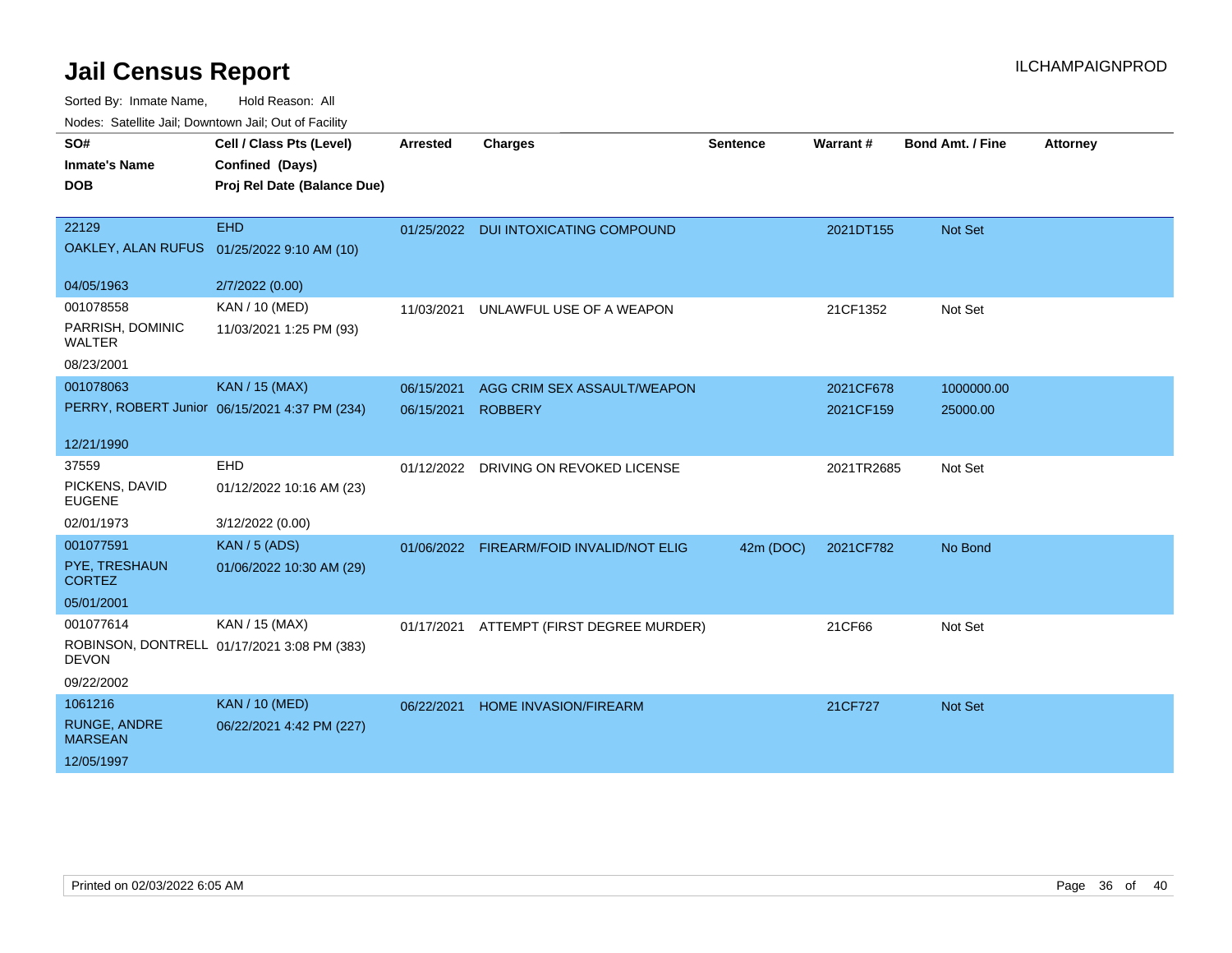# Jail Census Report

ILCHAMPAIGNPROD

Sorted By: Inmate Name, Hold Reason: All

Nodes: Satellite Jail; Downtown Jail; Out of Facility

| SO# / Inmate's Name / DOB | Cell / Class Pts (Level) / Confined (Days) / Proj Rel Date (Balance Due) | Arrested | Charges | Sentence | Warrant # | Bond Amt. / Fine | Attorney |
|---|---|---|---|---|---|---|---|
| 22129<br>OAKLEY, ALAN RUFUS<br>04/05/1963 | EHD<br>01/25/2022 9:10 AM (10)<br>2/7/2022 (0.00) | 01/25/2022 | DUI INTOXICATING COMPOUND | | 2021DT155 | Not Set | |
| 001078558<br>PARRISH, DOMINIC WALTER<br>08/23/2001 | KAN / 10 (MED)<br>11/03/2021 1:25 PM (93) | 11/03/2021 | UNLAWFUL USE OF A WEAPON | | 21CF1352 | Not Set | |
| 001078063<br>PERRY, ROBERT Junior<br>12/21/1990 | KAN / 15 (MAX)<br>06/15/2021 4:37 PM (234) | 06/15/2021 | AGG CRIM SEX ASSAULT/WEAPON | | 2021CF678 | 1000000.00 | |
| | | 06/15/2021 | ROBBERY | | 2021CF159 | 25000.00 | |
| 37559<br>PICKENS, DAVID EUGENE<br>02/01/1973 | EHD<br>01/12/2022 10:16 AM (23)<br>3/12/2022 (0.00) | 01/12/2022 | DRIVING ON REVOKED LICENSE | | 2021TR2685 | Not Set | |
| 001077591<br>PYE, TRESHAUN CORTEZ<br>05/01/2001 | KAN / 5 (ADS)<br>01/06/2022 10:30 AM (29) | 01/06/2022 | FIREARM/FOID INVALID/NOT ELIG | 42m (DOC) | 2021CF782 | No Bond | |
| 001077614<br>ROBINSON, DONTRELL DEVON<br>09/22/2002 | KAN / 15 (MAX)<br>01/17/2021 3:08 PM (383) | 01/17/2021 | ATTEMPT (FIRST DEGREE MURDER) | | 21CF66 | Not Set | |
| 1061216<br>RUNGE, ANDRE MARSEAN<br>12/05/1997 | KAN / 10 (MED)<br>06/22/2021 4:42 PM (227) | 06/22/2021 | HOME INVASION/FIREARM | | 21CF727 | Not Set | |

Printed on 02/03/2022 6:05 AM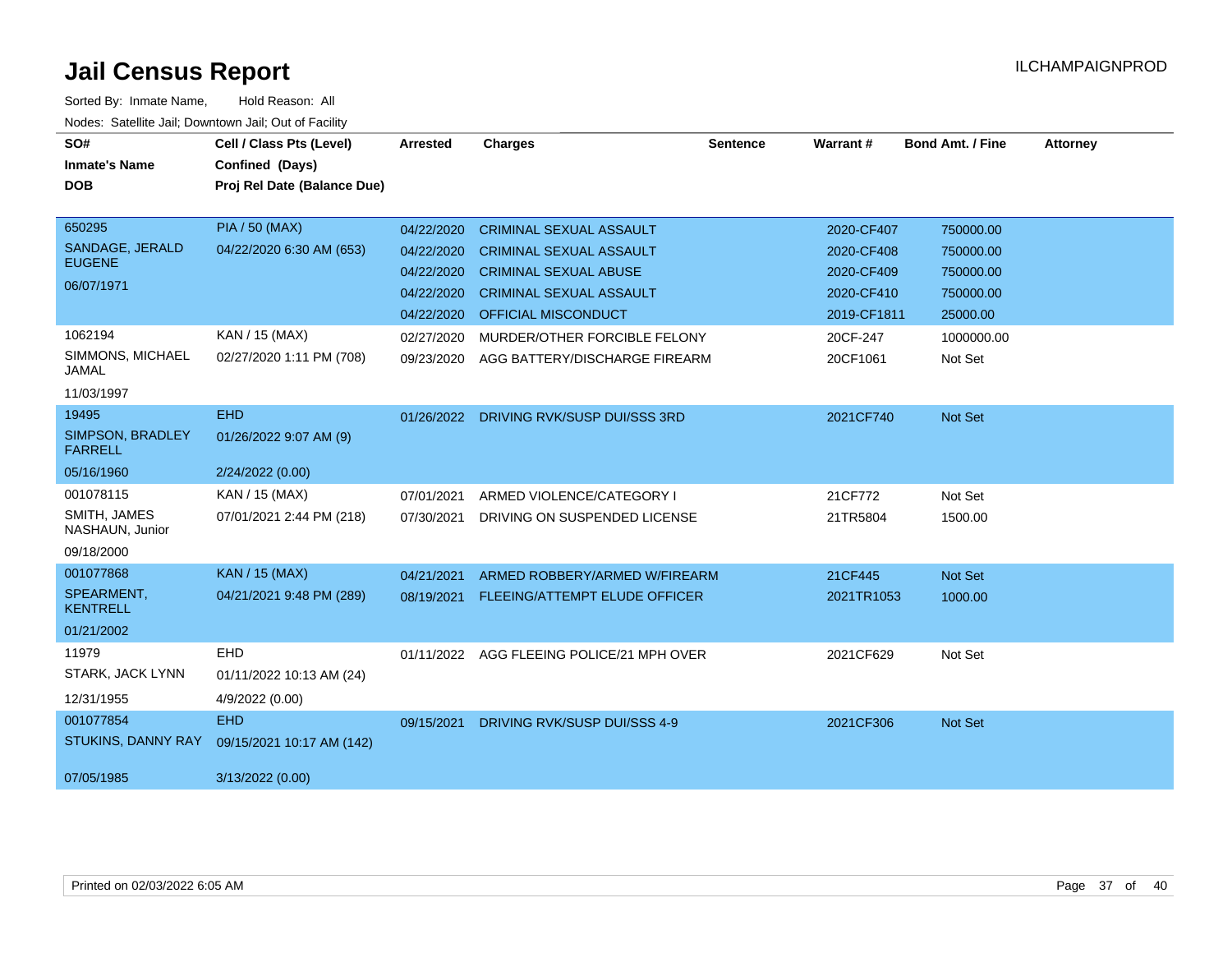# Jail Census Report

ILCHAMPAIGNPROD

Sorted By: Inmate Name, Hold Reason: All

Nodes: Satellite Jail; Downtown Jail; Out of Facility

| SO# / Inmate's Name / DOB | Cell / Class Pts (Level) / Confined (Days) / Proj Rel Date (Balance Due) | Arrested | Charges | Sentence | Warrant # | Bond Amt. / Fine | Attorney |
|---|---|---|---|---|---|---|---|
| 650295<br>SANDAGE, JERALD EUGENE<br>06/07/1971 | PIA / 50 (MAX)<br>04/22/2020 6:30 AM (653) | 04/22/2020 | CRIMINAL SEXUAL ASSAULT | | 2020-CF407 | 750000.00 | |
| | | 04/22/2020 | CRIMINAL SEXUAL ASSAULT | | 2020-CF408 | 750000.00 | |
| | | 04/22/2020 | CRIMINAL SEXUAL ABUSE | | 2020-CF409 | 750000.00 | |
| | | 04/22/2020 | CRIMINAL SEXUAL ASSAULT | | 2020-CF410 | 750000.00 | |
| | | 04/22/2020 | OFFICIAL MISCONDUCT | | 2019-CF1811 | 25000.00 | |
| 1062194<br>SIMMONS, MICHAEL JAMAL<br>11/03/1997 | KAN / 15 (MAX)<br>02/27/2020 1:11 PM (708) | 02/27/2020 | MURDER/OTHER FORCIBLE FELONY | | 20CF-247 | 1000000.00 | |
| | | 09/23/2020 | AGG BATTERY/DISCHARGE FIREARM | | 20CF1061 | Not Set | |
| 19495<br>SIMPSON, BRADLEY FARRELL<br>05/16/1960 | EHD<br>01/26/2022 9:07 AM (9)<br>2/24/2022 (0.00) | 01/26/2022 | DRIVING RVK/SUSP DUI/SSS 3RD | | 2021CF740 | Not Set | |
| 001078115<br>SMITH, JAMES NASHAUN, Junior<br>09/18/2000 | KAN / 15 (MAX)<br>07/01/2021 2:44 PM (218) | 07/01/2021 | ARMED VIOLENCE/CATEGORY I | | 21CF772 | Not Set | |
| | | 07/30/2021 | DRIVING ON SUSPENDED LICENSE | | 21TR5804 | 1500.00 | |
| 001077868<br>SPEARMENT, KENTRELL<br>01/21/2002 | KAN / 15 (MAX)<br>04/21/2021 9:48 PM (289) | 04/21/2021 | ARMED ROBBERY/ARMED W/FIREARM | | 21CF445 | Not Set | |
| | | 08/19/2021 | FLEEING/ATTEMPT ELUDE OFFICER | | 2021TR1053 | 1000.00 | |
| 11979<br>STARK, JACK LYNN<br>12/31/1955 | EHD<br>01/11/2022 10:13 AM (24)<br>4/9/2022 (0.00) | 01/11/2022 | AGG FLEEING POLICE/21 MPH OVER | | 2021CF629 | Not Set | |
| 001077854<br>STUKINS, DANNY RAY<br>07/05/1985 | EHD<br>09/15/2021 10:17 AM (142)<br>3/13/2022 (0.00) | 09/15/2021 | DRIVING RVK/SUSP DUI/SSS 4-9 | | 2021CF306 | Not Set | |

Printed on 02/03/2022 6:05 AM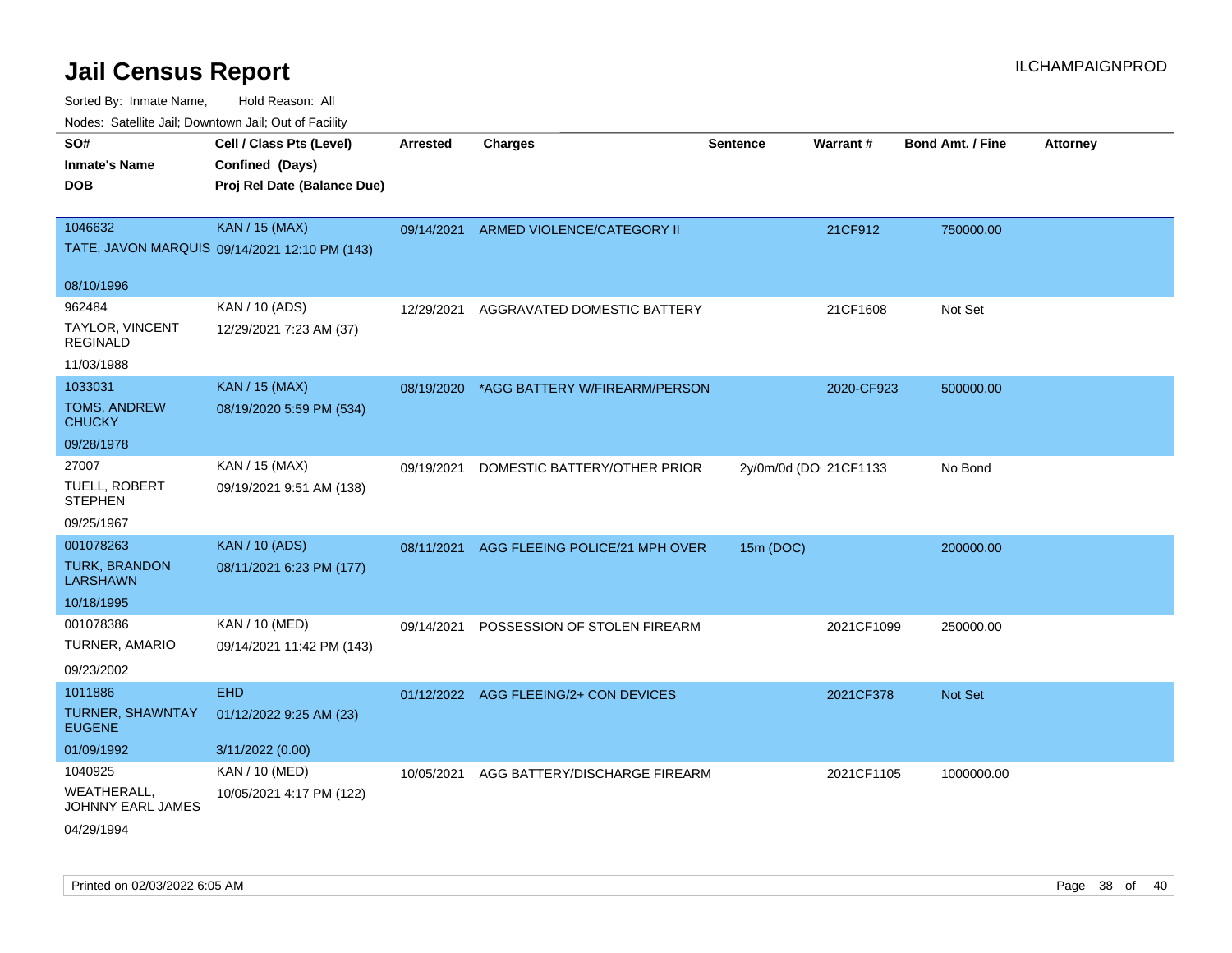# Jail Census Report

ILCHAMPAIGNPROD

Sorted By: Inmate Name, Hold Reason: All

Nodes: Satellite Jail; Downtown Jail; Out of Facility

| SO#<br>Inmate's Name<br>DOB | Cell / Class Pts (Level)<br>Confined (Days)<br>Proj Rel Date (Balance Due) | Arrested | Charges | Sentence | Warrant # | Bond Amt. / Fine | Attorney |
|---|---|---|---|---|---|---|---|
| 1046632<br>TATE, JAVON MARQUIS<br>08/10/1996 | KAN / 15 (MAX)<br>09/14/2021 12:10 PM (143) | 09/14/2021 | ARMED VIOLENCE/CATEGORY II | | 21CF912 | 750000.00 | |
| 962484<br>TAYLOR, VINCENT REGINALD<br>11/03/1988 | KAN / 10 (ADS)<br>12/29/2021 7:23 AM (37) | 12/29/2021 | AGGRAVATED DOMESTIC BATTERY | | 21CF1608 | Not Set | |
| 1033031<br>TOMS, ANDREW CHUCKY<br>09/28/1978 | KAN / 15 (MAX)<br>08/19/2020 5:59 PM (534) | 08/19/2020 | *AGG BATTERY W/FIREARM/PERSON | | 2020-CF923 | 500000.00 | |
| 27007<br>TUELL, ROBERT STEPHEN<br>09/25/1967 | KAN / 15 (MAX)<br>09/19/2021 9:51 AM (138) | 09/19/2021 | DOMESTIC BATTERY/OTHER PRIOR | 2y/0m/0d (DO | 21CF1133 | No Bond | |
| 001078263<br>TURK, BRANDON LARSHAWN<br>10/18/1995 | KAN / 10 (ADS)<br>08/11/2021 6:23 PM (177) | 08/11/2021 | AGG FLEEING POLICE/21 MPH OVER | 15m (DOC) | | 200000.00 | |
| 001078386<br>TURNER, AMARIO<br>09/23/2002 | KAN / 10 (MED)<br>09/14/2021 11:42 PM (143) | 09/14/2021 | POSSESSION OF STOLEN FIREARM | | 2021CF1099 | 250000.00 | |
| 1011886<br>TURNER, SHAWNTAY EUGENE<br>01/09/1992 | EHD<br>01/12/2022 9:25 AM (23)<br>3/11/2022 (0.00) | 01/12/2022 | AGG FLEEING/2+ CON DEVICES | | 2021CF378 | Not Set | |
| 1040925<br>WEATHERALL, JOHNNY EARL JAMES<br>04/29/1994 | KAN / 10 (MED)<br>10/05/2021 4:17 PM (122) | 10/05/2021 | AGG BATTERY/DISCHARGE FIREARM | | 2021CF1105 | 1000000.00 | |

Printed on 02/03/2022 6:05 AM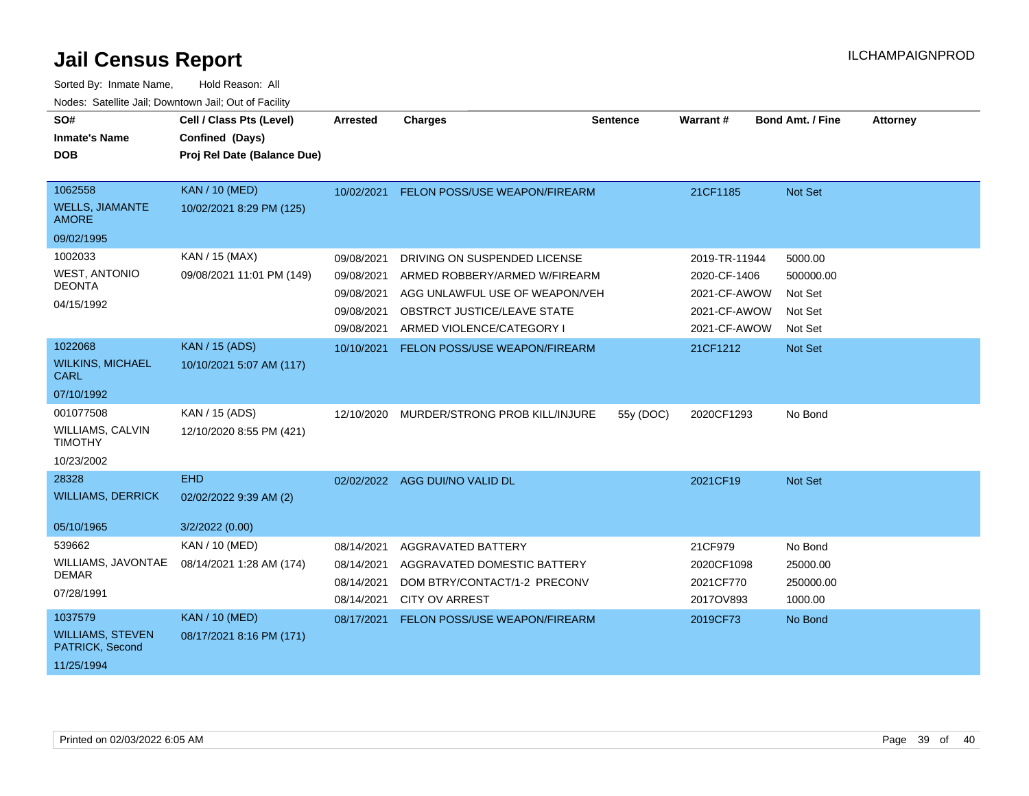# Jail Census Report

Sorted By: Inmate Name, Hold Reason: All

Nodes: Satellite Jail; Downtown Jail; Out of Facility

| SO# / Inmate's Name / DOB | Cell / Class Pts (Level) / Confined (Days) / Proj Rel Date (Balance Due) | Arrested | Charges | Sentence | Warrant # | Bond Amt. / Fine | Attorney |
|---|---|---|---|---|---|---|---|
| 1062558<br>WELLS, JIAMANTE AMORE<br>09/02/1995 | KAN / 10 (MED)<br>10/02/2021 8:29 PM (125) | 10/02/2021 | FELON POSS/USE WEAPON/FIREARM | | 21CF1185 | Not Set | |
| 1002033<br>WEST, ANTONIO DEONTA<br>04/15/1992 | KAN / 15 (MAX)<br>09/08/2021 11:01 PM (149) | 09/08/2021 | DRIVING ON SUSPENDED LICENSE | | 2019-TR-11944 | 5000.00 | |
| | | 09/08/2021 | ARMED ROBBERY/ARMED W/FIREARM | | 2020-CF-1406 | 500000.00 | |
| | | 09/08/2021 | AGG UNLAWFUL USE OF WEAPON/VEH | | 2021-CF-AWOW | Not Set | |
| | | 09/08/2021 | OBSTRCT JUSTICE/LEAVE STATE | | 2021-CF-AWOW | Not Set | |
| | | 09/08/2021 | ARMED VIOLENCE/CATEGORY I | | 2021-CF-AWOW | Not Set | |
| 1022068<br>WILKINS, MICHAEL CARL<br>07/10/1992 | KAN / 15 (ADS)<br>10/10/2021 5:07 AM (117) | 10/10/2021 | FELON POSS/USE WEAPON/FIREARM | | 21CF1212 | Not Set | |
| 001077508<br>WILLIAMS, CALVIN TIMOTHY<br>10/23/2002 | KAN / 15 (ADS)<br>12/10/2020 8:55 PM (421) | 12/10/2020 | MURDER/STRONG PROB KILL/INJURE | 55y (DOC) | 2020CF1293 | No Bond | |
| 28328<br>WILLIAMS, DERRICK<br>05/10/1965 | EHD<br>02/02/2022 9:39 AM (2)<br>3/2/2022 (0.00) | 02/02/2022 | AGG DUI/NO VALID DL | | 2021CF19 | Not Set | |
| 539662<br>WILLIAMS, JAVONTAE DEMAR<br>07/28/1991 | KAN / 10 (MED)<br>08/14/2021 1:28 AM (174) | 08/14/2021 | AGGRAVATED BATTERY | | 21CF979 | No Bond | |
| | | 08/14/2021 | AGGRAVATED DOMESTIC BATTERY | | 2020CF1098 | 25000.00 | |
| | | 08/14/2021 | DOM BTRY/CONTACT/1-2 PRECONV | | 2021CF770 | 250000.00 | |
| | | 08/14/2021 | CITY OV ARREST | | 2017OV893 | 1000.00 | |
| 1037579<br>WILLIAMS, STEVEN PATRICK, Second<br>11/25/1994 | KAN / 10 (MED)<br>08/17/2021 8:16 PM (171) | 08/17/2021 | FELON POSS/USE WEAPON/FIREARM | | 2019CF73 | No Bond | |

Printed on 02/03/2022 6:05 AM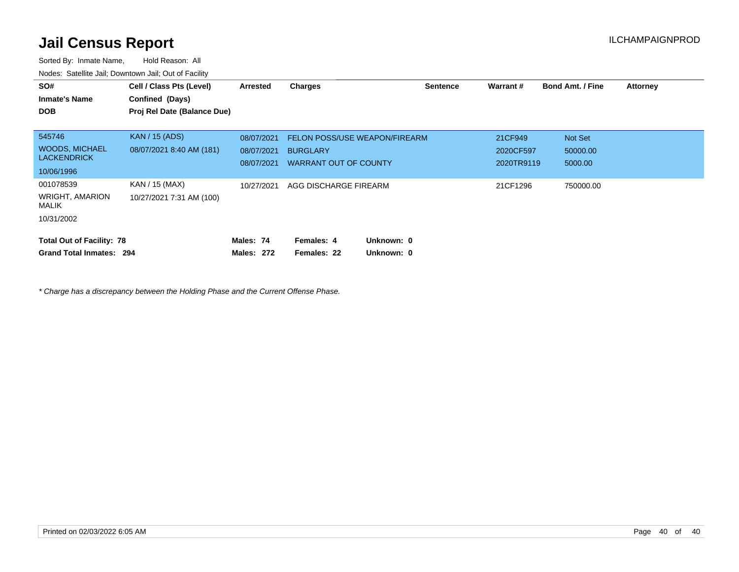# Jail Census Report

ILCHAMPAIGNPROD

Sorted By: Inmate Name, Hold Reason: All

Nodes: Satellite Jail; Downtown Jail; Out of Facility

| SO# / Inmate's Name / DOB | Cell / Class Pts (Level) / Confined (Days) / Proj Rel Date (Balance Due) | Arrested | Charges | Sentence | Warrant # | Bond Amt. / Fine | Attorney |
|---|---|---|---|---|---|---|---|
| 545746 WOODS, MICHAEL LACKENDRICK 10/06/1996 | KAN / 15 (ADS) 08/07/2021 8:40 AM (181) | 08/07/2021 | FELON POSS/USE WEAPON/FIREARM | | 21CF949 | Not Set | |
| | | 08/07/2021 | BURGLARY | | 2020CF597 | 50000.00 | |
| | | 08/07/2021 | WARRANT OUT OF COUNTY | | 2020TR9119 | 5000.00 | |
| 001078539 WRIGHT, AMARION MALIK 10/31/2002 | KAN / 15 (MAX) 10/27/2021 7:31 AM (100) | 10/27/2021 | AGG DISCHARGE FIREARM | | 21CF1296 | 750000.00 | |

**Total Out of Facility: 78** **Males: 74** **Females: 4** **Unknown: 0**

**Grand Total Inmates: 294** **Males: 272** **Females: 22** **Unknown: 0**

*\* Charge has a discrepancy between the Holding Phase and the Current Offense Phase.*

Printed on 02/03/2022 6:05 AM